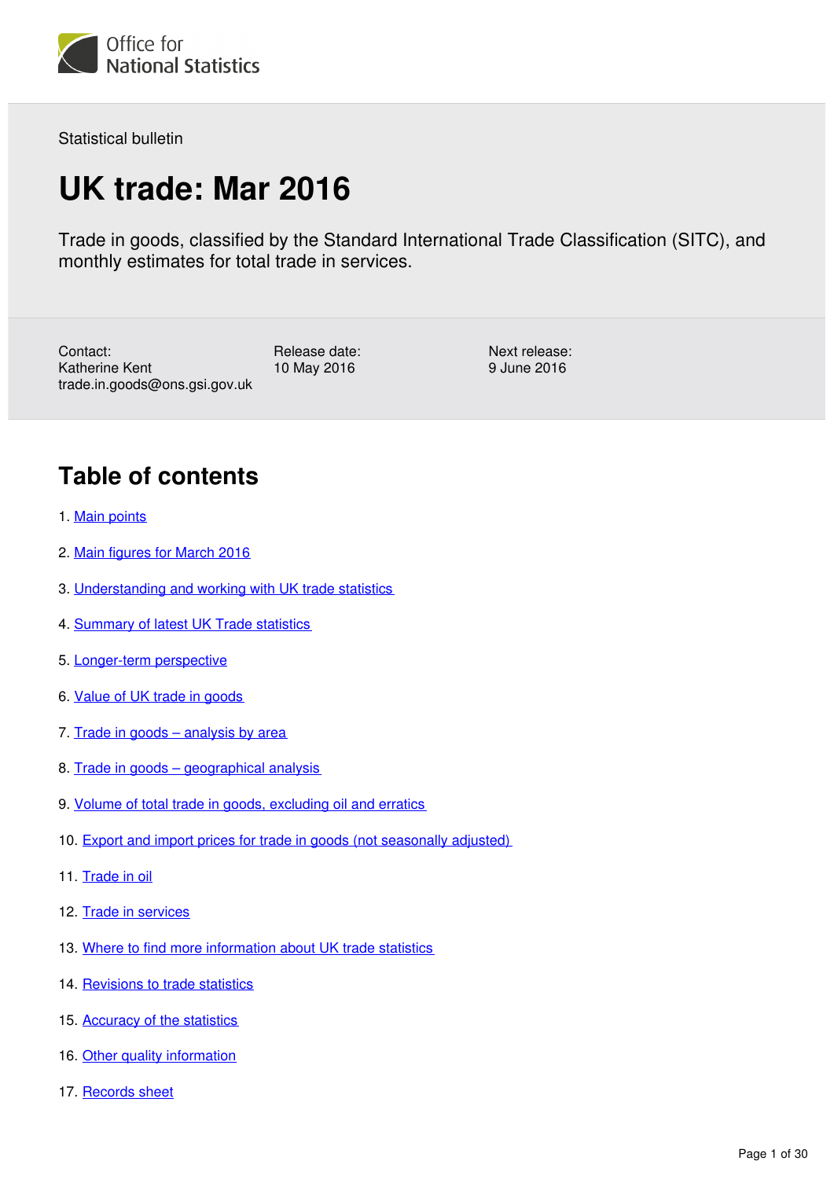Office for National Statistics

Statistical bulletin

# UK trade: Mar 2016

Trade in goods, classified by the Standard International Trade Classification (SITC), and monthly estimates for total trade in services.

Contact:
Katherine Kent
trade.in.goods@ons.gsi.gov.uk

Release date:
10 May 2016

Next release:
9 June 2016

## Table of contents

1. Main points
2. Main figures for March 2016
3. Understanding and working with UK trade statistics
4. Summary of latest UK Trade statistics
5. Longer-term perspective
6. Value of UK trade in goods
7. Trade in goods – analysis by area
8. Trade in goods – geographical analysis
9. Volume of total trade in goods, excluding oil and erratics
10. Export and import prices for trade in goods (not seasonally adjusted)
11. Trade in oil
12. Trade in services
13. Where to find more information about UK trade statistics
14. Revisions to trade statistics
15. Accuracy of the statistics
16. Other quality information
17. Records sheet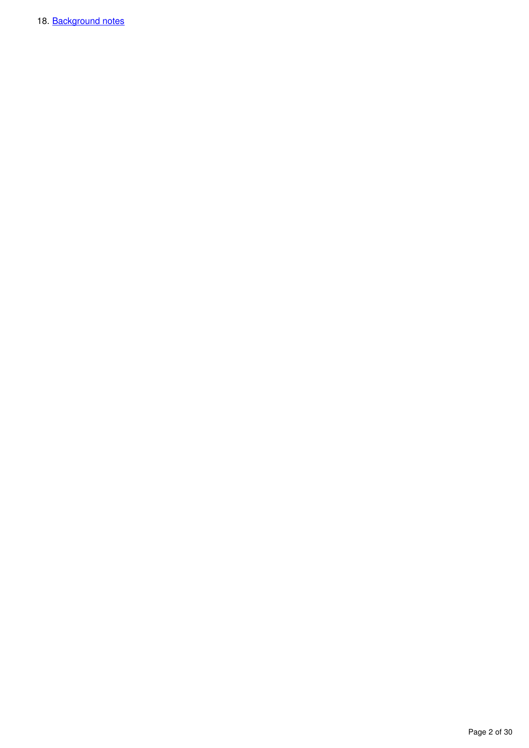18. Background notes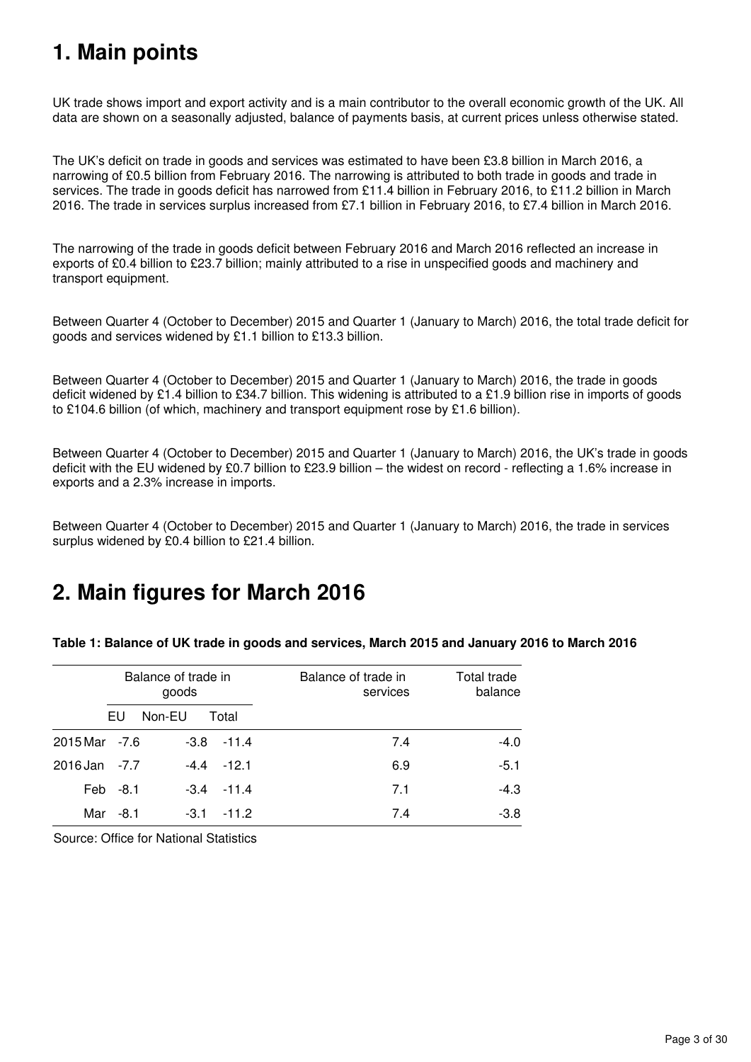# 1. Main points

UK trade shows import and export activity and is a main contributor to the overall economic growth of the UK. All data are shown on a seasonally adjusted, balance of payments basis, at current prices unless otherwise stated.

The UK's deficit on trade in goods and services was estimated to have been £3.8 billion in March 2016, a narrowing of £0.5 billion from February 2016. The narrowing is attributed to both trade in goods and trade in services. The trade in goods deficit has narrowed from £11.4 billion in February 2016, to £11.2 billion in March 2016. The trade in services surplus increased from £7.1 billion in February 2016, to £7.4 billion in March 2016.

The narrowing of the trade in goods deficit between February 2016 and March 2016 reflected an increase in exports of £0.4 billion to £23.7 billion; mainly attributed to a rise in unspecified goods and machinery and transport equipment.

Between Quarter 4 (October to December) 2015 and Quarter 1 (January to March) 2016, the total trade deficit for goods and services widened by £1.1 billion to £13.3 billion.

Between Quarter 4 (October to December) 2015 and Quarter 1 (January to March) 2016, the trade in goods deficit widened by £1.4 billion to £34.7 billion. This widening is attributed to a £1.9 billion rise in imports of goods to £104.6 billion (of which, machinery and transport equipment rose by £1.6 billion).

Between Quarter 4 (October to December) 2015 and Quarter 1 (January to March) 2016, the UK's trade in goods deficit with the EU widened by £0.7 billion to £23.9 billion – the widest on record - reflecting a 1.6% increase in exports and a 2.3% increase in imports.

Between Quarter 4 (October to December) 2015 and Quarter 1 (January to March) 2016, the trade in services surplus widened by £0.4 billion to £21.4 billion.

# 2. Main figures for March 2016

**Table 1: Balance of UK trade in goods and services, March 2015 and January 2016 to March 2016**

| | Balance of trade in goods | | | Balance of trade in services | Total trade balance |
|---|---|---|---|---|---|
| | EU | Non-EU | Total | | |
| 2015 Mar | -7.6 | -3.8 | -11.4 | 7.4 | -4.0 |
| 2016 Jan | -7.7 | -4.4 | -12.1 | 6.9 | -5.1 |
| Feb | -8.1 | -3.4 | -11.4 | 7.1 | -4.3 |
| Mar | -8.1 | -3.1 | -11.2 | 7.4 | -3.8 |

Source: Office for National Statistics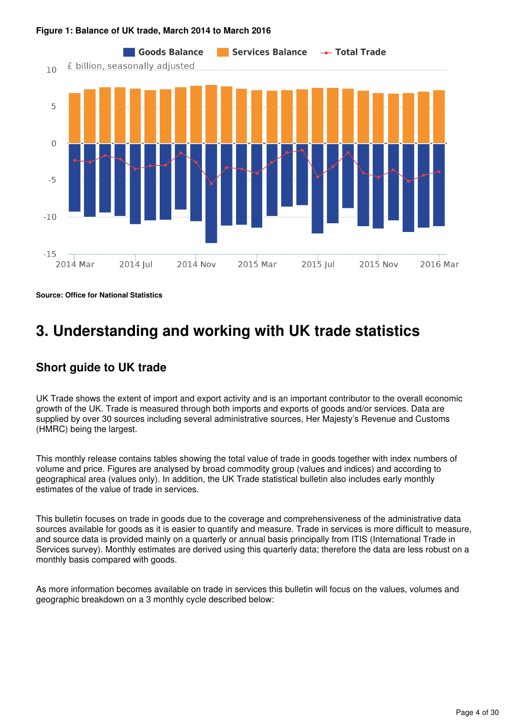**Figure 1: Balance of UK trade, March 2014 to March 2016**

**Source: Office for National Statistics**

## 3. Understanding and working with UK trade statistics

### Short guide to UK trade

UK Trade shows the extent of import and export activity and is an important contributor to the overall economic growth of the UK. Trade is measured through both imports and exports of goods and/or services. Data are supplied by over 30 sources including several administrative sources, Her Majesty's Revenue and Customs (HMRC) being the largest.

This monthly release contains tables showing the total value of trade in goods together with index numbers of volume and price. Figures are analysed by broad commodity group (values and indices) and according to geographical area (values only). In addition, the UK Trade statistical bulletin also includes early monthly estimates of the value of trade in services.

This bulletin focuses on trade in goods due to the coverage and comprehensiveness of the administrative data sources available for goods as it is easier to quantify and measure. Trade in services is more difficult to measure, and source data is provided mainly on a quarterly or annual basis principally from ITIS (International Trade in Services survey). Monthly estimates are derived using this quarterly data; therefore the data are less robust on a monthly basis compared with goods.

As more information becomes available on trade in services this bulletin will focus on the values, volumes and geographic breakdown on a 3 monthly cycle described below: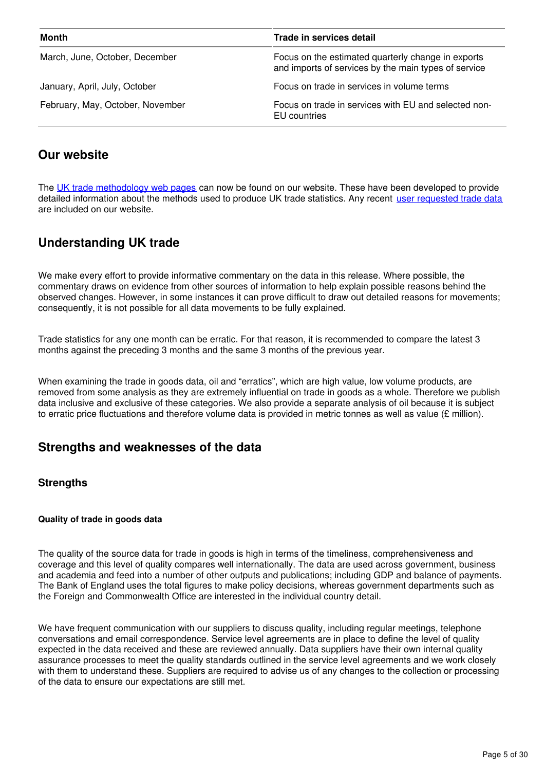| Month | Trade in services detail |
|---|---|
| March, June, October, December | Focus on the estimated quarterly change in exports and imports of services by the main types of service |
| January, April, July, October | Focus on trade in services in volume terms |
| February, May, October, November | Focus on trade in services with EU and selected non-EU countries |

## Our website

The UK trade methodology web pages can now be found on our website. These have been developed to provide detailed information about the methods used to produce UK trade statistics. Any recent user requested trade data are included on our website.

## Understanding UK trade

We make every effort to provide informative commentary on the data in this release. Where possible, the commentary draws on evidence from other sources of information to help explain possible reasons behind the observed changes. However, in some instances it can prove difficult to draw out detailed reasons for movements; consequently, it is not possible for all data movements to be fully explained.

Trade statistics for any one month can be erratic. For that reason, it is recommended to compare the latest 3 months against the preceding 3 months and the same 3 months of the previous year.

When examining the trade in goods data, oil and "erratics", which are high value, low volume products, are removed from some analysis as they are extremely influential on trade in goods as a whole. Therefore we publish data inclusive and exclusive of these categories. We also provide a separate analysis of oil because it is subject to erratic price fluctuations and therefore volume data is provided in metric tonnes as well as value (£ million).

## Strengths and weaknesses of the data

### Strengths

#### Quality of trade in goods data

The quality of the source data for trade in goods is high in terms of the timeliness, comprehensiveness and coverage and this level of quality compares well internationally. The data are used across government, business and academia and feed into a number of other outputs and publications; including GDP and balance of payments. The Bank of England uses the total figures to make policy decisions, whereas government departments such as the Foreign and Commonwealth Office are interested in the individual country detail.

We have frequent communication with our suppliers to discuss quality, including regular meetings, telephone conversations and email correspondence. Service level agreements are in place to define the level of quality expected in the data received and these are reviewed annually. Data suppliers have their own internal quality assurance processes to meet the quality standards outlined in the service level agreements and we work closely with them to understand these. Suppliers are required to advise us of any changes to the collection or processing of the data to ensure our expectations are still met.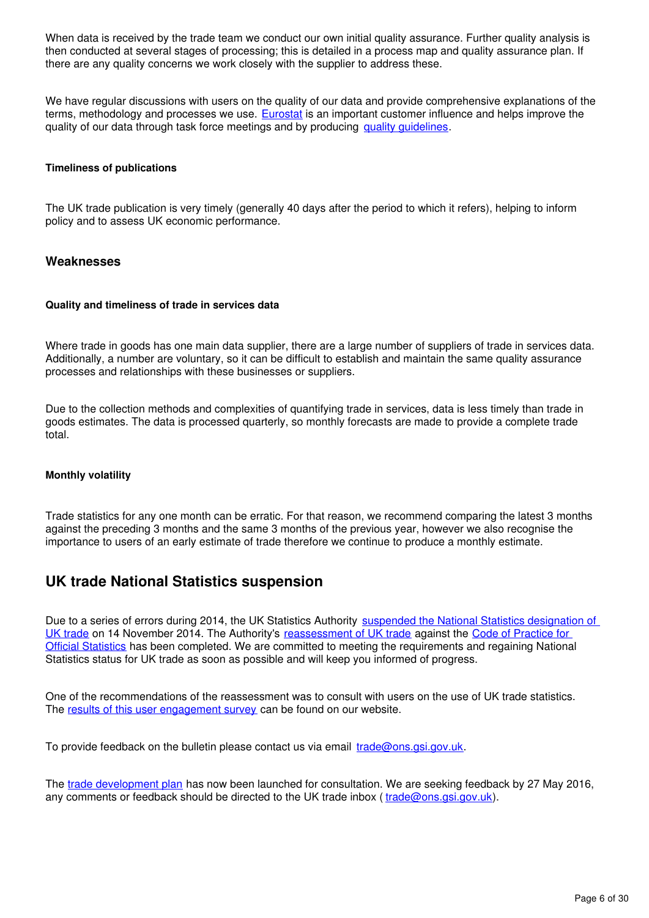When data is received by the trade team we conduct our own initial quality assurance. Further quality analysis is then conducted at several stages of processing; this is detailed in a process map and quality assurance plan. If there are any quality concerns we work closely with the supplier to address these.

We have regular discussions with users on the quality of our data and provide comprehensive explanations of the terms, methodology and processes we use. [Eurostat](#) is an important customer influence and helps improve the quality of our data through task force meetings and by producing [quality guidelines](#).

#### Timeliness of publications

The UK trade publication is very timely (generally 40 days after the period to which it refers), helping to inform policy and to assess UK economic performance.

### Weaknesses

#### Quality and timeliness of trade in services data

Where trade in goods has one main data supplier, there are a large number of suppliers of trade in services data. Additionally, a number are voluntary, so it can be difficult to establish and maintain the same quality assurance processes and relationships with these businesses or suppliers.

Due to the collection methods and complexities of quantifying trade in services, data is less timely than trade in goods estimates. The data is processed quarterly, so monthly forecasts are made to provide a complete trade total.

#### Monthly volatility

Trade statistics for any one month can be erratic. For that reason, we recommend comparing the latest 3 months against the preceding 3 months and the same 3 months of the previous year, however we also recognise the importance to users of an early estimate of trade therefore we continue to produce a monthly estimate.

## UK trade National Statistics suspension

Due to a series of errors during 2014, the UK Statistics Authority [suspended the National Statistics designation of UK trade](#) on 14 November 2014. The Authority's [reassessment of UK trade](#) against the [Code of Practice for Official Statistics](#) has been completed. We are committed to meeting the requirements and regaining National Statistics status for UK trade as soon as possible and will keep you informed of progress.

One of the recommendations of the reassessment was to consult with users on the use of UK trade statistics. The [results of this user engagement survey](#) can be found on our website.

To provide feedback on the bulletin please contact us via email [trade@ons.gsi.gov.uk](mailto:trade@ons.gsi.gov.uk).

The [trade development plan](#) has now been launched for consultation. We are seeking feedback by 27 May 2016, any comments or feedback should be directed to the UK trade inbox ( [trade@ons.gsi.gov.uk](mailto:trade@ons.gsi.gov.uk)).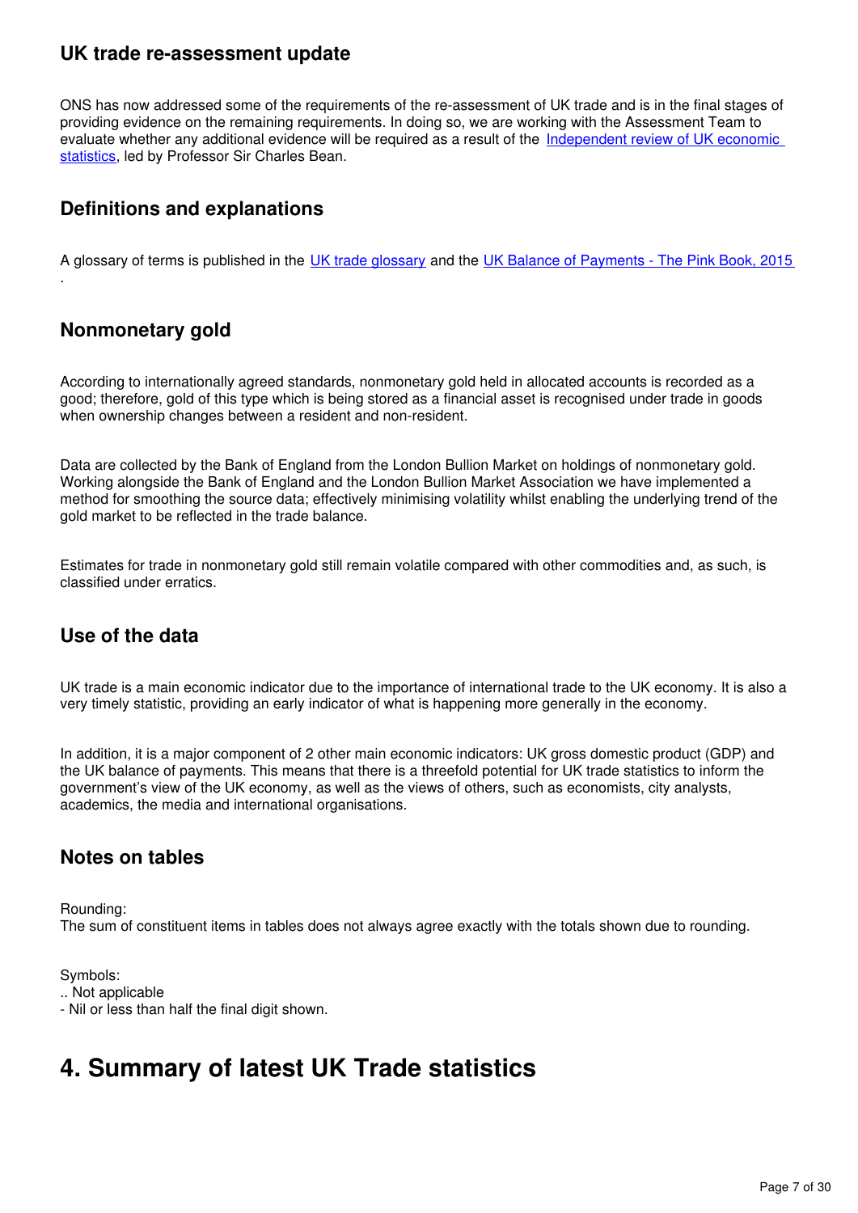### UK trade re-assessment update

ONS has now addressed some of the requirements of the re-assessment of UK trade and is in the final stages of providing evidence on the remaining requirements. In doing so, we are working with the Assessment Team to evaluate whether any additional evidence will be required as a result of the Independent review of UK economic statistics, led by Professor Sir Charles Bean.

### Definitions and explanations

A glossary of terms is published in the UK trade glossary and the UK Balance of Payments - The Pink Book, 2015 .

### Nonmonetary gold

According to internationally agreed standards, nonmonetary gold held in allocated accounts is recorded as a good; therefore, gold of this type which is being stored as a financial asset is recognised under trade in goods when ownership changes between a resident and non-resident.

Data are collected by the Bank of England from the London Bullion Market on holdings of nonmonetary gold. Working alongside the Bank of England and the London Bullion Market Association we have implemented a method for smoothing the source data; effectively minimising volatility whilst enabling the underlying trend of the gold market to be reflected in the trade balance.

Estimates for trade in nonmonetary gold still remain volatile compared with other commodities and, as such, is classified under erratics.

### Use of the data

UK trade is a main economic indicator due to the importance of international trade to the UK economy. It is also a very timely statistic, providing an early indicator of what is happening more generally in the economy.

In addition, it is a major component of 2 other main economic indicators: UK gross domestic product (GDP) and the UK balance of payments. This means that there is a threefold potential for UK trade statistics to inform the government's view of the UK economy, as well as the views of others, such as economists, city analysts, academics, the media and international organisations.

### Notes on tables

Rounding:
The sum of constituent items in tables does not always agree exactly with the totals shown due to rounding.

Symbols:
.. Not applicable
- Nil or less than half the final digit shown.

## 4. Summary of latest UK Trade statistics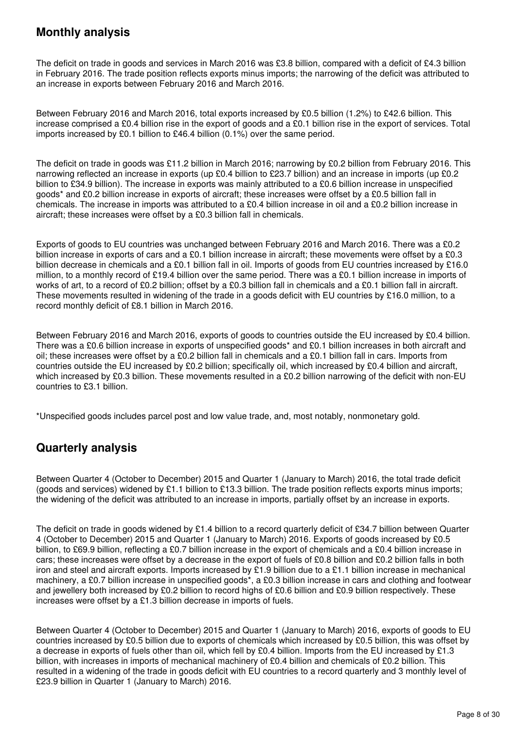## Monthly analysis

The deficit on trade in goods and services in March 2016 was £3.8 billion, compared with a deficit of £4.3 billion in February 2016. The trade position reflects exports minus imports; the narrowing of the deficit was attributed to an increase in exports between February 2016 and March 2016.

Between February 2016 and March 2016, total exports increased by £0.5 billion (1.2%) to £42.6 billion. This increase comprised a £0.4 billion rise in the export of goods and a £0.1 billion rise in the export of services. Total imports increased by £0.1 billion to £46.4 billion (0.1%) over the same period.

The deficit on trade in goods was £11.2 billion in March 2016; narrowing by £0.2 billion from February 2016. This narrowing reflected an increase in exports (up £0.4 billion to £23.7 billion) and an increase in imports (up £0.2 billion to £34.9 billion). The increase in exports was mainly attributed to a £0.6 billion increase in unspecified goods* and £0.2 billion increase in exports of aircraft; these increases were offset by a £0.5 billion fall in chemicals. The increase in imports was attributed to a £0.4 billion increase in oil and a £0.2 billion increase in aircraft; these increases were offset by a £0.3 billion fall in chemicals.

Exports of goods to EU countries was unchanged between February 2016 and March 2016. There was a £0.2 billion increase in exports of cars and a £0.1 billion increase in aircraft; these movements were offset by a £0.3 billion decrease in chemicals and a £0.1 billion fall in oil. Imports of goods from EU countries increased by £16.0 million, to a monthly record of £19.4 billion over the same period. There was a £0.1 billion increase in imports of works of art, to a record of £0.2 billion; offset by a £0.3 billion fall in chemicals and a £0.1 billion fall in aircraft. These movements resulted in widening of the trade in a goods deficit with EU countries by £16.0 million, to a record monthly deficit of £8.1 billion in March 2016.

Between February 2016 and March 2016, exports of goods to countries outside the EU increased by £0.4 billion. There was a £0.6 billion increase in exports of unspecified goods* and £0.1 billion increases in both aircraft and oil; these increases were offset by a £0.2 billion fall in chemicals and a £0.1 billion fall in cars. Imports from countries outside the EU increased by £0.2 billion; specifically oil, which increased by £0.4 billion and aircraft, which increased by £0.3 billion. These movements resulted in a £0.2 billion narrowing of the deficit with non-EU countries to £3.1 billion.

*Unspecified goods includes parcel post and low value trade, and, most notably, nonmonetary gold.

## Quarterly analysis

Between Quarter 4 (October to December) 2015 and Quarter 1 (January to March) 2016, the total trade deficit (goods and services) widened by £1.1 billion to £13.3 billion. The trade position reflects exports minus imports; the widening of the deficit was attributed to an increase in imports, partially offset by an increase in exports.

The deficit on trade in goods widened by £1.4 billion to a record quarterly deficit of £34.7 billion between Quarter 4 (October to December) 2015 and Quarter 1 (January to March) 2016. Exports of goods increased by £0.5 billion, to £69.9 billion, reflecting a £0.7 billion increase in the export of chemicals and a £0.4 billion increase in cars; these increases were offset by a decrease in the export of fuels of £0.8 billion and £0.2 billion falls in both iron and steel and aircraft exports. Imports increased by £1.9 billion due to a £1.1 billion increase in mechanical machinery, a £0.7 billion increase in unspecified goods*, a £0.3 billion increase in cars and clothing and footwear and jewellery both increased by £0.2 billion to record highs of £0.6 billion and £0.9 billion respectively. These increases were offset by a £1.3 billion decrease in imports of fuels.

Between Quarter 4 (October to December) 2015 and Quarter 1 (January to March) 2016, exports of goods to EU countries increased by £0.5 billion due to exports of chemicals which increased by £0.5 billion, this was offset by a decrease in exports of fuels other than oil, which fell by £0.4 billion. Imports from the EU increased by £1.3 billion, with increases in imports of mechanical machinery of £0.4 billion and chemicals of £0.2 billion. This resulted in a widening of the trade in goods deficit with EU countries to a record quarterly and 3 monthly level of £23.9 billion in Quarter 1 (January to March) 2016.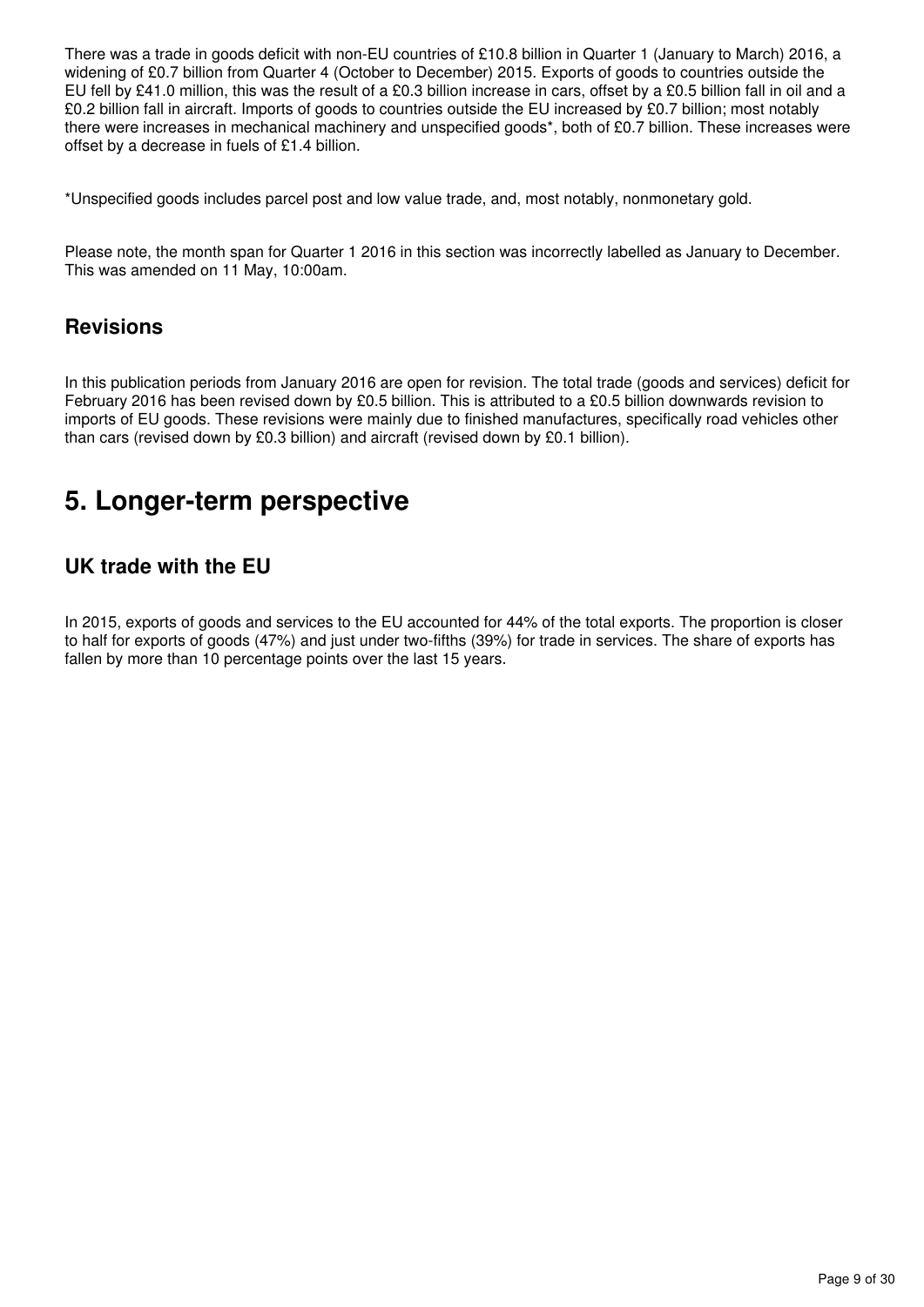There was a trade in goods deficit with non-EU countries of £10.8 billion in Quarter 1 (January to March) 2016, a widening of £0.7 billion from Quarter 4 (October to December) 2015. Exports of goods to countries outside the EU fell by £41.0 million, this was the result of a £0.3 billion increase in cars, offset by a £0.5 billion fall in oil and a £0.2 billion fall in aircraft. Imports of goods to countries outside the EU increased by £0.7 billion; most notably there were increases in mechanical machinery and unspecified goods*, both of £0.7 billion. These increases were offset by a decrease in fuels of £1.4 billion.

*Unspecified goods includes parcel post and low value trade, and, most notably, nonmonetary gold.

Please note, the month span for Quarter 1 2016 in this section was incorrectly labelled as January to December. This was amended on 11 May, 10:00am.

## Revisions

In this publication periods from January 2016 are open for revision. The total trade (goods and services) deficit for February 2016 has been revised down by £0.5 billion. This is attributed to a £0.5 billion downwards revision to imports of EU goods. These revisions were mainly due to finished manufactures, specifically road vehicles other than cars (revised down by £0.3 billion) and aircraft (revised down by £0.1 billion).

# 5. Longer-term perspective

## UK trade with the EU

In 2015, exports of goods and services to the EU accounted for 44% of the total exports. The proportion is closer to half for exports of goods (47%) and just under two-fifths (39%) for trade in services. The share of exports has fallen by more than 10 percentage points over the last 15 years.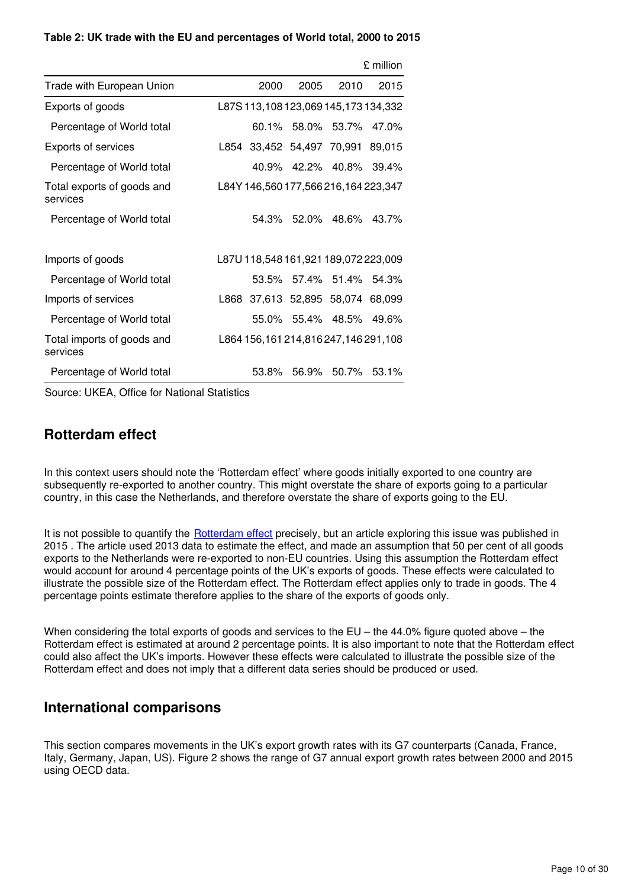**Table 2: UK trade with the EU and percentages of World total, 2000 to 2015**

£ million

| Trade with European Union | | 2000 | 2005 | 2010 | 2015 |
|---|---|---|---|---|---|
| Exports of goods | L87S | 113,108 | 123,069 | 145,173 | 134,332 |
| Percentage of World total | | 60.1% | 58.0% | 53.7% | 47.0% |
| Exports of services | L854 | 33,452 | 54,497 | 70,991 | 89,015 |
| Percentage of World total | | 40.9% | 42.2% | 40.8% | 39.4% |
| Total exports of goods and services | L84Y | 146,560 | 177,566 | 216,164 | 223,347 |
| Percentage of World total | | 54.3% | 52.0% | 48.6% | 43.7% |
| | | | | | |
| Imports of goods | L87U | 118,548 | 161,921 | 189,072 | 223,009 |
| Percentage of World total | | 53.5% | 57.4% | 51.4% | 54.3% |
| Imports of services | L868 | 37,613 | 52,895 | 58,074 | 68,099 |
| Percentage of World total | | 55.0% | 55.4% | 48.5% | 49.6% |
| Total imports of goods and services | L864 | 156,161 | 214,816 | 247,146 | 291,108 |
| Percentage of World total | | 53.8% | 56.9% | 50.7% | 53.1% |

Source: UKEA, Office for National Statistics

## Rotterdam effect

In this context users should note the 'Rotterdam effect' where goods initially exported to one country are subsequently re-exported to another country. This might overstate the share of exports going to a particular country, in this case the Netherlands, and therefore overstate the share of exports going to the EU.

It is not possible to quantify the Rotterdam effect precisely, but an article exploring this issue was published in 2015 . The article used 2013 data to estimate the effect, and made an assumption that 50 per cent of all goods exports to the Netherlands were re-exported to non-EU countries. Using this assumption the Rotterdam effect would account for around 4 percentage points of the UK's exports of goods. These effects were calculated to illustrate the possible size of the Rotterdam effect. The Rotterdam effect applies only to trade in goods. The 4 percentage points estimate therefore applies to the share of the exports of goods only.

When considering the total exports of goods and services to the EU – the 44.0% figure quoted above – the Rotterdam effect is estimated at around 2 percentage points. It is also important to note that the Rotterdam effect could also affect the UK's imports. However these effects were calculated to illustrate the possible size of the Rotterdam effect and does not imply that a different data series should be produced or used.

## International comparisons

This section compares movements in the UK's export growth rates with its G7 counterparts (Canada, France, Italy, Germany, Japan, US). Figure 2 shows the range of G7 annual export growth rates between 2000 and 2015 using OECD data.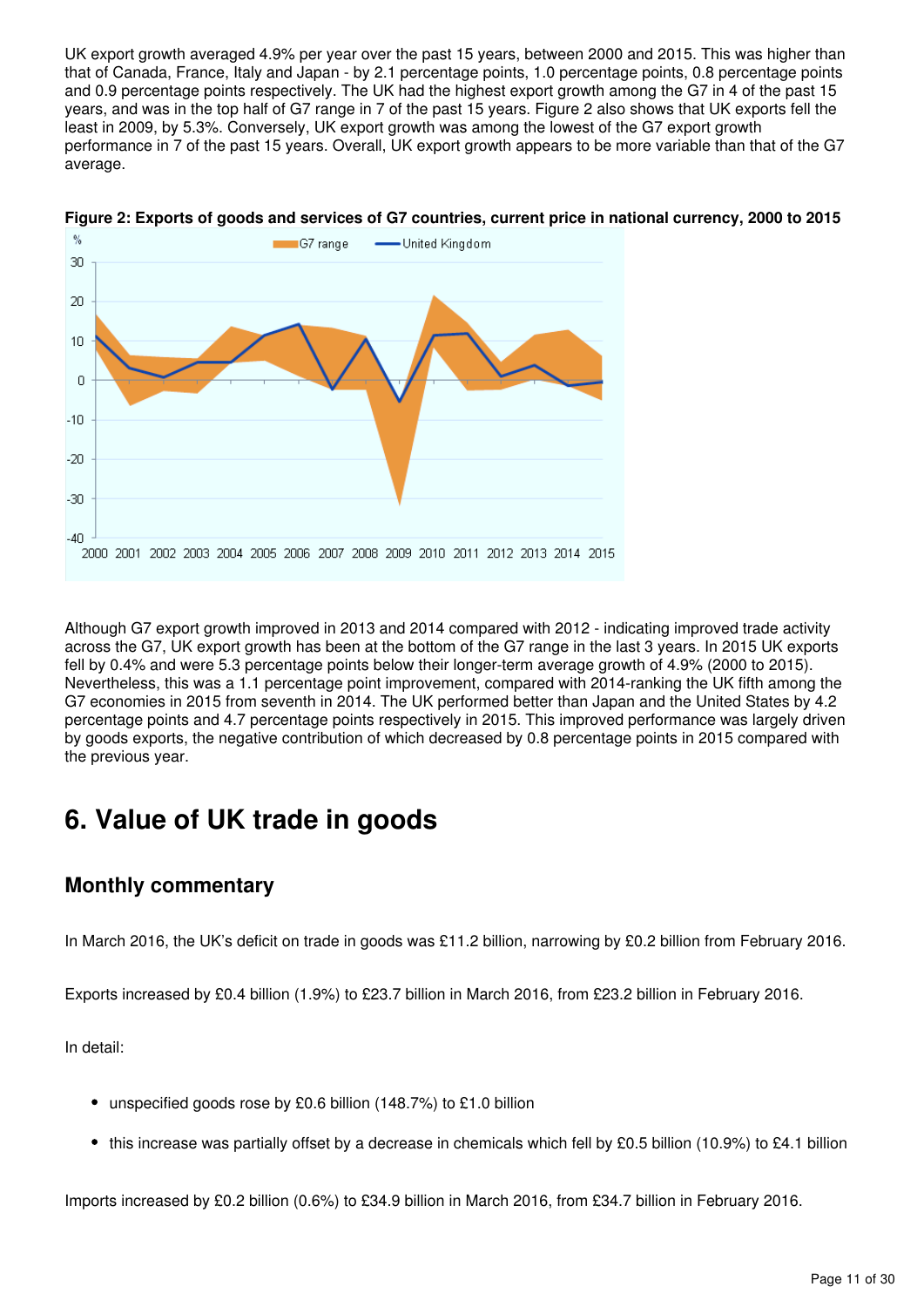UK export growth averaged 4.9% per year over the past 15 years, between 2000 and 2015. This was higher than that of Canada, France, Italy and Japan - by 2.1 percentage points, 1.0 percentage points, 0.8 percentage points and 0.9 percentage points respectively. The UK had the highest export growth among the G7 in 4 of the past 15 years, and was in the top half of G7 range in 7 of the past 15 years. Figure 2 also shows that UK exports fell the least in 2009, by 5.3%. Conversely, UK export growth was among the lowest of the G7 export growth performance in 7 of the past 15 years. Overall, UK export growth appears to be more variable than that of the G7 average.

**Figure 2: Exports of goods and services of G7 countries, current price in national currency, 2000 to 2015**

Although G7 export growth improved in 2013 and 2014 compared with 2012 - indicating improved trade activity across the G7, UK export growth has been at the bottom of the G7 range in the last 3 years. In 2015 UK exports fell by 0.4% and were 5.3 percentage points below their longer-term average growth of 4.9% (2000 to 2015). Nevertheless, this was a 1.1 percentage point improvement, compared with 2014-ranking the UK fifth among the G7 economies in 2015 from seventh in 2014. The UK performed better than Japan and the United States by 4.2 percentage points and 4.7 percentage points respectively in 2015. This improved performance was largely driven by goods exports, the negative contribution of which decreased by 0.8 percentage points in 2015 compared with the previous year.

# 6. Value of UK trade in goods

## Monthly commentary

In March 2016, the UK's deficit on trade in goods was £11.2 billion, narrowing by £0.2 billion from February 2016.

Exports increased by £0.4 billion (1.9%) to £23.7 billion in March 2016, from £23.2 billion in February 2016.

In detail:

- unspecified goods rose by £0.6 billion (148.7%) to £1.0 billion
- this increase was partially offset by a decrease in chemicals which fell by £0.5 billion (10.9%) to £4.1 billion

Imports increased by £0.2 billion (0.6%) to £34.9 billion in March 2016, from £34.7 billion in February 2016.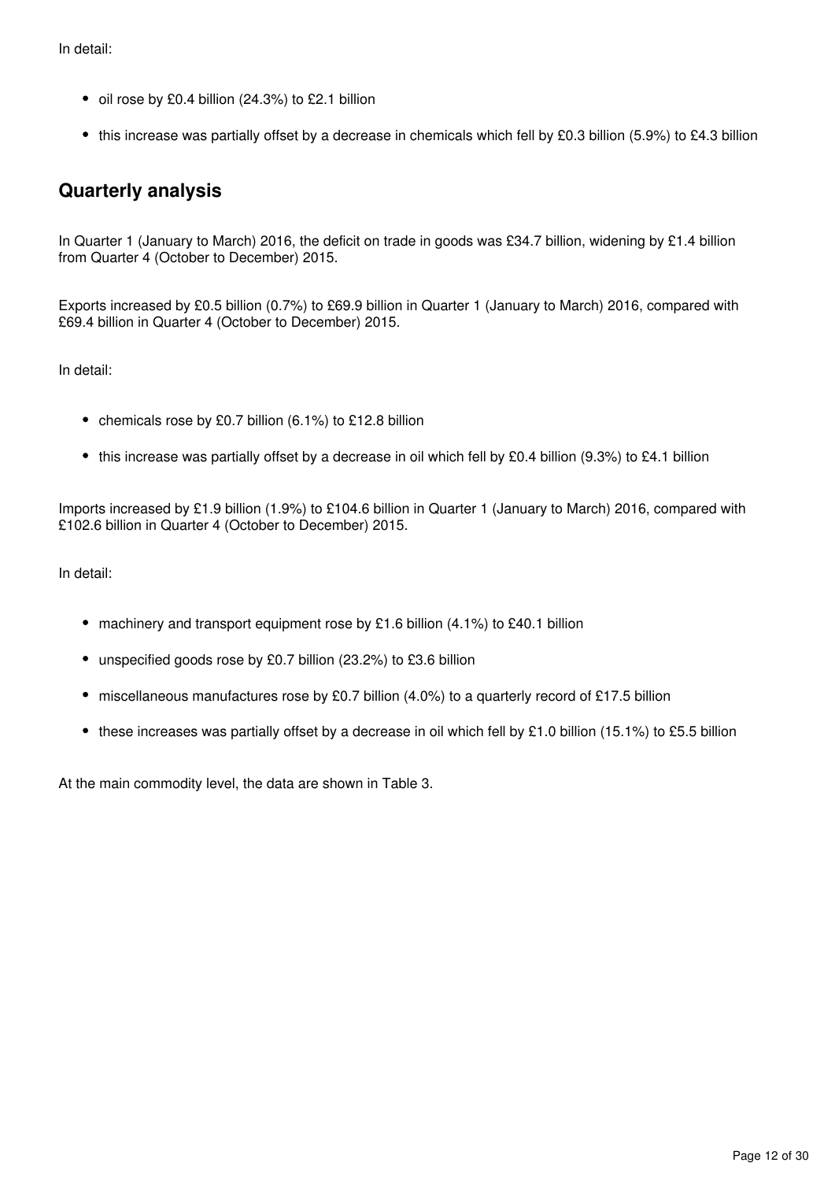In detail:

- oil rose by £0.4 billion (24.3%) to £2.1 billion
- this increase was partially offset by a decrease in chemicals which fell by £0.3 billion (5.9%) to £4.3 billion

## Quarterly analysis

In Quarter 1 (January to March) 2016, the deficit on trade in goods was £34.7 billion, widening by £1.4 billion from Quarter 4 (October to December) 2015.

Exports increased by £0.5 billion (0.7%) to £69.9 billion in Quarter 1 (January to March) 2016, compared with £69.4 billion in Quarter 4 (October to December) 2015.

In detail:

- chemicals rose by £0.7 billion (6.1%) to £12.8 billion
- this increase was partially offset by a decrease in oil which fell by £0.4 billion (9.3%) to £4.1 billion

Imports increased by £1.9 billion (1.9%) to £104.6 billion in Quarter 1 (January to March) 2016, compared with £102.6 billion in Quarter 4 (October to December) 2015.

In detail:

- machinery and transport equipment rose by £1.6 billion (4.1%) to £40.1 billion
- unspecified goods rose by £0.7 billion (23.2%) to £3.6 billion
- miscellaneous manufactures rose by £0.7 billion (4.0%) to a quarterly record of £17.5 billion
- these increases was partially offset by a decrease in oil which fell by £1.0 billion (15.1%) to £5.5 billion

At the main commodity level, the data are shown in Table 3.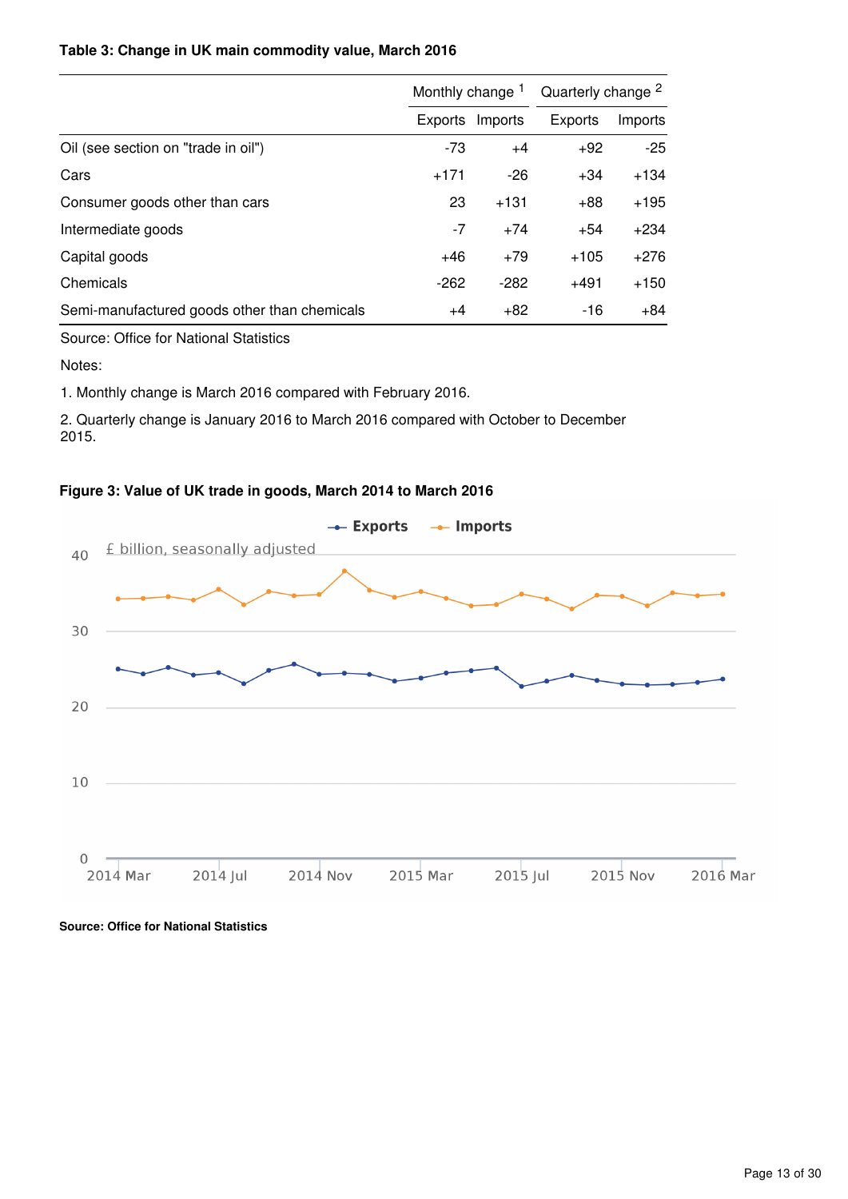**Table 3: Change in UK main commodity value, March 2016**

| | Monthly change [1] | | Quarterly change [2] | |
|---|---|---|---|---|
| | Exports | Imports | Exports | Imports |
| Oil (see section on "trade in oil") | -73 | +4 | +92 | -25 |
| Cars | +171 | -26 | +34 | +134 |
| Consumer goods other than cars | 23 | +131 | +88 | +195 |
| Intermediate goods | -7 | +74 | +54 | +234 |
| Capital goods | +46 | +79 | +105 | +276 |
| Chemicals | -262 | -282 | +491 | +150 |
| Semi-manufactured goods other than chemicals | +4 | +82 | -16 | +84 |

Source: Office for National Statistics

Notes:

1. Monthly change is March 2016 compared with February 2016.

2. Quarterly change is January 2016 to March 2016 compared with October to December 2015.

**Figure 3: Value of UK trade in goods, March 2014 to March 2016**

**Source: Office for National Statistics**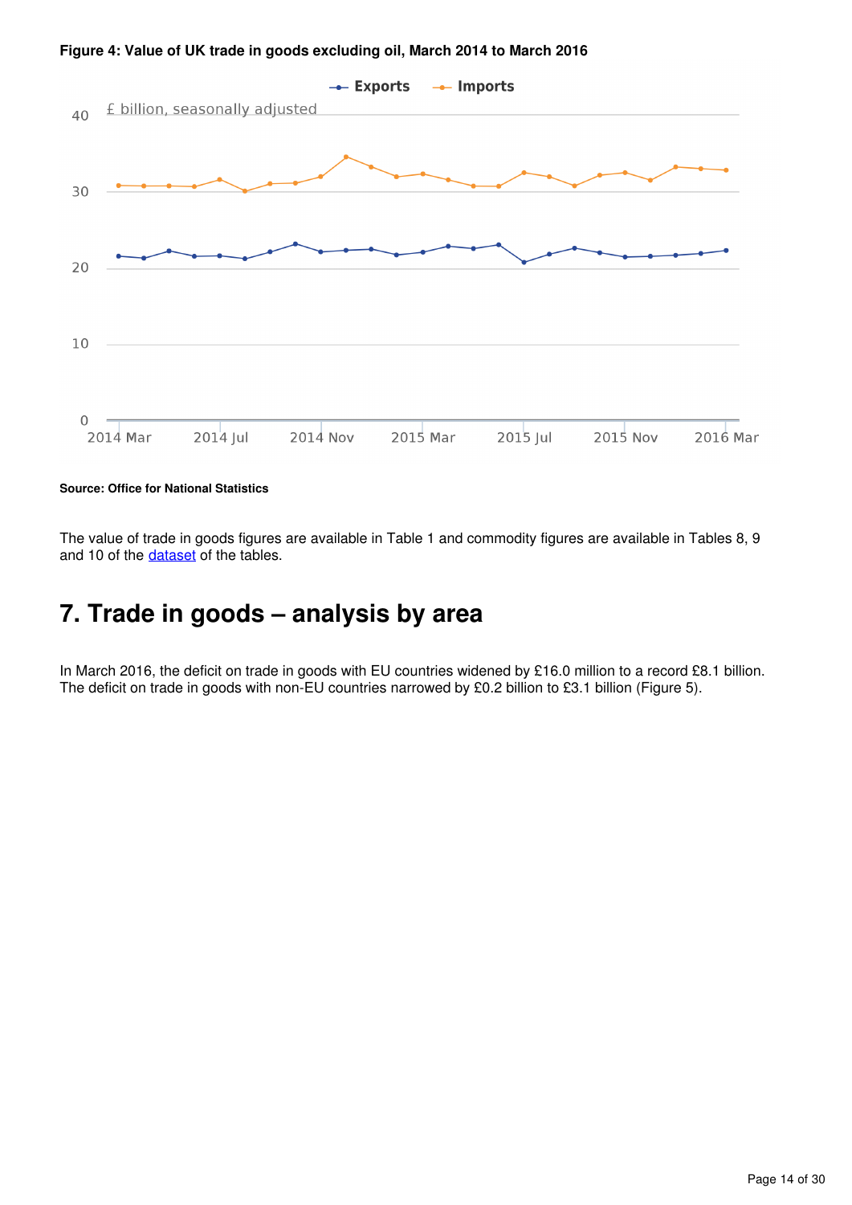**Figure 4: Value of UK trade in goods excluding oil, March 2014 to March 2016**

**Source: Office for National Statistics**

The value of trade in goods figures are available in Table 1 and commodity figures are available in Tables 8, 9 and 10 of the dataset of the tables.

# 7. Trade in goods – analysis by area

In March 2016, the deficit on trade in goods with EU countries widened by £16.0 million to a record £8.1 billion. The deficit on trade in goods with non-EU countries narrowed by £0.2 billion to £3.1 billion (Figure 5).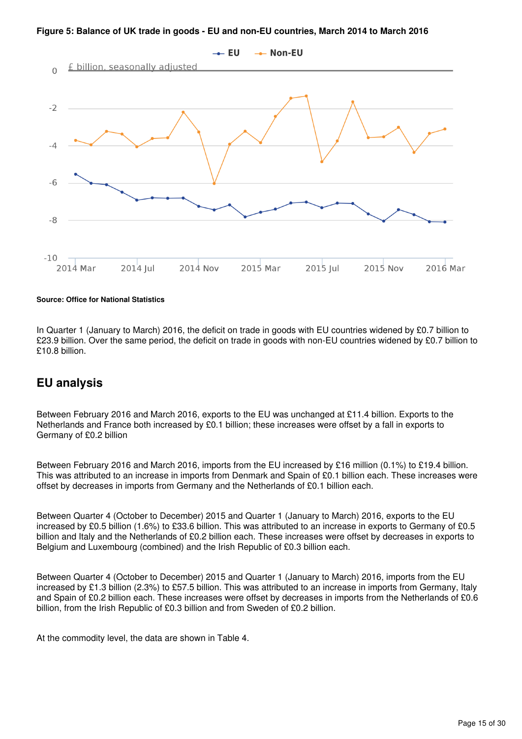**Figure 5: Balance of UK trade in goods - EU and non-EU countries, March 2014 to March 2016**

**Source: Office for National Statistics**

In Quarter 1 (January to March) 2016, the deficit on trade in goods with EU countries widened by £0.7 billion to £23.9 billion. Over the same period, the deficit on trade in goods with non-EU countries widened by £0.7 billion to £10.8 billion.

## EU analysis

Between February 2016 and March 2016, exports to the EU was unchanged at £11.4 billion. Exports to the Netherlands and France both increased by £0.1 billion; these increases were offset by a fall in exports to Germany of £0.2 billion

Between February 2016 and March 2016, imports from the EU increased by £16 million (0.1%) to £19.4 billion. This was attributed to an increase in imports from Denmark and Spain of £0.1 billion each. These increases were offset by decreases in imports from Germany and the Netherlands of £0.1 billion each.

Between Quarter 4 (October to December) 2015 and Quarter 1 (January to March) 2016, exports to the EU increased by £0.5 billion (1.6%) to £33.6 billion. This was attributed to an increase in exports to Germany of £0.5 billion and Italy and the Netherlands of £0.2 billion each. These increases were offset by decreases in exports to Belgium and Luxembourg (combined) and the Irish Republic of £0.3 billion each.

Between Quarter 4 (October to December) 2015 and Quarter 1 (January to March) 2016, imports from the EU increased by £1.3 billion (2.3%) to £57.5 billion. This was attributed to an increase in imports from Germany, Italy and Spain of £0.2 billion each. These increases were offset by decreases in imports from the Netherlands of £0.6 billion, from the Irish Republic of £0.3 billion and from Sweden of £0.2 billion.

At the commodity level, the data are shown in Table 4.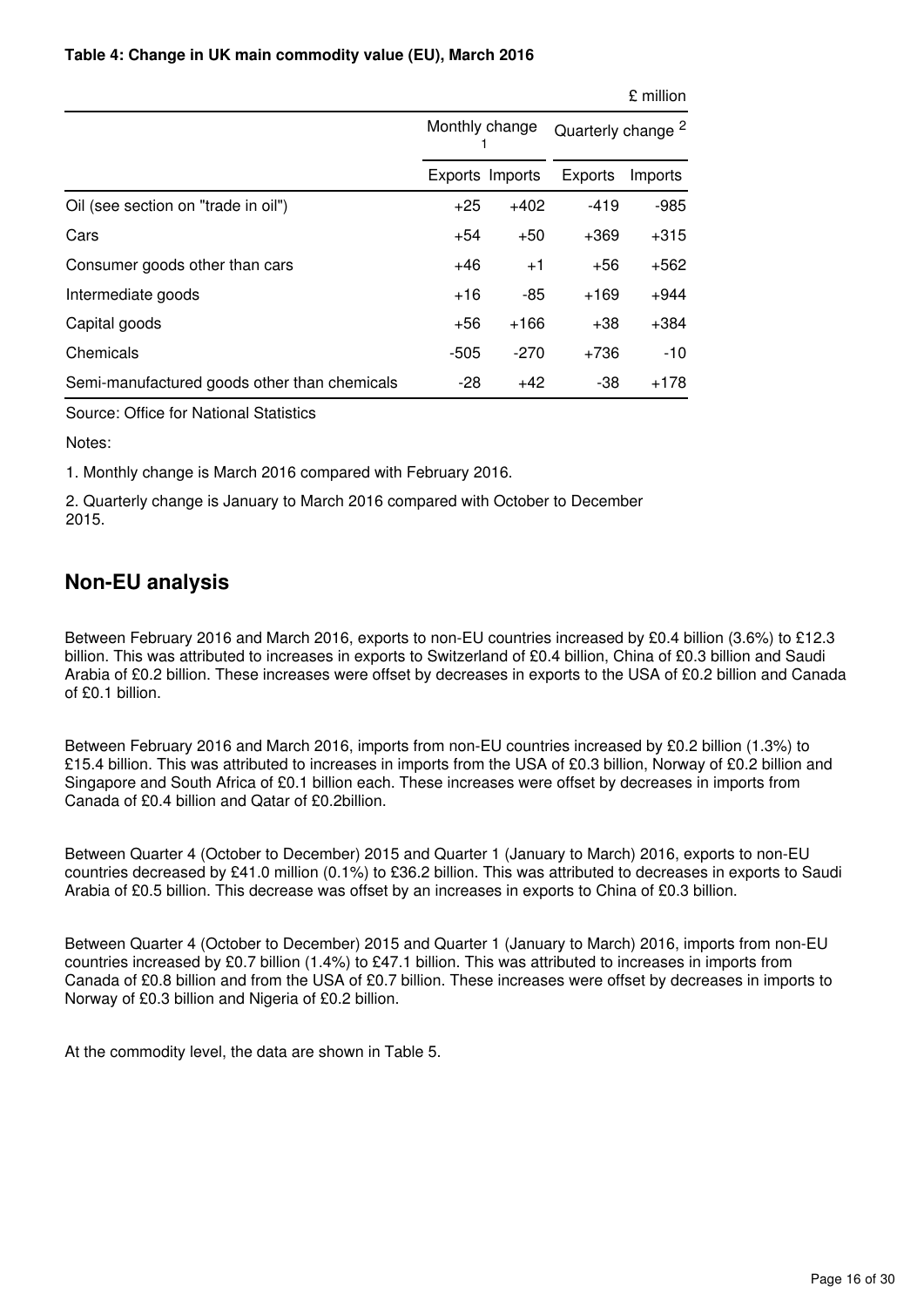**Table 4: Change in UK main commodity value (EU), March 2016**

£ million

| | Monthly change [1] | | Quarterly change [2] | |
|---|---|---|---|---|
| | Exports | Imports | Exports | Imports |
| Oil (see section on "trade in oil") | +25 | +402 | -419 | -985 |
| Cars | +54 | +50 | +369 | +315 |
| Consumer goods other than cars | +46 | +1 | +56 | +562 |
| Intermediate goods | +16 | -85 | +169 | +944 |
| Capital goods | +56 | +166 | +38 | +384 |
| Chemicals | -505 | -270 | +736 | -10 |
| Semi-manufactured goods other than chemicals | -28 | +42 | -38 | +178 |

Source: Office for National Statistics

Notes:

1. Monthly change is March 2016 compared with February 2016.

2. Quarterly change is January to March 2016 compared with October to December 2015.

## Non-EU analysis

Between February 2016 and March 2016, exports to non-EU countries increased by £0.4 billion (3.6%) to £12.3 billion. This was attributed to increases in exports to Switzerland of £0.4 billion, China of £0.3 billion and Saudi Arabia of £0.2 billion. These increases were offset by decreases in exports to the USA of £0.2 billion and Canada of £0.1 billion.

Between February 2016 and March 2016, imports from non-EU countries increased by £0.2 billion (1.3%) to £15.4 billion. This was attributed to increases in imports from the USA of £0.3 billion, Norway of £0.2 billion and Singapore and South Africa of £0.1 billion each. These increases were offset by decreases in imports from Canada of £0.4 billion and Qatar of £0.2billion.

Between Quarter 4 (October to December) 2015 and Quarter 1 (January to March) 2016, exports to non-EU countries decreased by £41.0 million (0.1%) to £36.2 billion. This was attributed to decreases in exports to Saudi Arabia of £0.5 billion. This decrease was offset by an increases in exports to China of £0.3 billion.

Between Quarter 4 (October to December) 2015 and Quarter 1 (January to March) 2016, imports from non-EU countries increased by £0.7 billion (1.4%) to £47.1 billion. This was attributed to increases in imports from Canada of £0.8 billion and from the USA of £0.7 billion. These increases were offset by decreases in imports to Norway of £0.3 billion and Nigeria of £0.2 billion.

At the commodity level, the data are shown in Table 5.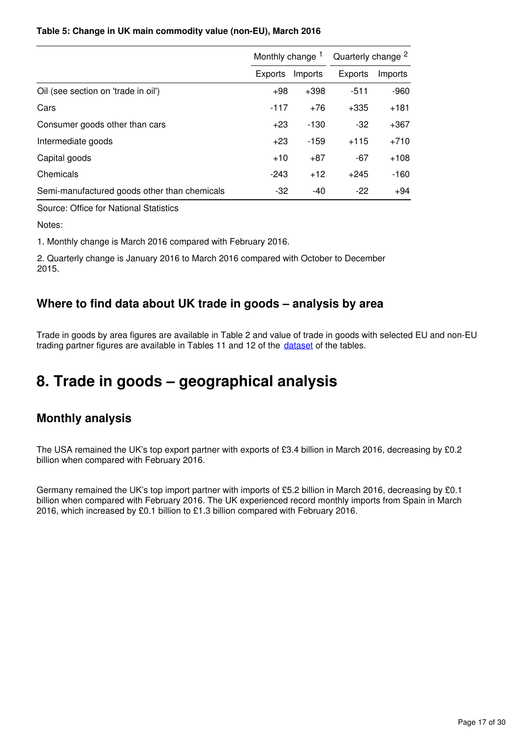**Table 5: Change in UK main commodity value (non-EU), March 2016**

| | Monthly change [1] | | Quarterly change [2] | |
|---|---|---|---|---|
| | Exports | Imports | Exports | Imports |
| Oil (see section on 'trade in oil') | +98 | +398 | -511 | -960 |
| Cars | -117 | +76 | +335 | +181 |
| Consumer goods other than cars | +23 | -130 | -32 | +367 |
| Intermediate goods | +23 | -159 | +115 | +710 |
| Capital goods | +10 | +87 | -67 | +108 |
| Chemicals | -243 | +12 | +245 | -160 |
| Semi-manufactured goods other than chemicals | -32 | -40 | -22 | +94 |

Source: Office for National Statistics

Notes:

1. Monthly change is March 2016 compared with February 2016.

2. Quarterly change is January 2016 to March 2016 compared with October to December 2015.

### Where to find data about UK trade in goods – analysis by area

Trade in goods by area figures are available in Table 2 and value of trade in goods with selected EU and non-EU trading partner figures are available in Tables 11 and 12 of the dataset of the tables.

# 8. Trade in goods – geographical analysis

### Monthly analysis

The USA remained the UK's top export partner with exports of £3.4 billion in March 2016, decreasing by £0.2 billion when compared with February 2016.

Germany remained the UK's top import partner with imports of £5.2 billion in March 2016, decreasing by £0.1 billion when compared with February 2016. The UK experienced record monthly imports from Spain in March 2016, which increased by £0.1 billion to £1.3 billion compared with February 2016.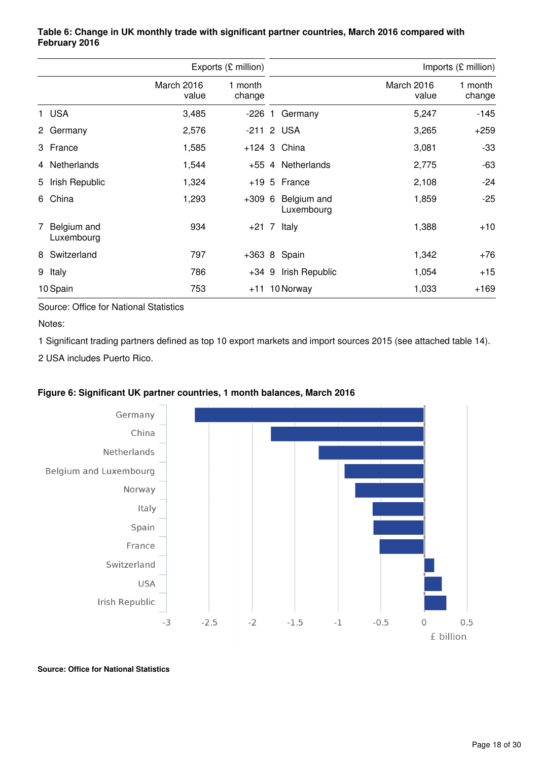**Table 6: Change in UK monthly trade with significant partner countries, March 2016 compared with February 2016**

| | Exports (£ million) | | | Imports (£ million) | |
|---|---|---|---|---|---|
| | March 2016 value | 1 month change | | March 2016 value | 1 month change |
| 1 USA | 3,485 | -226 | 1 Germany | 5,247 | -145 |
| 2 Germany | 2,576 | -211 | 2 USA | 3,265 | +259 |
| 3 France | 1,585 | +124 | 3 China | 3,081 | -33 |
| 4 Netherlands | 1,544 | +55 | 4 Netherlands | 2,775 | -63 |
| 5 Irish Republic | 1,324 | +19 | 5 France | 2,108 | -24 |
| 6 China | 1,293 | +309 | 6 Belgium and Luxembourg | 1,859 | -25 |
| 7 Belgium and Luxembourg | 934 | +21 | 7 Italy | 1,388 | +10 |
| 8 Switzerland | 797 | +363 | 8 Spain | 1,342 | +76 |
| 9 Italy | 786 | +34 | 9 Irish Republic | 1,054 | +15 |
| 10 Spain | 753 | +11 | 10 Norway | 1,033 | +169 |

Source: Office for National Statistics

Notes:

1 Significant trading partners defined as top 10 export markets and import sources 2015 (see attached table 14).

2 USA includes Puerto Rico.

**Figure 6: Significant UK partner countries, 1 month balances, March 2016**

**Source: Office for National Statistics**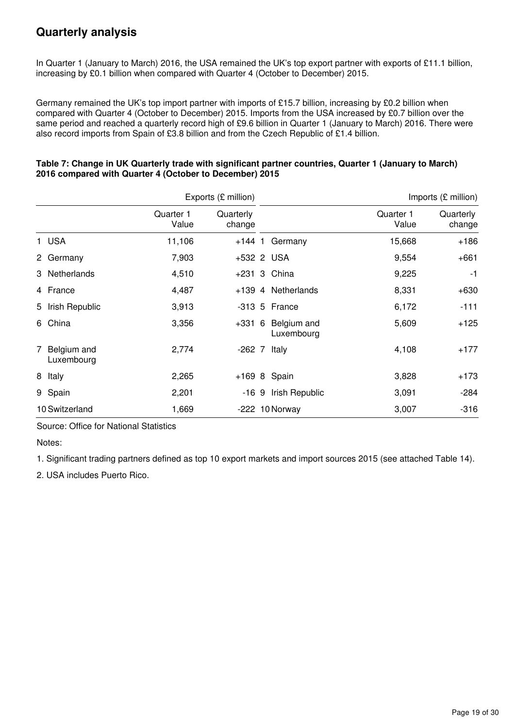## Quarterly analysis

In Quarter 1 (January to March) 2016, the USA remained the UK's top export partner with exports of £11.1 billion, increasing by £0.1 billion when compared with Quarter 4 (October to December) 2015.

Germany remained the UK's top import partner with imports of £15.7 billion, increasing by £0.2 billion when compared with Quarter 4 (October to December) 2015. Imports from the USA increased by £0.7 billion over the same period and reached a quarterly record high of £9.6 billion in Quarter 1 (January to March) 2016. There were also record imports from Spain of £3.8 billion and from the Czech Republic of £1.4 billion.

**Table 7: Change in UK Quarterly trade with significant partner countries, Quarter 1 (January to March) 2016 compared with Quarter 4 (October to December) 2015**

| | Exports (£ million) | | | Imports (£ million) | |
|---|---|---|---|---|---|
| | Quarter 1 Value | Quarterly change | | Quarter 1 Value | Quarterly change |
| 1 USA | 11,106 | +144 | 1 Germany | 15,668 | +186 |
| 2 Germany | 7,903 | +532 | 2 USA | 9,554 | +661 |
| 3 Netherlands | 4,510 | +231 | 3 China | 9,225 | -1 |
| 4 France | 4,487 | +139 | 4 Netherlands | 8,331 | +630 |
| 5 Irish Republic | 3,913 | -313 | 5 France | 6,172 | -111 |
| 6 China | 3,356 | +331 | 6 Belgium and Luxembourg | 5,609 | +125 |
| 7 Belgium and Luxembourg | 2,774 | -262 | 7 Italy | 4,108 | +177 |
| 8 Italy | 2,265 | +169 | 8 Spain | 3,828 | +173 |
| 9 Spain | 2,201 | -16 | 9 Irish Republic | 3,091 | -284 |
| 10 Switzerland | 1,669 | -222 | 10 Norway | 3,007 | -316 |

Source: Office for National Statistics

Notes:

1. Significant trading partners defined as top 10 export markets and import sources 2015 (see attached Table 14).

2. USA includes Puerto Rico.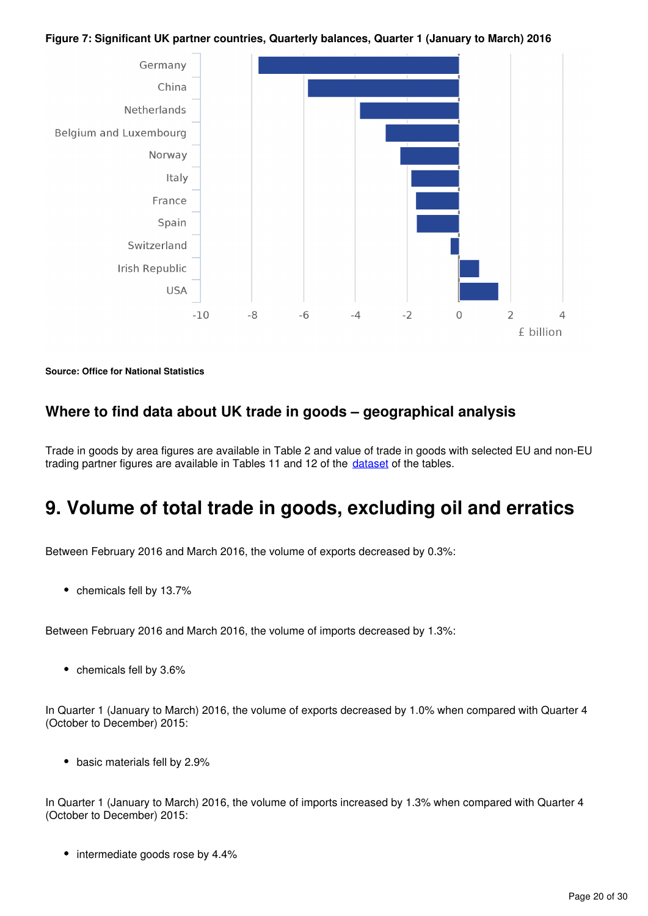**Figure 7: Significant UK partner countries, Quarterly balances, Quarter 1 (January to March) 2016**

**Source: Office for National Statistics**

### Where to find data about UK trade in goods – geographical analysis

Trade in goods by area figures are available in Table 2 and value of trade in goods with selected EU and non-EU trading partner figures are available in Tables 11 and 12 of the dataset of the tables.

## 9. Volume of total trade in goods, excluding oil and erratics

Between February 2016 and March 2016, the volume of exports decreased by 0.3%:

- chemicals fell by 13.7%

Between February 2016 and March 2016, the volume of imports decreased by 1.3%:

- chemicals fell by 3.6%

In Quarter 1 (January to March) 2016, the volume of exports decreased by 1.0% when compared with Quarter 4 (October to December) 2015:

- basic materials fell by 2.9%

In Quarter 1 (January to March) 2016, the volume of imports increased by 1.3% when compared with Quarter 4 (October to December) 2015:

- intermediate goods rose by 4.4%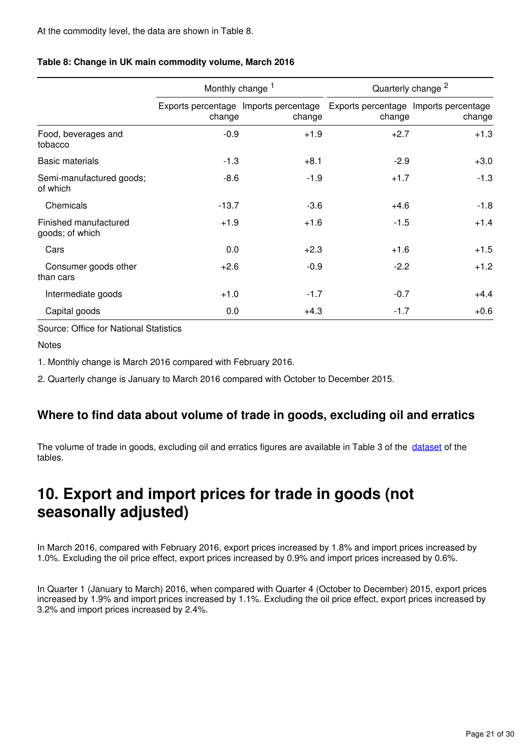At the commodity level, the data are shown in Table 8.

**Table 8: Change in UK main commodity volume, March 2016**

| | Monthly change [1] | | Quarterly change [2] | |
|---|---|---|---|---|
| | Exports percentage change | Imports percentage change | Exports percentage change | Imports percentage change |
| Food, beverages and tobacco | -0.9 | +1.9 | +2.7 | +1.3 |
| Basic materials | -1.3 | +8.1 | -2.9 | +3.0 |
| Semi-manufactured goods; of which | -8.6 | -1.9 | +1.7 | -1.3 |
| Chemicals | -13.7 | -3.6 | +4.6 | -1.8 |
| Finished manufactured goods; of which | +1.9 | +1.6 | -1.5 | +1.4 |
| Cars | 0.0 | +2.3 | +1.6 | +1.5 |
| Consumer goods other than cars | +2.6 | -0.9 | -2.2 | +1.2 |
| Intermediate goods | +1.0 | -1.7 | -0.7 | +4.4 |
| Capital goods | 0.0 | +4.3 | -1.7 | +0.6 |

Source: Office for National Statistics

Notes

1. Monthly change is March 2016 compared with February 2016.

2. Quarterly change is January to March 2016 compared with October to December 2015.

### Where to find data about volume of trade in goods, excluding oil and erratics

The volume of trade in goods, excluding oil and erratics figures are available in Table 3 of the dataset of the tables.

## 10. Export and import prices for trade in goods (not seasonally adjusted)

In March 2016, compared with February 2016, export prices increased by 1.8% and import prices increased by 1.0%. Excluding the oil price effect, export prices increased by 0.9% and import prices increased by 0.6%.

In Quarter 1 (January to March) 2016, when compared with Quarter 4 (October to December) 2015, export prices increased by 1.9% and import prices increased by 1.1%. Excluding the oil price effect, export prices increased by 3.2% and import prices increased by 2.4%.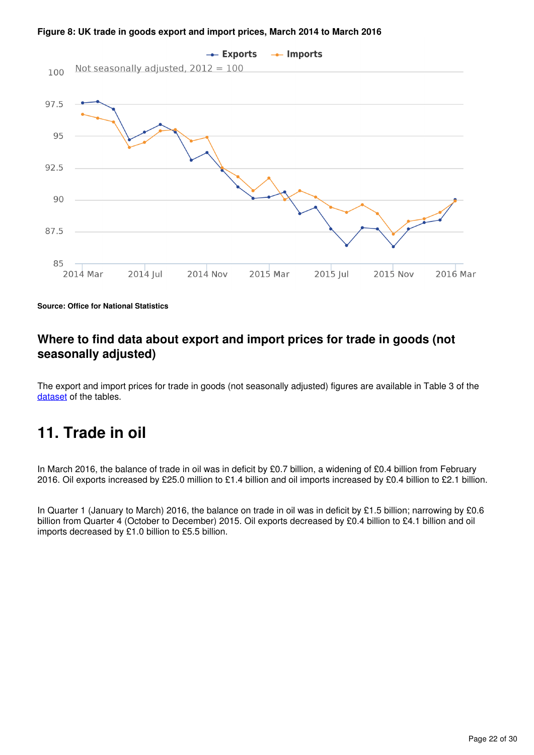**Figure 8: UK trade in goods export and import prices, March 2014 to March 2016**

**Source: Office for National Statistics**

### Where to find data about export and import prices for trade in goods (not seasonally adjusted)

The export and import prices for trade in goods (not seasonally adjusted) figures are available in Table 3 of the dataset of the tables.

## 11. Trade in oil

In March 2016, the balance of trade in oil was in deficit by £0.7 billion, a widening of £0.4 billion from February 2016. Oil exports increased by £25.0 million to £1.4 billion and oil imports increased by £0.4 billion to £2.1 billion.

In Quarter 1 (January to March) 2016, the balance on trade in oil was in deficit by £1.5 billion; narrowing by £0.6 billion from Quarter 4 (October to December) 2015. Oil exports decreased by £0.4 billion to £4.1 billion and oil imports decreased by £1.0 billion to £5.5 billion.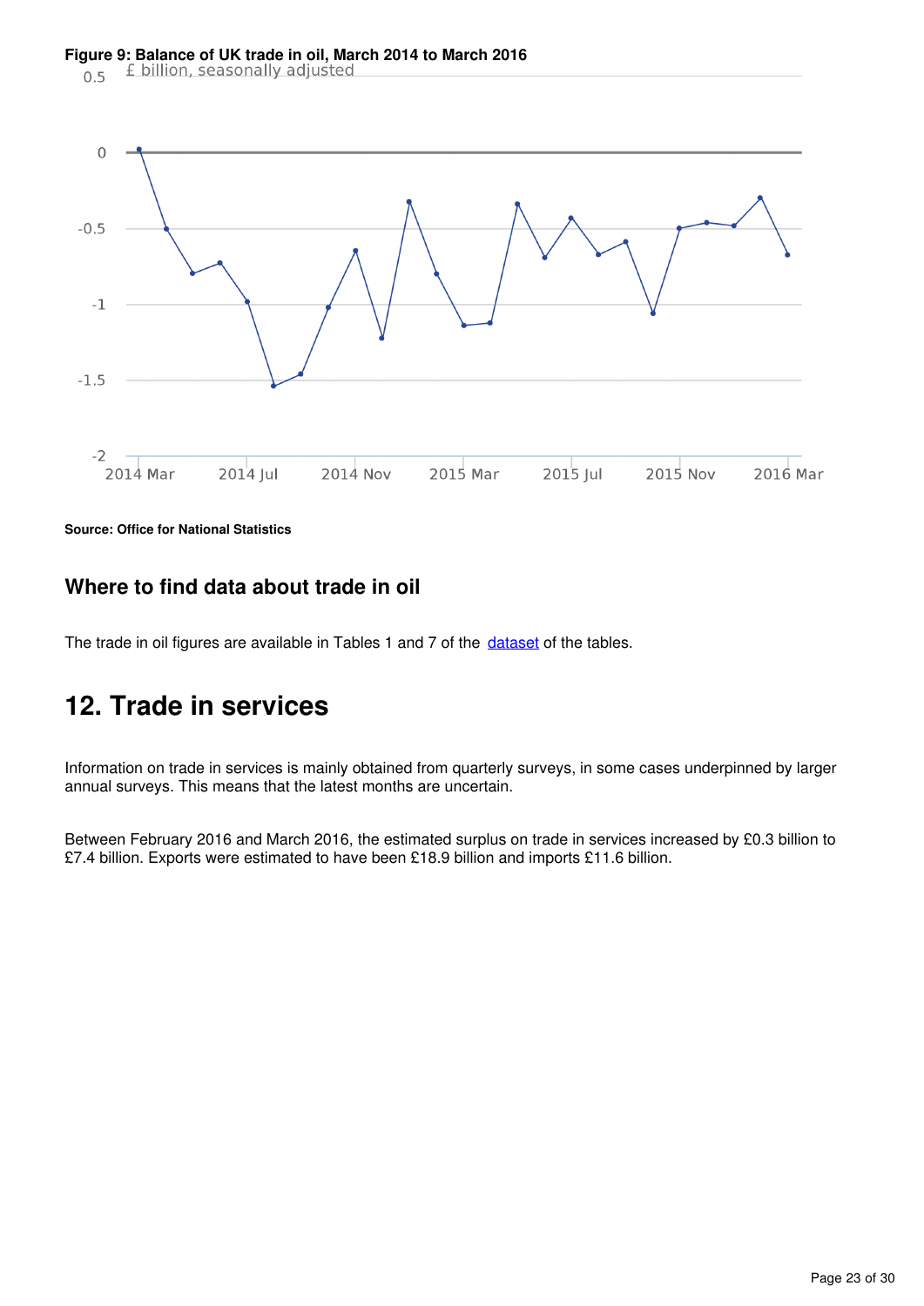**Figure 9: Balance of UK trade in oil, March 2014 to March 2016**

£ billion, seasonally adjusted

**Source: Office for National Statistics**

## Where to find data about trade in oil

The trade in oil figures are available in Tables 1 and 7 of the [dataset](dataset) of the tables.

# 12. Trade in services

Information on trade in services is mainly obtained from quarterly surveys, in some cases underpinned by larger annual surveys. This means that the latest months are uncertain.

Between February 2016 and March 2016, the estimated surplus on trade in services increased by £0.3 billion to £7.4 billion. Exports were estimated to have been £18.9 billion and imports £11.6 billion.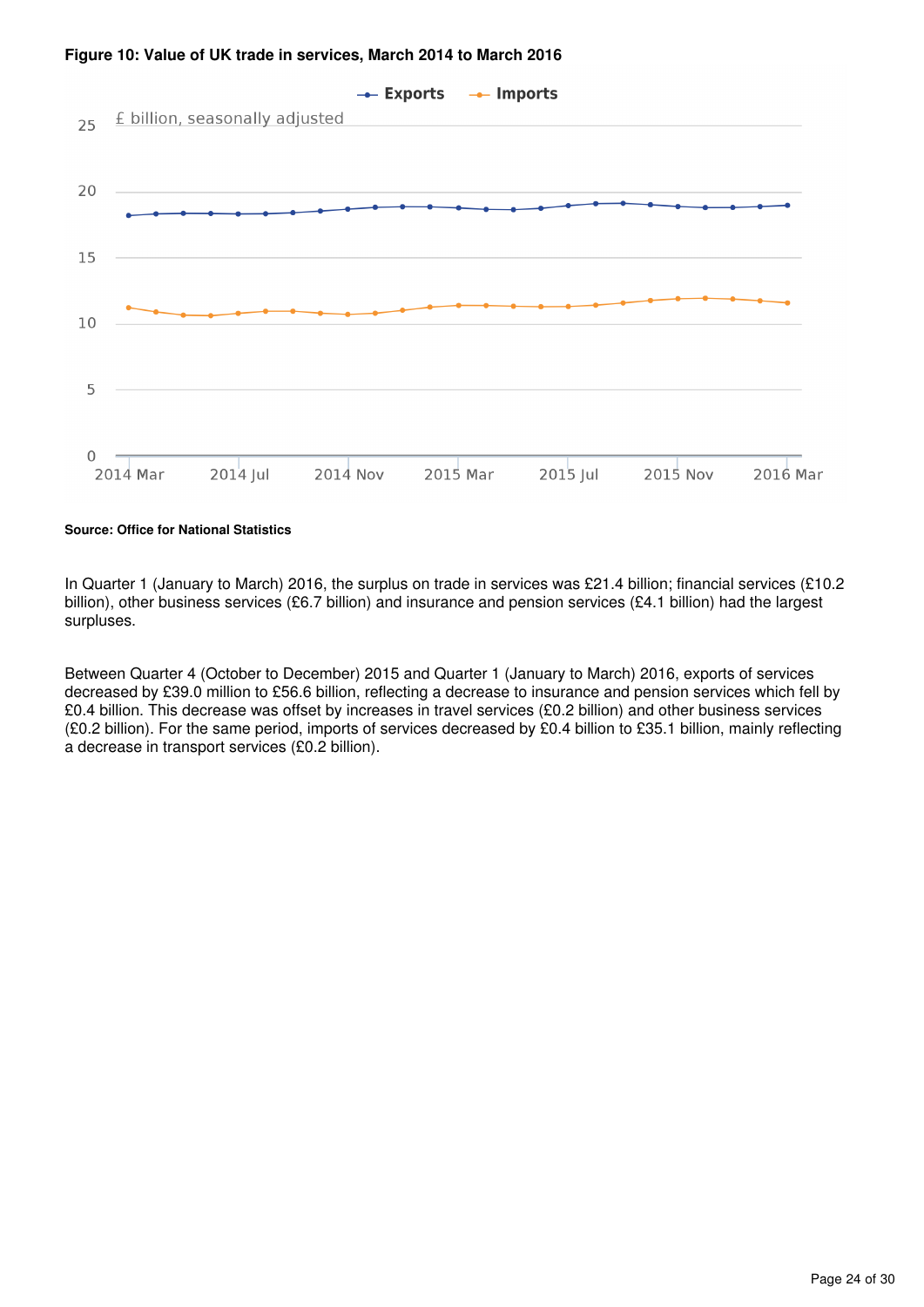**Figure 10: Value of UK trade in services, March 2014 to March 2016**

**Source: Office for National Statistics**

In Quarter 1 (January to March) 2016, the surplus on trade in services was £21.4 billion; financial services (£10.2 billion), other business services (£6.7 billion) and insurance and pension services (£4.1 billion) had the largest surpluses.

Between Quarter 4 (October to December) 2015 and Quarter 1 (January to March) 2016, exports of services decreased by £39.0 million to £56.6 billion, reflecting a decrease to insurance and pension services which fell by £0.4 billion. This decrease was offset by increases in travel services (£0.2 billion) and other business services (£0.2 billion). For the same period, imports of services decreased by £0.4 billion to £35.1 billion, mainly reflecting a decrease in transport services (£0.2 billion).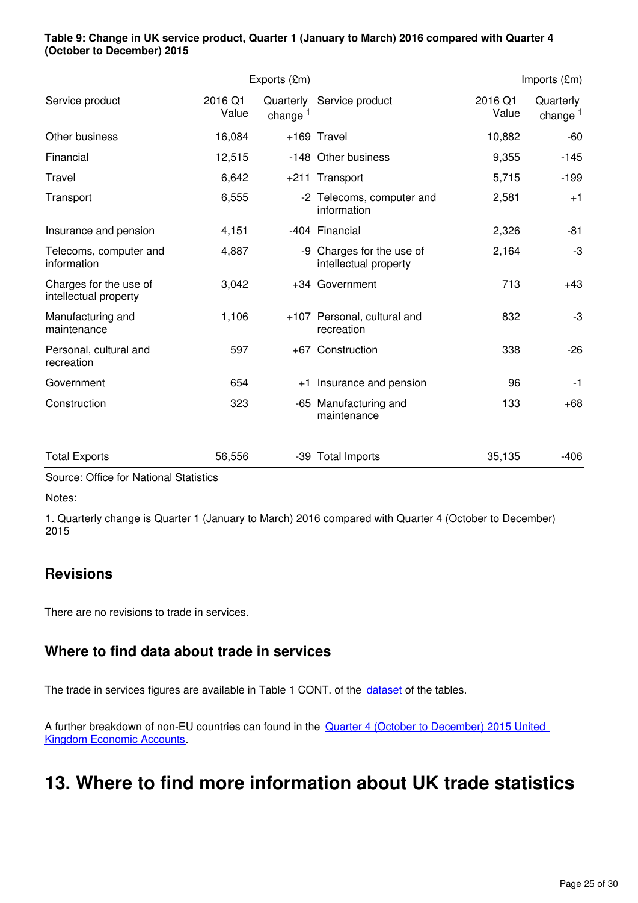**Table 9: Change in UK service product, Quarter 1 (January to March) 2016 compared with Quarter 4 (October to December) 2015**

| Exports (£m) | | | Imports (£m) | | |
|---|---|---|---|---|---|
| Service product | 2016 Q1 Value | Quarterly change [1] | Service product | 2016 Q1 Value | Quarterly change [1] |
| Other business | 16,084 | +169 | Travel | 10,882 | -60 |
| Financial | 12,515 | -148 | Other business | 9,355 | -145 |
| Travel | 6,642 | +211 | Transport | 5,715 | -199 |
| Transport | 6,555 | -2 | Telecoms, computer and information | 2,581 | +1 |
| Insurance and pension | 4,151 | -404 | Financial | 2,326 | -81 |
| Telecoms, computer and information | 4,887 | -9 | Charges for the use of intellectual property | 2,164 | -3 |
| Charges for the use of intellectual property | 3,042 | +34 | Government | 713 | +43 |
| Manufacturing and maintenance | 1,106 | +107 | Personal, cultural and recreation | 832 | -3 |
| Personal, cultural and recreation | 597 | +67 | Construction | 338 | -26 |
| Government | 654 | +1 | Insurance and pension | 96 | -1 |
| Construction | 323 | -65 | Manufacturing and maintenance | 133 | +68 |
| Total Exports | 56,556 | -39 | Total Imports | 35,135 | -406 |

Source: Office for National Statistics

Notes:

1. Quarterly change is Quarter 1 (January to March) 2016 compared with Quarter 4 (October to December) 2015

## Revisions

There are no revisions to trade in services.

## Where to find data about trade in services

The trade in services figures are available in Table 1 CONT. of the dataset of the tables.

A further breakdown of non-EU countries can found in the Quarter 4 (October to December) 2015 United Kingdom Economic Accounts.

# 13. Where to find more information about UK trade statistics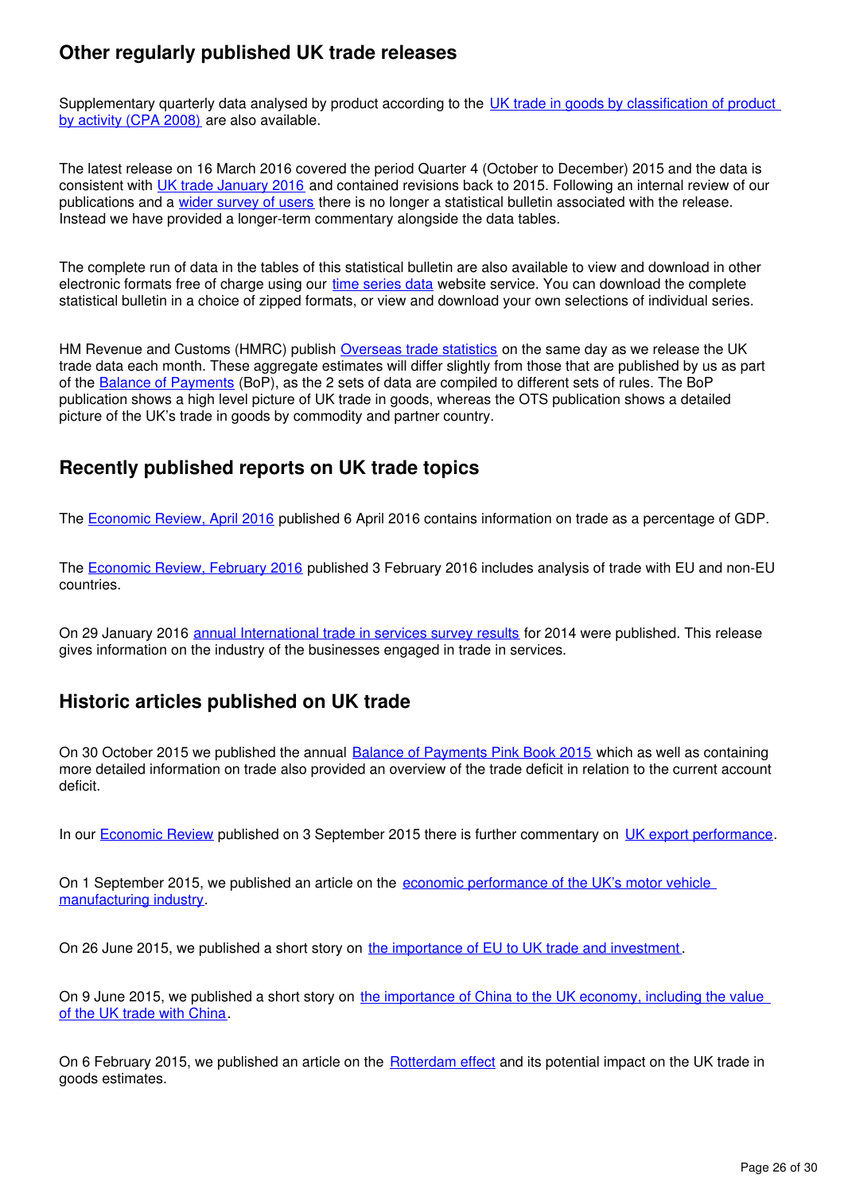## Other regularly published UK trade releases

Supplementary quarterly data analysed by product according to the UK trade in goods by classification of product by activity (CPA 2008) are also available.

The latest release on 16 March 2016 covered the period Quarter 4 (October to December) 2015 and the data is consistent with UK trade January 2016 and contained revisions back to 2015. Following an internal review of our publications and a wider survey of users there is no longer a statistical bulletin associated with the release. Instead we have provided a longer-term commentary alongside the data tables.

The complete run of data in the tables of this statistical bulletin are also available to view and download in other electronic formats free of charge using our time series data website service. You can download the complete statistical bulletin in a choice of zipped formats, or view and download your own selections of individual series.

HM Revenue and Customs (HMRC) publish Overseas trade statistics on the same day as we release the UK trade data each month. These aggregate estimates will differ slightly from those that are published by us as part of the Balance of Payments (BoP), as the 2 sets of data are compiled to different sets of rules. The BoP publication shows a high level picture of UK trade in goods, whereas the OTS publication shows a detailed picture of the UK's trade in goods by commodity and partner country.

## Recently published reports on UK trade topics

The Economic Review, April 2016 published 6 April 2016 contains information on trade as a percentage of GDP.

The Economic Review, February 2016 published 3 February 2016 includes analysis of trade with EU and non-EU countries.

On 29 January 2016 annual International trade in services survey results for 2014 were published. This release gives information on the industry of the businesses engaged in trade in services.

## Historic articles published on UK trade

On 30 October 2015 we published the annual Balance of Payments Pink Book 2015 which as well as containing more detailed information on trade also provided an overview of the trade deficit in relation to the current account deficit.

In our Economic Review published on 3 September 2015 there is further commentary on UK export performance.

On 1 September 2015, we published an article on the economic performance of the UK's motor vehicle manufacturing industry.

On 26 June 2015, we published a short story on the importance of EU to UK trade and investment.

On 9 June 2015, we published a short story on the importance of China to the UK economy, including the value of the UK trade with China.

On 6 February 2015, we published an article on the Rotterdam effect and its potential impact on the UK trade in goods estimates.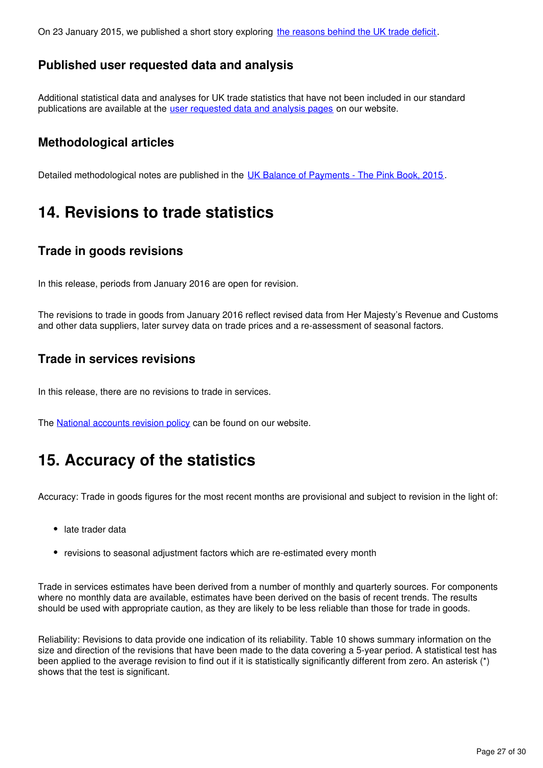On 23 January 2015, we published a short story exploring the reasons behind the UK trade deficit.

### Published user requested data and analysis

Additional statistical data and analyses for UK trade statistics that have not been included in our standard publications are available at the user requested data and analysis pages on our website.

### Methodological articles

Detailed methodological notes are published in the UK Balance of Payments - The Pink Book, 2015.

## 14. Revisions to trade statistics

### Trade in goods revisions

In this release, periods from January 2016 are open for revision.

The revisions to trade in goods from January 2016 reflect revised data from Her Majesty's Revenue and Customs and other data suppliers, later survey data on trade prices and a re-assessment of seasonal factors.

### Trade in services revisions

In this release, there are no revisions to trade in services.

The National accounts revision policy can be found on our website.

## 15. Accuracy of the statistics

Accuracy: Trade in goods figures for the most recent months are provisional and subject to revision in the light of:

- late trader data
- revisions to seasonal adjustment factors which are re-estimated every month

Trade in services estimates have been derived from a number of monthly and quarterly sources. For components where no monthly data are available, estimates have been derived on the basis of recent trends. The results should be used with appropriate caution, as they are likely to be less reliable than those for trade in goods.

Reliability: Revisions to data provide one indication of its reliability. Table 10 shows summary information on the size and direction of the revisions that have been made to the data covering a 5-year period. A statistical test has been applied to the average revision to find out if it is statistically significantly different from zero. An asterisk (*) shows that the test is significant.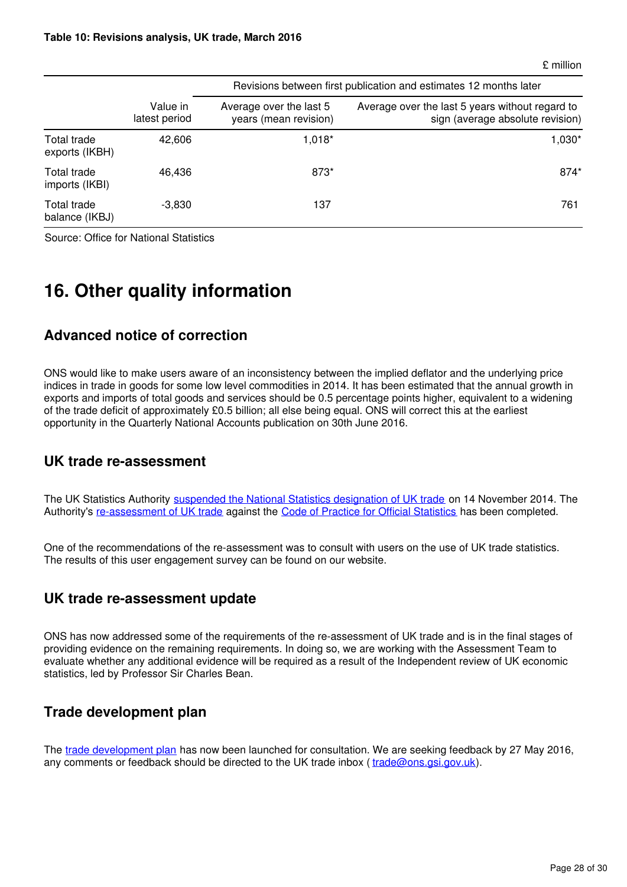**Table 10: Revisions analysis, UK trade, March 2016**

£ million

| | Value in latest period | Revisions between first publication and estimates 12 months later | |
|---|---|---|---|
| | | Average over the last 5 years (mean revision) | Average over the last 5 years without regard to sign (average absolute revision) |
| Total trade exports (IKBH) | 42,606 | 1,018* | 1,030* |
| Total trade imports (IKBI) | 46,436 | 873* | 874* |
| Total trade balance (IKBJ) | -3,830 | 137 | 761 |

Source: Office for National Statistics

# 16. Other quality information

## Advanced notice of correction

ONS would like to make users aware of an inconsistency between the implied deflator and the underlying price indices in trade in goods for some low level commodities in 2014. It has been estimated that the annual growth in exports and imports of total goods and services should be 0.5 percentage points higher, equivalent to a widening of the trade deficit of approximately £0.5 billion; all else being equal. ONS will correct this at the earliest opportunity in the Quarterly National Accounts publication on 30th June 2016.

## UK trade re-assessment

The UK Statistics Authority suspended the National Statistics designation of UK trade on 14 November 2014. The Authority's re-assessment of UK trade against the Code of Practice for Official Statistics has been completed.

One of the recommendations of the re-assessment was to consult with users on the use of UK trade statistics. The results of this user engagement survey can be found on our website.

## UK trade re-assessment update

ONS has now addressed some of the requirements of the re-assessment of UK trade and is in the final stages of providing evidence on the remaining requirements. In doing so, we are working with the Assessment Team to evaluate whether any additional evidence will be required as a result of the Independent review of UK economic statistics, led by Professor Sir Charles Bean.

## Trade development plan

The trade development plan has now been launched for consultation. We are seeking feedback by 27 May 2016, any comments or feedback should be directed to the UK trade inbox ( trade@ons.gsi.gov.uk).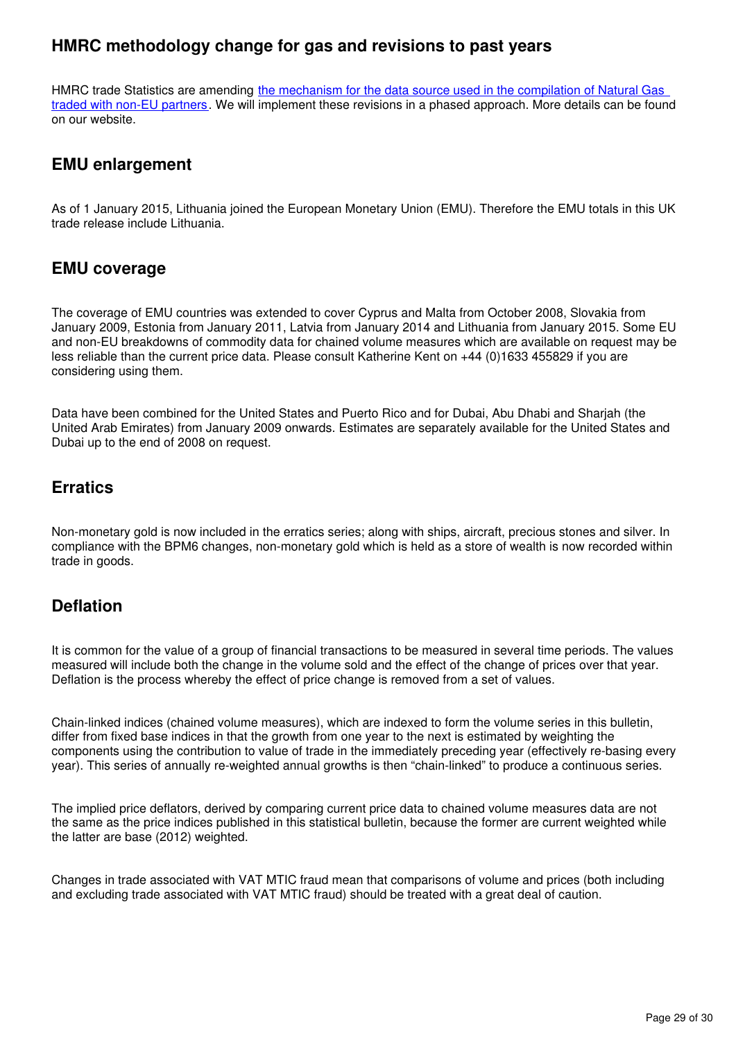## HMRC methodology change for gas and revisions to past years

HMRC trade Statistics are amending [the mechanism for the data source used in the compilation of Natural Gas traded with non-EU partners](). We will implement these revisions in a phased approach. More details can be found on our website.

## EMU enlargement

As of 1 January 2015, Lithuania joined the European Monetary Union (EMU). Therefore the EMU totals in this UK trade release include Lithuania.

## EMU coverage

The coverage of EMU countries was extended to cover Cyprus and Malta from October 2008, Slovakia from January 2009, Estonia from January 2011, Latvia from January 2014 and Lithuania from January 2015. Some EU and non-EU breakdowns of commodity data for chained volume measures which are available on request may be less reliable than the current price data. Please consult Katherine Kent on +44 (0)1633 455829 if you are considering using them.

Data have been combined for the United States and Puerto Rico and for Dubai, Abu Dhabi and Sharjah (the United Arab Emirates) from January 2009 onwards. Estimates are separately available for the United States and Dubai up to the end of 2008 on request.

## Erratics

Non-monetary gold is now included in the erratics series; along with ships, aircraft, precious stones and silver. In compliance with the BPM6 changes, non-monetary gold which is held as a store of wealth is now recorded within trade in goods.

## Deflation

It is common for the value of a group of financial transactions to be measured in several time periods. The values measured will include both the change in the volume sold and the effect of the change of prices over that year. Deflation is the process whereby the effect of price change is removed from a set of values.

Chain-linked indices (chained volume measures), which are indexed to form the volume series in this bulletin, differ from fixed base indices in that the growth from one year to the next is estimated by weighting the components using the contribution to value of trade in the immediately preceding year (effectively re-basing every year). This series of annually re-weighted annual growths is then "chain-linked" to produce a continuous series.

The implied price deflators, derived by comparing current price data to chained volume measures data are not the same as the price indices published in this statistical bulletin, because the former are current weighted while the latter are base (2012) weighted.

Changes in trade associated with VAT MTIC fraud mean that comparisons of volume and prices (both including and excluding trade associated with VAT MTIC fraud) should be treated with a great deal of caution.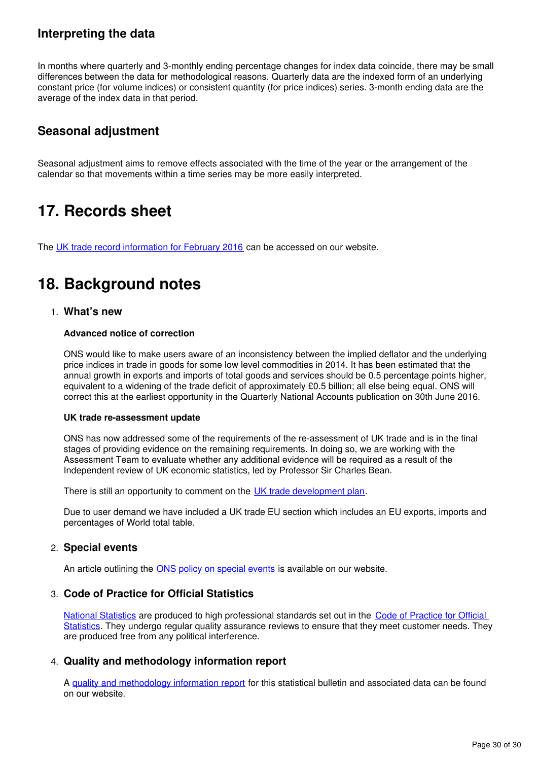### Interpreting the data

In months where quarterly and 3-monthly ending percentage changes for index data coincide, there may be small differences between the data for methodological reasons. Quarterly data are the indexed form of an underlying constant price (for volume indices) or consistent quantity (for price indices) series. 3-month ending data are the average of the index data in that period.

### Seasonal adjustment

Seasonal adjustment aims to remove effects associated with the time of the year or the arrangement of the calendar so that movements within a time series may be more easily interpreted.

## 17. Records sheet

The UK trade record information for February 2016 can be accessed on our website.

## 18. Background notes

1. **What's new**

   **Advanced notice of correction**

   ONS would like to make users aware of an inconsistency between the implied deflator and the underlying price indices in trade in goods for some low level commodities in 2014. It has been estimated that the annual growth in exports and imports of total goods and services should be 0.5 percentage points higher, equivalent to a widening of the trade deficit of approximately £0.5 billion; all else being equal. ONS will correct this at the earliest opportunity in the Quarterly National Accounts publication on 30th June 2016.

   **UK trade re-assessment update**

   ONS has now addressed some of the requirements of the re-assessment of UK trade and is in the final stages of providing evidence on the remaining requirements. In doing so, we are working with the Assessment Team to evaluate whether any additional evidence will be required as a result of the Independent review of UK economic statistics, led by Professor Sir Charles Bean.

   There is still an opportunity to comment on the UK trade development plan.

   Due to user demand we have included a UK trade EU section which includes an EU exports, imports and percentages of World total table.

2. **Special events**

   An article outlining the ONS policy on special events is available on our website.

3. **Code of Practice for Official Statistics**

   National Statistics are produced to high professional standards set out in the Code of Practice for Official Statistics. They undergo regular quality assurance reviews to ensure that they meet customer needs. They are produced free from any political interference.

4. **Quality and methodology information report**

   A quality and methodology information report for this statistical bulletin and associated data can be found on our website.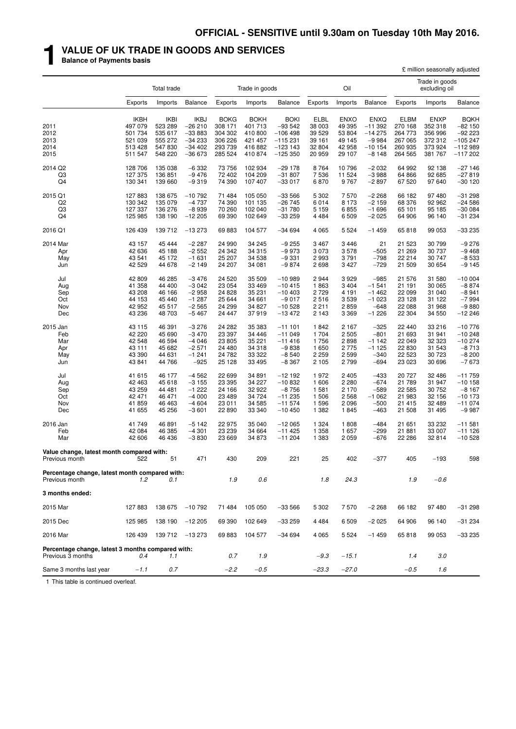**OFFICIAL - SENSITIVE until 9.30am on Tuesday 10th May 2016.**

# 1 VALUE OF UK TRADE IN GOODS AND SERVICES

**Balance of Payments basis**

£ million seasonally adjusted

| | Total trade | | | Trade in goods | | | Oil | | | Trade in goods excluding oil | | |
|---|---|---|---|---|---|---|---|---|---|---|---|---|
| | Exports | Imports | Balance | Exports | Imports | Balance | Exports | Imports | Balance | Exports | Imports | Balance |
| | IKBH | IKBI | IKBJ | BOKG | BOKH | BOKI | ELBL | ENXO | ENXQ | ELBM | ENXP | BQKH |
| 2011 | 497 079 | 523 289 | −26 210 | 308 171 | 401 713 | −93 542 | 38 003 | 49 395 | −11 392 | 270 168 | 352 318 | −82 150 |
| 2012 | 501 734 | 535 617 | −33 883 | 304 302 | 410 800 | −106 498 | 39 529 | 53 804 | −14 275 | 264 773 | 356 996 | −92 223 |
| 2013 | 521 039 | 555 272 | −34 233 | 306 226 | 421 457 | −115 231 | 39 161 | 49 145 | −9 984 | 267 065 | 372 312 | −105 247 |
| 2014 | 513 428 | 547 830 | −34 402 | 293 739 | 416 882 | −123 143 | 32 804 | 42 958 | −10 154 | 260 935 | 373 924 | −112 989 |
| 2015 | 511 547 | 548 220 | −36 673 | 285 524 | 410 874 | −125 350 | 20 959 | 29 107 | −8 148 | 264 565 | 381 767 | −117 202 |
| 2014 Q2 | 128 706 | 135 038 | −6 332 | 73 756 | 102 934 | −29 178 | 8 764 | 10 796 | −2 032 | 64 992 | 92 138 | −27 146 |
| Q3 | 127 375 | 136 851 | −9 476 | 72 402 | 104 209 | −31 807 | 7 536 | 11 524 | −3 988 | 64 866 | 92 685 | −27 819 |
| Q4 | 130 341 | 139 660 | −9 319 | 74 390 | 107 407 | −33 017 | 6 870 | 9 767 | −2 897 | 67 520 | 97 640 | −30 120 |
| 2015 Q1 | 127 883 | 138 675 | −10 792 | 71 484 | 105 050 | −33 566 | 5 302 | 7 570 | −2 268 | 66 182 | 97 480 | −31 298 |
| Q2 | 130 342 | 135 079 | −4 737 | 74 390 | 101 135 | −26 745 | 6 014 | 8 173 | −2 159 | 68 376 | 92 962 | −24 586 |
| Q3 | 127 337 | 136 276 | −8 939 | 70 260 | 102 040 | −31 780 | 5 159 | 6 855 | −1 696 | 65 101 | 95 185 | −30 084 |
| Q4 | 125 985 | 138 190 | −12 205 | 69 390 | 102 649 | −33 259 | 4 484 | 6 509 | −2 025 | 64 906 | 96 140 | −31 234 |
| 2016 Q1 | 126 439 | 139 712 | −13 273 | 69 883 | 104 577 | −34 694 | 4 065 | 5 524 | −1 459 | 65 818 | 99 053 | −33 235 |
| 2014 Mar | 43 157 | 45 444 | −2 287 | 24 990 | 34 245 | −9 255 | 3 467 | 3 446 | 21 | 21 523 | 30 799 | −9 276 |
| Apr | 42 636 | 45 188 | −2 552 | 24 342 | 34 315 | −9 973 | 3 073 | 3 578 | −505 | 21 269 | 30 737 | −9 468 |
| May | 43 541 | 45 172 | −1 631 | 25 207 | 34 538 | −9 331 | 2 993 | 3 791 | −798 | 22 214 | 30 747 | −8 533 |
| Jun | 42 529 | 44 678 | −2 149 | 24 207 | 34 081 | −9 874 | 2 698 | 3 427 | −729 | 21 509 | 30 654 | −9 145 |
| Jul | 42 809 | 46 285 | −3 476 | 24 520 | 35 509 | −10 989 | 2 944 | 3 929 | −985 | 21 576 | 31 580 | −10 004 |
| Aug | 41 358 | 44 400 | −3 042 | 23 054 | 33 469 | −10 415 | 1 863 | 3 404 | −1 541 | 21 191 | 30 065 | −8 874 |
| Sep | 43 208 | 46 166 | −2 958 | 24 828 | 35 231 | −10 403 | 2 729 | 4 191 | −1 462 | 22 099 | 31 040 | −8 941 |
| Oct | 44 153 | 45 440 | −1 287 | 25 644 | 34 661 | −9 017 | 2 516 | 3 539 | −1 023 | 23 128 | 31 122 | −7 994 |
| Nov | 42 952 | 45 517 | −2 565 | 24 299 | 34 827 | −10 528 | 2 211 | 2 859 | −648 | 22 088 | 31 968 | −9 880 |
| Dec | 43 236 | 48 703 | −5 467 | 24 447 | 37 919 | −13 472 | 2 143 | 3 369 | −1 226 | 22 304 | 34 550 | −12 246 |
| 2015 Jan | 43 115 | 46 391 | −3 276 | 24 282 | 35 383 | −11 101 | 1 842 | 2 167 | −325 | 22 440 | 33 216 | −10 776 |
| Feb | 42 220 | 45 690 | −3 470 | 23 397 | 34 446 | −11 049 | 1 704 | 2 505 | −801 | 21 693 | 31 941 | −10 248 |
| Mar | 42 548 | 46 594 | −4 046 | 23 805 | 35 221 | −11 416 | 1 756 | 2 898 | −1 142 | 22 049 | 32 323 | −10 274 |
| Apr | 43 111 | 45 682 | −2 571 | 24 480 | 34 318 | −9 838 | 1 650 | 2 775 | −1 125 | 22 830 | 31 543 | −8 713 |
| May | 43 390 | 44 631 | −1 241 | 24 782 | 33 322 | −8 540 | 2 259 | 2 599 | −340 | 22 523 | 30 723 | −8 200 |
| Jun | 43 841 | 44 766 | −925 | 25 128 | 33 495 | −8 367 | 2 105 | 2 799 | −694 | 23 023 | 30 696 | −7 673 |
| Jul | 41 615 | 46 177 | −4 562 | 22 699 | 34 891 | −12 192 | 1 972 | 2 405 | −433 | 20 727 | 32 486 | −11 759 |
| Aug | 42 463 | 45 618 | −3 155 | 23 395 | 34 227 | −10 832 | 1 606 | 2 280 | −674 | 21 789 | 31 947 | −10 158 |
| Sep | 43 259 | 44 481 | −1 222 | 24 166 | 32 922 | −8 756 | 1 581 | 2 170 | −589 | 22 585 | 30 752 | −8 167 |
| Oct | 42 471 | 46 471 | −4 000 | 23 489 | 34 724 | −11 235 | 1 506 | 2 568 | −1 062 | 21 983 | 32 156 | −10 173 |
| Nov | 41 859 | 46 463 | −4 604 | 23 011 | 34 585 | −11 574 | 1 596 | 2 096 | −500 | 21 415 | 32 489 | −11 074 |
| Dec | 41 655 | 45 256 | −3 601 | 22 890 | 33 340 | −10 450 | 1 382 | 1 845 | −463 | 21 508 | 31 495 | −9 987 |
| 2016 Jan | 41 749 | 46 891 | −5 142 | 22 975 | 35 040 | −12 065 | 1 324 | 1 808 | −484 | 21 651 | 33 232 | −11 581 |
| Feb | 42 084 | 46 385 | −4 301 | 23 239 | 34 664 | −11 425 | 1 358 | 1 657 | −299 | 21 881 | 33 007 | −11 126 |
| Mar | 42 606 | 46 436 | −3 830 | 23 669 | 34 873 | −11 204 | 1 383 | 2 059 | −676 | 22 286 | 32 814 | −10 528 |
| **Value change, latest month compared with:** | | | | | | | | | | | | |
| Previous month | 522 | 51 | 471 | 430 | 209 | 221 | 25 | 402 | −377 | 405 | −193 | 598 |
| **Percentage change, latest month compared with:** | | | | | | | | | | | | |
| Previous month | *1.2* | *0.1* | | *1.9* | *0.6* | | *1.8* | *24.3* | | *1.9* | *−0.6* | |
| **3 months ended:** | | | | | | | | | | | | |
| 2015 Mar | 127 883 | 138 675 | −10 792 | 71 484 | 105 050 | −33 566 | 5 302 | 7 570 | −2 268 | 66 182 | 97 480 | −31 298 |
| 2015 Dec | 125 985 | 138 190 | −12 205 | 69 390 | 102 649 | −33 259 | 4 484 | 6 509 | −2 025 | 64 906 | 96 140 | −31 234 |
| 2016 Mar | 126 439 | 139 712 | −13 273 | 69 883 | 104 577 | −34 694 | 4 065 | 5 524 | −1 459 | 65 818 | 99 053 | −33 235 |
| **Percentage change, latest 3 months compared with:** | | | | | | | | | | | | |
| Previous 3 months | *0.4* | *1.1* | | *0.7* | *1.9* | | *−9.3* | *−15.1* | | *1.4* | *3.0* | |
| Same 3 months last year | *−1.1* | *0.7* | | *−2.2* | *−0.5* | | *−23.3* | *−27.0* | | *−0.5* | *1.6* | |

1 This table is continued overleaf.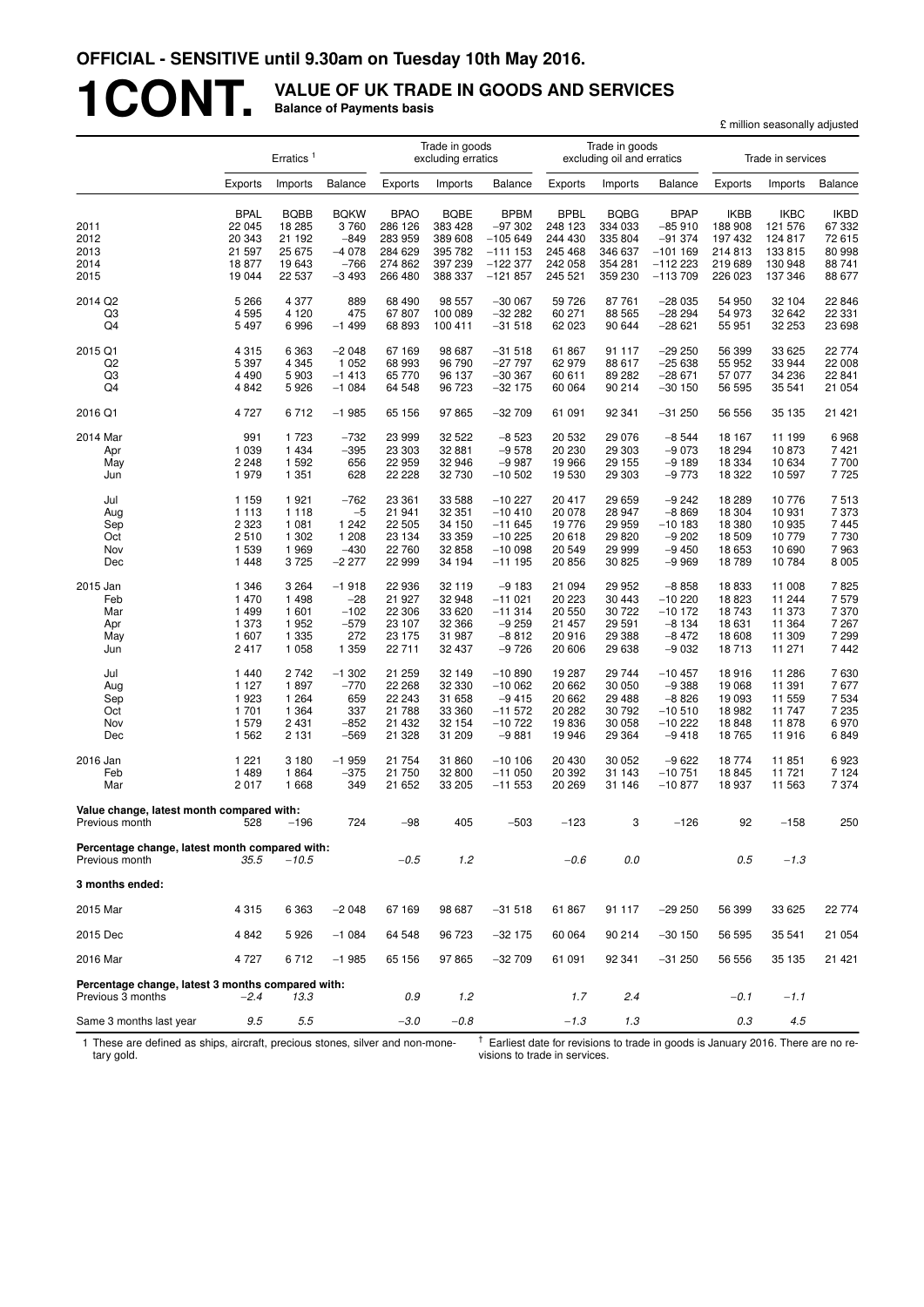**OFFICIAL - SENSITIVE until 9.30am on Tuesday 10th May 2016.**

# 1CONT. VALUE OF UK TRADE IN GOODS AND SERVICES

**Balance of Payments basis**

£ million seasonally adjusted

| | Erratics [1] | | | Trade in goods excluding erratics | | | Trade in goods excluding oil and erratics | | | Trade in services | | |
|---|---|---|---|---|---|---|---|---|---|---|---|---|
| | Exports | Imports | Balance | Exports | Imports | Balance | Exports | Imports | Balance | Exports | Imports | Balance |
| | BPAL | BQBB | BQKW | BPAO | BQBE | BPBM | BPBL | BQBG | BPAP | IKBB | IKBC | IKBD |
| 2011 | 22 045 | 18 285 | 3 760 | 286 126 | 383 428 | −97 302 | 248 123 | 334 033 | −85 910 | 188 908 | 121 576 | 67 332 |
| 2012 | 20 343 | 21 192 | −849 | 283 959 | 389 608 | −105 649 | 244 430 | 335 804 | −91 374 | 197 432 | 124 817 | 72 615 |
| 2013 | 21 597 | 25 675 | −4 078 | 284 629 | 395 782 | −111 153 | 245 468 | 346 637 | −101 169 | 214 813 | 133 815 | 80 998 |
| 2014 | 18 877 | 19 643 | −766 | 274 862 | 397 239 | −122 377 | 242 058 | 354 281 | −112 223 | 219 689 | 130 948 | 88 741 |
| 2015 | 19 044 | 22 537 | −3 493 | 266 480 | 388 337 | −121 857 | 245 521 | 359 230 | −113 709 | 226 023 | 137 346 | 88 677 |
| 2014 Q2 | 5 266 | 4 377 | 889 | 68 490 | 98 557 | −30 067 | 59 726 | 87 761 | −28 035 | 54 950 | 32 104 | 22 846 |
| Q3 | 4 595 | 4 120 | 475 | 67 807 | 100 089 | −32 282 | 60 271 | 88 565 | −28 294 | 54 973 | 32 642 | 22 331 |
| Q4 | 5 497 | 6 996 | −1 499 | 68 893 | 100 411 | −31 518 | 62 023 | 90 644 | −28 621 | 55 951 | 32 253 | 23 698 |
| 2015 Q1 | 4 315 | 6 363 | −2 048 | 67 169 | 98 687 | −31 518 | 61 867 | 91 117 | −29 250 | 56 399 | 33 625 | 22 774 |
| Q2 | 5 397 | 4 345 | 1 052 | 68 993 | 96 790 | −27 797 | 62 979 | 88 617 | −25 638 | 55 952 | 33 944 | 22 008 |
| Q3 | 4 490 | 5 903 | −1 413 | 65 770 | 96 137 | −30 367 | 60 611 | 89 282 | −28 671 | 57 077 | 34 236 | 22 841 |
| Q4 | 4 842 | 5 926 | −1 084 | 64 548 | 96 723 | −32 175 | 60 064 | 90 214 | −30 150 | 56 595 | 35 541 | 21 054 |
| 2016 Q1 | 4 727 | 6 712 | −1 985 | 65 156 | 97 865 | −32 709 | 61 091 | 92 341 | −31 250 | 56 556 | 35 135 | 21 421 |
| 2014 Mar | 991 | 1 723 | −732 | 23 999 | 32 522 | −8 523 | 20 532 | 29 076 | −8 544 | 18 167 | 11 199 | 6 968 |
| Apr | 1 039 | 1 434 | −395 | 23 303 | 32 881 | −9 578 | 20 230 | 29 303 | −9 073 | 18 294 | 10 873 | 7 421 |
| May | 2 248 | 1 592 | 656 | 22 959 | 32 946 | −9 987 | 19 966 | 29 155 | −9 189 | 18 334 | 10 634 | 7 700 |
| Jun | 1 979 | 1 351 | 628 | 22 228 | 32 730 | −10 502 | 19 530 | 29 303 | −9 773 | 18 322 | 10 597 | 7 725 |
| Jul | 1 159 | 1 921 | −762 | 23 361 | 33 588 | −10 227 | 20 417 | 29 659 | −9 242 | 18 289 | 10 776 | 7 513 |
| Aug | 1 113 | 1 118 | −5 | 21 941 | 32 351 | −10 410 | 20 078 | 28 947 | −8 869 | 18 304 | 10 931 | 7 373 |
| Sep | 2 323 | 1 081 | 1 242 | 22 505 | 34 150 | −11 645 | 19 776 | 29 959 | −10 183 | 18 380 | 10 935 | 7 445 |
| Oct | 2 510 | 1 302 | 1 208 | 23 134 | 33 359 | −10 225 | 20 618 | 29 820 | −9 202 | 18 509 | 10 779 | 7 730 |
| Nov | 1 539 | 1 969 | −430 | 22 760 | 32 858 | −10 098 | 20 549 | 29 999 | −9 450 | 18 653 | 10 690 | 7 963 |
| Dec | 1 448 | 3 725 | −2 277 | 22 999 | 34 194 | −11 195 | 20 856 | 30 825 | −9 969 | 18 789 | 10 784 | 8 005 |
| 2015 Jan | 1 346 | 3 264 | −1 918 | 22 936 | 32 119 | −9 183 | 21 094 | 29 952 | −8 858 | 18 833 | 11 008 | 7 825 |
| Feb | 1 470 | 1 498 | −28 | 21 927 | 32 948 | −11 021 | 20 223 | 30 443 | −10 220 | 18 823 | 11 244 | 7 579 |
| Mar | 1 499 | 1 601 | −102 | 22 306 | 33 620 | −11 314 | 20 550 | 30 722 | −10 172 | 18 743 | 11 373 | 7 370 |
| Apr | 1 373 | 1 952 | −579 | 23 107 | 32 366 | −9 259 | 21 457 | 29 591 | −8 134 | 18 631 | 11 364 | 7 267 |
| May | 1 607 | 1 335 | 272 | 23 175 | 31 987 | −8 812 | 20 916 | 29 388 | −8 472 | 18 608 | 11 309 | 7 299 |
| Jun | 2 417 | 1 058 | 1 359 | 22 711 | 32 437 | −9 726 | 20 606 | 29 638 | −9 032 | 18 713 | 11 271 | 7 442 |
| Jul | 1 440 | 2 742 | −1 302 | 21 259 | 32 149 | −10 890 | 19 287 | 29 744 | −10 457 | 18 916 | 11 286 | 7 630 |
| Aug | 1 127 | 1 897 | −770 | 22 268 | 32 330 | −10 062 | 20 662 | 30 050 | −9 388 | 19 068 | 11 391 | 7 677 |
| Sep | 1 923 | 1 264 | 659 | 22 243 | 31 658 | −9 415 | 20 662 | 29 488 | −8 826 | 19 093 | 11 559 | 7 534 |
| Oct | 1 701 | 1 364 | 337 | 21 788 | 33 360 | −11 572 | 20 282 | 30 792 | −10 510 | 18 982 | 11 747 | 7 235 |
| Nov | 1 579 | 2 431 | −852 | 21 432 | 32 154 | −10 722 | 19 836 | 30 058 | −10 222 | 18 848 | 11 878 | 6 970 |
| Dec | 1 562 | 2 131 | −569 | 21 328 | 31 209 | −9 881 | 19 946 | 29 364 | −9 418 | 18 765 | 11 916 | 6 849 |
| 2016 Jan | 1 221 | 3 180 | −1 959 | 21 754 | 31 860 | −10 106 | 20 430 | 30 052 | −9 622 | 18 774 | 11 851 | 6 923 |
| Feb | 1 489 | 1 864 | −375 | 21 750 | 32 800 | −11 050 | 20 392 | 31 143 | −10 751 | 18 845 | 11 721 | 7 124 |
| Mar | 2 017 | 1 668 | 349 | 21 652 | 33 205 | −11 553 | 20 269 | 31 146 | −10 877 | 18 937 | 11 563 | 7 374 |
| **Value change, latest month compared with:** | | | | | | | | | | | | |
| Previous month | 528 | −196 | 724 | −98 | 405 | −503 | −123 | 3 | −126 | 92 | −158 | 250 |
| **Percentage change, latest month compared with:** | | | | | | | | | | | | |
| Previous month | *35.5* | *−10.5* | | *−0.5* | *1.2* | | *−0.6* | *0.0* | | *0.5* | *−1.3* | |
| **3 months ended:** | | | | | | | | | | | | |
| 2015 Mar | 4 315 | 6 363 | −2 048 | 67 169 | 98 687 | −31 518 | 61 867 | 91 117 | −29 250 | 56 399 | 33 625 | 22 774 |
| 2015 Dec | 4 842 | 5 926 | −1 084 | 64 548 | 96 723 | −32 175 | 60 064 | 90 214 | −30 150 | 56 595 | 35 541 | 21 054 |
| 2016 Mar | 4 727 | 6 712 | −1 985 | 65 156 | 97 865 | −32 709 | 61 091 | 92 341 | −31 250 | 56 556 | 35 135 | 21 421 |
| **Percentage change, latest 3 months compared with:** | | | | | | | | | | | | |
| Previous 3 months | *−2.4* | *13.3* | | *0.9* | *1.2* | | *1.7* | *2.4* | | *−0.1* | *−1.1* | |
| Same 3 months last year | *9.5* | *5.5* | | *−3.0* | *−0.8* | | *−1.3* | *1.3* | | *0.3* | *4.5* | |

1 These are defined as ships, aircraft, precious stones, silver and non-monetary gold.

† Earliest date for revisions to trade in goods is January 2016. There are no revisions to trade in services.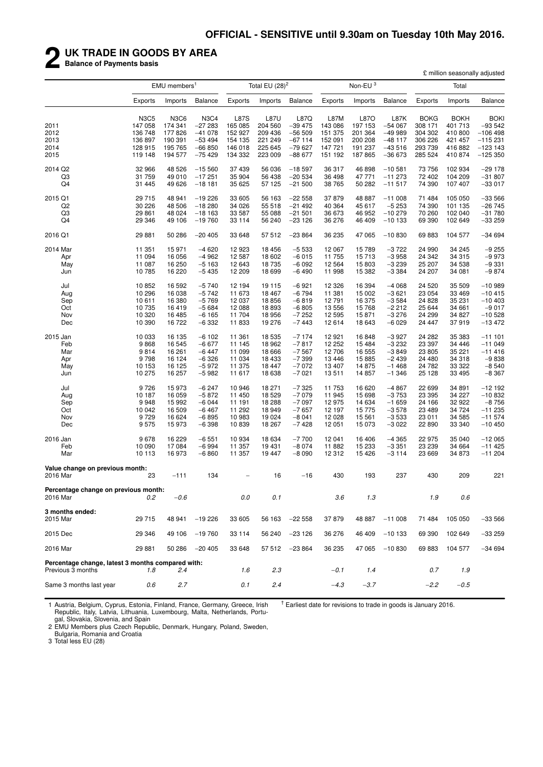**OFFICIAL - SENSITIVE until 9.30am on Tuesday 10th May 2016.**

# 2 UK TRADE IN GOODS BY AREA

**Balance of Payments basis**

£ million seasonally adjusted

| | EMU members[1] | | | Total EU (28)[2] | | | Non-EU[3] | | | Total | | |
|---|---|---|---|---|---|---|---|---|---|---|---|---|
| | Exports | Imports | Balance | Exports | Imports | Balance | Exports | Imports | Balance | Exports | Imports | Balance |
| | N3C5 | N3C6 | N3C4 | L87S | L87U | L87Q | L87M | L87O | L87K | BOKG | BOKH | BOKI |
| 2011 | 147 058 | 174 341 | −27 283 | 165 085 | 204 560 | −39 475 | 143 086 | 197 153 | −54 067 | 308 171 | 401 713 | −93 542 |
| 2012 | 136 748 | 177 826 | −41 078 | 152 927 | 209 436 | −56 509 | 151 375 | 201 364 | −49 989 | 304 302 | 410 800 | −106 498 |
| 2013 | 136 897 | 190 391 | −53 494 | 154 135 | 221 249 | −67 114 | 152 091 | 200 208 | −48 117 | 306 226 | 421 457 | −115 231 |
| 2014 | 128 915 | 195 765 | −66 850 | 146 018 | 225 645 | −79 627 | 147 721 | 191 237 | −43 516 | 293 739 | 416 882 | −123 143 |
| 2015 | 119 148 | 194 577 | −75 429 | 134 332 | 223 009 | −88 677 | 151 192 | 187 865 | −36 673 | 285 524 | 410 874 | −125 350 |
| 2014 Q2 | 32 966 | 48 526 | −15 560 | 37 439 | 56 036 | −18 597 | 36 317 | 46 898 | −10 581 | 73 756 | 102 934 | −29 178 |
| Q3 | 31 759 | 49 010 | −17 251 | 35 904 | 56 438 | −20 534 | 36 498 | 47 771 | −11 273 | 72 402 | 104 209 | −31 807 |
| Q4 | 31 445 | 49 626 | −18 181 | 35 625 | 57 125 | −21 500 | 38 765 | 50 282 | −11 517 | 74 390 | 107 407 | −33 017 |
| 2015 Q1 | 29 715 | 48 941 | −19 226 | 33 605 | 56 163 | −22 558 | 37 879 | 48 887 | −11 008 | 71 484 | 105 050 | −33 566 |
| Q2 | 30 226 | 48 506 | −18 280 | 34 026 | 55 518 | −21 492 | 40 364 | 45 617 | −5 253 | 74 390 | 101 135 | −26 745 |
| Q3 | 29 861 | 48 024 | −18 163 | 33 587 | 55 088 | −21 501 | 36 673 | 46 952 | −10 279 | 70 260 | 102 040 | −31 780 |
| Q4 | 29 346 | 49 106 | −19 760 | 33 114 | 56 240 | −23 126 | 36 276 | 46 409 | −10 133 | 69 390 | 102 649 | −33 259 |
| 2016 Q1 | 29 881 | 50 286 | −20 405 | 33 648 | 57 512 | −23 864 | 36 235 | 47 065 | −10 830 | 69 883 | 104 577 | −34 694 |
| 2014 Mar | 11 351 | 15 971 | −4 620 | 12 923 | 18 456 | −5 533 | 12 067 | 15 789 | −3 722 | 24 990 | 34 245 | −9 255 |
| Apr | 11 094 | 16 056 | −4 962 | 12 587 | 18 602 | −6 015 | 11 755 | 15 713 | −3 958 | 24 342 | 34 315 | −9 973 |
| May | 11 087 | 16 250 | −5 163 | 12 643 | 18 735 | −6 092 | 12 564 | 15 803 | −3 239 | 25 207 | 34 538 | −9 331 |
| Jun | 10 785 | 16 220 | −5 435 | 12 209 | 18 699 | −6 490 | 11 998 | 15 382 | −3 384 | 24 207 | 34 081 | −9 874 |
| Jul | 10 852 | 16 592 | −5 740 | 12 194 | 19 115 | −6 921 | 12 326 | 16 394 | −4 068 | 24 520 | 35 509 | −10 989 |
| Aug | 10 296 | 16 038 | −5 742 | 11 673 | 18 467 | −6 794 | 11 381 | 15 002 | −3 621 | 23 054 | 33 469 | −10 415 |
| Sep | 10 611 | 16 380 | −5 769 | 12 037 | 18 856 | −6 819 | 12 791 | 16 375 | −3 584 | 24 828 | 35 231 | −10 403 |
| Oct | 10 735 | 16 419 | −5 684 | 12 088 | 18 893 | −6 805 | 13 556 | 15 768 | −2 212 | 25 644 | 34 661 | −9 017 |
| Nov | 10 320 | 16 485 | −6 165 | 11 704 | 18 956 | −7 252 | 12 595 | 15 871 | −3 276 | 24 299 | 34 827 | −10 528 |
| Dec | 10 390 | 16 722 | −6 332 | 11 833 | 19 276 | −7 443 | 12 614 | 18 643 | −6 029 | 24 447 | 37 919 | −13 472 |
| 2015 Jan | 10 033 | 16 135 | −6 102 | 11 361 | 18 535 | −7 174 | 12 921 | 16 848 | −3 927 | 24 282 | 35 383 | −11 101 |
| Feb | 9 868 | 16 545 | −6 677 | 11 145 | 18 962 | −7 817 | 12 252 | 15 484 | −3 232 | 23 397 | 34 446 | −11 049 |
| Mar | 9 814 | 16 261 | −6 447 | 11 099 | 18 666 | −7 567 | 12 706 | 16 555 | −3 849 | 23 805 | 35 221 | −11 416 |
| Apr | 9 798 | 16 124 | −6 326 | 11 034 | 18 433 | −7 399 | 13 446 | 15 885 | −2 439 | 24 480 | 34 318 | −9 838 |
| May | 10 153 | 16 125 | −5 972 | 11 375 | 18 447 | −7 072 | 13 407 | 14 875 | −1 468 | 24 782 | 33 322 | −8 540 |
| Jun | 10 275 | 16 257 | −5 982 | 11 617 | 18 638 | −7 021 | 13 511 | 14 857 | −1 346 | 25 128 | 33 495 | −8 367 |
| Jul | 9 726 | 15 973 | −6 247 | 10 946 | 18 271 | −7 325 | 11 753 | 16 620 | −4 867 | 22 699 | 34 891 | −12 192 |
| Aug | 10 187 | 16 059 | −5 872 | 11 450 | 18 529 | −7 079 | 11 945 | 15 698 | −3 753 | 23 395 | 34 227 | −10 832 |
| Sep | 9 948 | 15 992 | −6 044 | 11 191 | 18 288 | −7 097 | 12 975 | 14 634 | −1 659 | 24 166 | 32 922 | −8 756 |
| Oct | 10 042 | 16 509 | −6 467 | 11 292 | 18 949 | −7 657 | 12 197 | 15 775 | −3 578 | 23 489 | 34 724 | −11 235 |
| Nov | 9 729 | 16 624 | −6 895 | 10 983 | 19 024 | −8 041 | 12 028 | 15 561 | −3 533 | 23 011 | 34 585 | −11 574 |
| Dec | 9 575 | 15 973 | −6 398 | 10 839 | 18 267 | −7 428 | 12 051 | 15 073 | −3 022 | 22 890 | 33 340 | −10 450 |
| 2016 Jan | 9 678 | 16 229 | −6 551 | 10 934 | 18 634 | −7 700 | 12 041 | 16 406 | −4 365 | 22 975 | 35 040 | −12 065 |
| Feb | 10 090 | 17 084 | −6 994 | 11 357 | 19 431 | −8 074 | 11 882 | 15 233 | −3 351 | 23 239 | 34 664 | −11 425 |
| Mar | 10 113 | 16 973 | −6 860 | 11 357 | 19 447 | −8 090 | 12 312 | 15 426 | −3 114 | 23 669 | 34 873 | −11 204 |
| **Value change on previous month:** | | | | | | | | | | | | |
| 2016 Mar | 23 | −111 | 134 | – | 16 | −16 | 430 | 193 | 237 | 430 | 209 | 221 |
| **Percentage change on previous month:** | | | | | | | | | | | | |
| 2016 Mar | *0.2* | *−0.6* | | *0.0* | *0.1* | | *3.6* | *1.3* | | *1.9* | *0.6* | |
| **3 months ended:** | | | | | | | | | | | | |
| 2015 Mar | 29 715 | 48 941 | −19 226 | 33 605 | 56 163 | −22 558 | 37 879 | 48 887 | −11 008 | 71 484 | 105 050 | −33 566 |
| 2015 Dec | 29 346 | 49 106 | −19 760 | 33 114 | 56 240 | −23 126 | 36 276 | 46 409 | −10 133 | 69 390 | 102 649 | −33 259 |
| 2016 Mar | 29 881 | 50 286 | −20 405 | 33 648 | 57 512 | −23 864 | 36 235 | 47 065 | −10 830 | 69 883 | 104 577 | −34 694 |
| **Percentage change, latest 3 months compared with:** | | | | | | | | | | | | |
| Previous 3 months | *1.8* | *2.4* | | *1.6* | *2.3* | | *−0.1* | *1.4* | | *0.7* | *1.9* | |
| Same 3 months last year | *0.6* | *2.7* | | *0.1* | *2.4* | | *−4.3* | *−3.7* | | *−2.2* | *−0.5* | |

1 Austria, Belgium, Cyprus, Estonia, Finland, France, Germany, Greece, Irish Republic, Italy, Latvia, Lithuania, Luxembourg, Malta, Netherlands, Portugal, Slovakia, Slovenia, and Spain

2 EMU Members plus Czech Republic, Denmark, Hungary, Poland, Sweden, Bulgaria, Romania and Croatia

3 Total less EU (28)

† Earliest date for revisions to trade in goods is January 2016.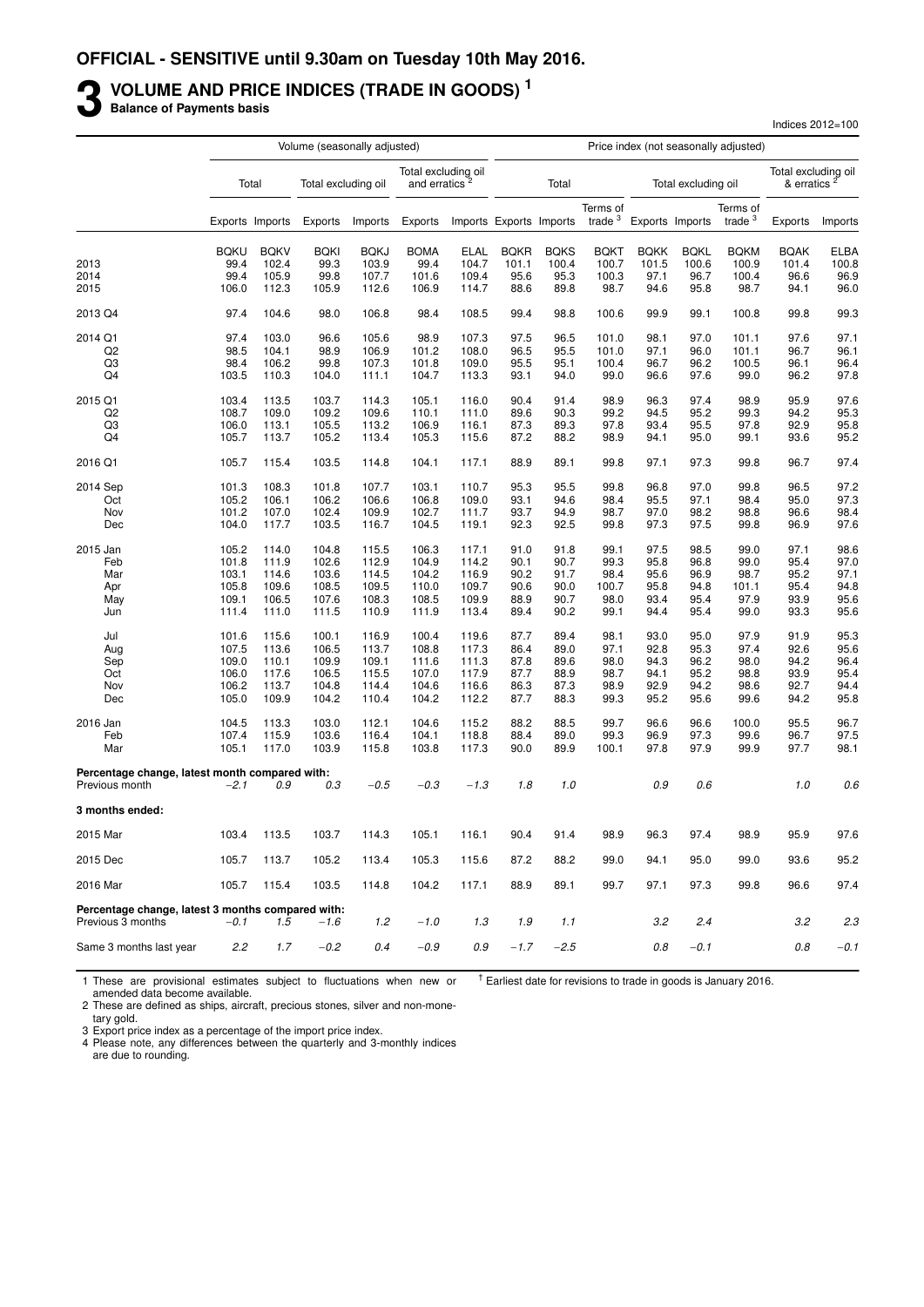**OFFICIAL - SENSITIVE until 9.30am on Tuesday 10th May 2016.**

# 3 VOLUME AND PRICE INDICES (TRADE IN GOODS) [1]

**Balance of Payments basis**

Indices 2012=100

| | Volume (seasonally adjusted) | | | | | | Price index (not seasonally adjusted) | | | | | | | | |
|---|---|---|---|---|---|---|---|---|---|---|---|---|---|---|---|
| | Total | | Total excluding oil | | Total excluding oil and erratics [2] | | Total | | | Total excluding oil | | | Total excluding oil & erratics [2] | |
| | Exports | Imports | Exports | Imports | Exports | Imports | Exports | Imports | Terms of trade [3] | Exports | Imports | Terms of trade [3] | Exports | Imports |
| | BQKU | BQKV | BQKI | BQKJ | BOMA | ELAL | BQKR | BQKS | BQKT | BQKK | BQKL | BQKM | BQAK | ELBA |
| 2013 | 99.4 | 102.4 | 99.3 | 103.9 | 99.4 | 104.7 | 101.1 | 100.4 | 100.7 | 101.5 | 100.6 | 100.9 | 101.4 | 100.8 |
| 2014 | 99.4 | 105.9 | 99.8 | 107.7 | 101.6 | 109.4 | 95.6 | 95.3 | 100.3 | 97.1 | 96.7 | 100.4 | 96.6 | 96.9 |
| 2015 | 106.0 | 112.3 | 105.9 | 112.6 | 106.9 | 114.7 | 88.6 | 89.8 | 98.7 | 94.6 | 95.8 | 98.7 | 94.1 | 96.0 |
| 2013 Q4 | 97.4 | 104.6 | 98.0 | 106.8 | 98.4 | 108.5 | 99.4 | 98.8 | 100.6 | 99.9 | 99.1 | 100.8 | 99.8 | 99.3 |
| 2014 Q1 | 97.4 | 103.0 | 96.6 | 105.6 | 98.9 | 107.3 | 97.5 | 96.5 | 101.0 | 98.1 | 97.0 | 101.1 | 97.6 | 97.1 |
| Q2 | 98.5 | 104.1 | 98.9 | 106.9 | 101.2 | 108.0 | 96.5 | 95.5 | 101.0 | 97.1 | 96.0 | 101.1 | 96.7 | 96.1 |
| Q3 | 98.4 | 106.2 | 99.8 | 107.3 | 101.8 | 109.0 | 95.5 | 95.1 | 100.4 | 96.7 | 96.2 | 100.5 | 96.1 | 96.4 |
| Q4 | 103.5 | 110.3 | 104.0 | 111.1 | 104.7 | 113.3 | 93.1 | 94.0 | 99.0 | 96.6 | 97.6 | 99.0 | 96.2 | 97.8 |
| 2015 Q1 | 103.4 | 113.5 | 103.7 | 114.3 | 105.1 | 116.0 | 90.4 | 91.4 | 98.9 | 96.3 | 97.4 | 98.9 | 95.9 | 97.6 |
| Q2 | 108.7 | 109.0 | 109.2 | 109.6 | 110.1 | 111.0 | 89.6 | 90.3 | 99.2 | 94.5 | 95.2 | 99.3 | 94.2 | 95.3 |
| Q3 | 106.0 | 113.1 | 105.5 | 113.2 | 106.9 | 116.1 | 87.3 | 89.3 | 97.8 | 93.4 | 95.5 | 97.8 | 92.9 | 95.8 |
| Q4 | 105.7 | 113.7 | 105.2 | 113.4 | 105.3 | 115.6 | 87.2 | 88.2 | 98.9 | 94.1 | 95.0 | 99.1 | 93.6 | 95.2 |
| 2016 Q1 | 105.7 | 115.4 | 103.5 | 114.8 | 104.1 | 117.1 | 88.9 | 89.1 | 99.8 | 97.1 | 97.3 | 99.8 | 96.7 | 97.4 |
| 2014 Sep | 101.3 | 108.3 | 101.8 | 107.7 | 103.1 | 110.7 | 95.3 | 95.5 | 99.8 | 96.8 | 97.0 | 99.8 | 96.5 | 97.2 |
| Oct | 105.2 | 106.1 | 106.2 | 106.6 | 106.8 | 109.0 | 93.1 | 94.6 | 98.4 | 95.5 | 97.1 | 98.4 | 95.0 | 97.3 |
| Nov | 101.2 | 107.0 | 102.4 | 109.9 | 102.7 | 111.7 | 93.7 | 94.9 | 98.7 | 97.0 | 98.2 | 98.8 | 96.6 | 98.4 |
| Dec | 104.0 | 117.7 | 103.5 | 116.7 | 104.5 | 119.1 | 92.3 | 92.5 | 99.8 | 97.3 | 97.5 | 99.8 | 96.9 | 97.6 |
| 2015 Jan | 105.2 | 114.0 | 104.8 | 115.5 | 106.3 | 117.1 | 91.0 | 91.8 | 99.1 | 97.5 | 98.5 | 99.0 | 97.1 | 98.6 |
| Feb | 101.8 | 111.9 | 102.6 | 112.9 | 104.9 | 114.2 | 90.1 | 90.7 | 99.3 | 95.8 | 96.8 | 99.0 | 95.4 | 97.0 |
| Mar | 103.1 | 114.6 | 103.6 | 114.5 | 104.2 | 116.9 | 90.2 | 91.7 | 98.4 | 95.6 | 96.9 | 98.7 | 95.2 | 97.1 |
| Apr | 105.8 | 109.6 | 108.5 | 109.5 | 110.0 | 109.7 | 90.6 | 90.0 | 100.7 | 95.8 | 94.8 | 101.1 | 95.4 | 94.8 |
| May | 109.1 | 106.5 | 107.6 | 108.3 | 108.5 | 109.9 | 88.9 | 90.7 | 98.0 | 93.4 | 95.4 | 97.9 | 93.9 | 95.6 |
| Jun | 111.4 | 111.0 | 111.5 | 110.9 | 111.9 | 113.4 | 89.4 | 90.2 | 99.1 | 94.4 | 95.4 | 99.0 | 93.3 | 95.6 |
| Jul | 101.6 | 115.6 | 100.1 | 116.9 | 100.4 | 119.6 | 87.7 | 89.4 | 98.1 | 93.0 | 95.0 | 97.9 | 91.9 | 95.3 |
| Aug | 107.5 | 113.6 | 106.5 | 113.7 | 108.8 | 117.3 | 86.4 | 89.0 | 97.1 | 92.8 | 95.3 | 97.4 | 92.6 | 95.6 |
| Sep | 109.0 | 110.1 | 109.9 | 109.1 | 111.6 | 111.3 | 87.8 | 89.6 | 98.0 | 94.3 | 96.2 | 98.0 | 94.2 | 96.4 |
| Oct | 106.0 | 117.6 | 106.5 | 115.5 | 107.0 | 117.9 | 87.7 | 88.9 | 98.7 | 94.1 | 95.2 | 98.8 | 93.9 | 95.4 |
| Nov | 106.2 | 113.7 | 104.8 | 114.4 | 104.6 | 116.6 | 86.3 | 87.3 | 98.9 | 92.9 | 94.2 | 98.6 | 92.7 | 94.4 |
| Dec | 105.0 | 109.9 | 104.2 | 110.4 | 104.2 | 112.2 | 87.7 | 88.3 | 99.3 | 95.2 | 95.6 | 99.6 | 94.2 | 95.8 |
| 2016 Jan | 104.5 | 113.3 | 103.0 | 112.1 | 104.6 | 115.2 | 88.2 | 88.5 | 99.7 | 96.6 | 96.6 | 100.0 | 95.5 | 96.7 |
| Feb | 107.4 | 115.9 | 103.6 | 116.4 | 104.1 | 118.8 | 88.4 | 89.0 | 99.3 | 96.9 | 97.3 | 99.6 | 96.7 | 97.5 |
| Mar | 105.1 | 117.0 | 103.9 | 115.8 | 103.8 | 117.3 | 90.0 | 89.9 | 100.1 | 97.8 | 97.9 | 99.9 | 97.7 | 98.1 |
| **Percentage change, latest month compared with:** | | | | | | | | | | | | | | |
| Previous month | *−2.1* | *0.9* | *0.3* | *−0.5* | *−0.3* | *−1.3* | *1.8* | *1.0* | | *0.9* | *0.6* | | *1.0* | *0.6* |
| **3 months ended:** | | | | | | | | | | | | | | |
| 2015 Mar | 103.4 | 113.5 | 103.7 | 114.3 | 105.1 | 116.1 | 90.4 | 91.4 | 98.9 | 96.3 | 97.4 | 98.9 | 95.9 | 97.6 |
| 2015 Dec | 105.7 | 113.7 | 105.2 | 113.4 | 105.3 | 115.6 | 87.2 | 88.2 | 99.0 | 94.1 | 95.0 | 99.0 | 93.6 | 95.2 |
| 2016 Mar | 105.7 | 115.4 | 103.5 | 114.8 | 104.2 | 117.1 | 88.9 | 89.1 | 99.7 | 97.1 | 97.3 | 99.8 | 96.6 | 97.4 |
| **Percentage change, latest 3 months compared with:** | | | | | | | | | | | | | | |
| Previous 3 months | *−0.1* | *1.5* | *−1.6* | *1.2* | *−1.0* | *1.3* | *1.9* | *1.1* | | *3.2* | *2.4* | | *3.2* | *2.3* |
| Same 3 months last year | *2.2* | *1.7* | *−0.2* | *0.4* | *−0.9* | *0.9* | *−1.7* | *−2.5* | | *0.8* | *−0.1* | | *0.8* | *−0.1* |

1 These are provisional estimates subject to fluctuations when new or amended data become available.
2 These are defined as ships, aircraft, precious stones, silver and non-monetary gold.
3 Export price index as a percentage of the import price index.
4 Please note, any differences between the quarterly and 3-monthly indices are due to rounding.

† Earliest date for revisions to trade in goods is January 2016.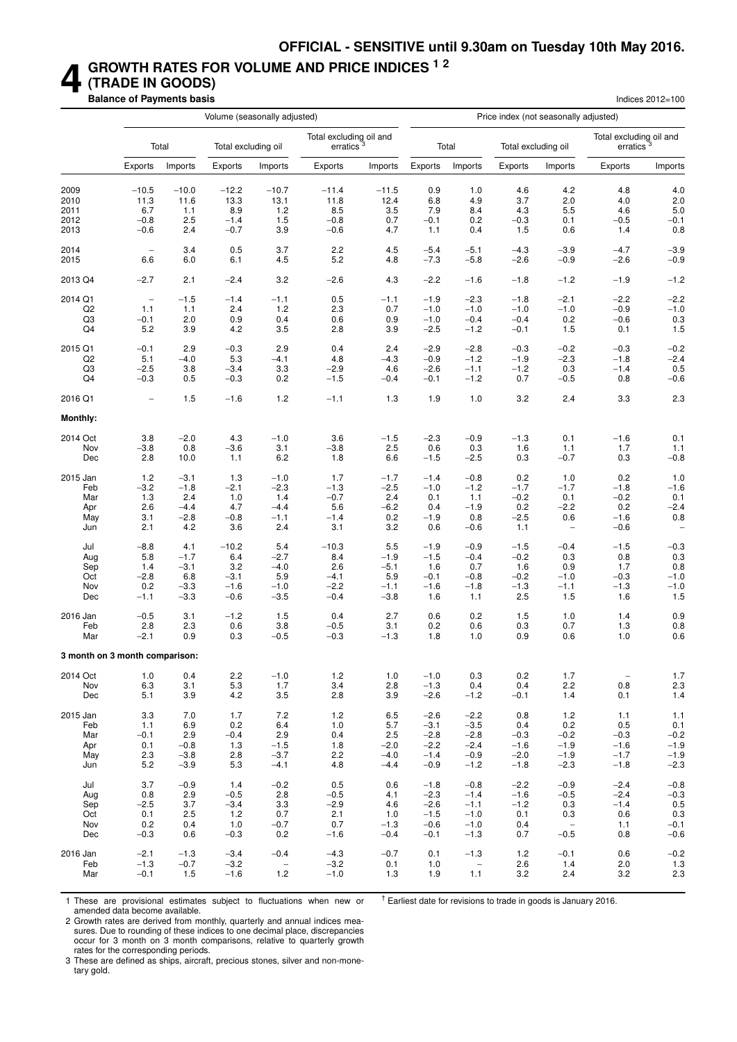**OFFICIAL - SENSITIVE until 9.30am on Tuesday 10th May 2016.**

# 4 GROWTH RATES FOR VOLUME AND PRICE INDICES [1 2] (TRADE IN GOODS)

**Balance of Payments basis**

Indices 2012=100

| | Volume (seasonally adjusted) | | | | | | Price index (not seasonally adjusted) | | | | | |
|---|---|---|---|---|---|---|---|---|---|---|---|---|
| | Total | | Total excluding oil | | Total excluding oil and erratics [3] | | Total | | Total excluding oil | | Total excluding oil and erratics [3] | |
| | Exports | Imports | Exports | Imports | Exports | Imports | Exports | Imports | Exports | Imports | Exports | Imports |
| 2009 | −10.5 | −10.0 | −12.2 | −10.7 | −11.4 | −11.5 | 0.9 | 1.0 | 4.6 | 4.2 | 4.8 | 4.0 |
| 2010 | 11.3 | 11.6 | 13.3 | 13.1 | 11.8 | 12.4 | 6.8 | 4.9 | 3.7 | 2.0 | 4.0 | 2.0 |
| 2011 | 6.7 | 1.1 | 8.9 | 1.2 | 8.5 | 3.5 | 7.9 | 8.4 | 4.3 | 5.5 | 4.6 | 5.0 |
| 2012 | −0.8 | 2.5 | −1.4 | 1.5 | −0.8 | 0.7 | −0.1 | 0.2 | −0.3 | 0.1 | −0.5 | −0.1 |
| 2013 | −0.6 | 2.4 | −0.7 | 3.9 | −0.6 | 4.7 | 1.1 | 0.4 | 1.5 | 0.6 | 1.4 | 0.8 |
| 2014 | – | 3.4 | 0.5 | 3.7 | 2.2 | 4.5 | −5.4 | −5.1 | −4.3 | −3.9 | −4.7 | −3.9 |
| 2015 | 6.6 | 6.0 | 6.1 | 4.5 | 5.2 | 4.8 | −7.3 | −5.8 | −2.6 | −0.9 | −2.6 | −0.9 |
| 2013 Q4 | −2.7 | 2.1 | −2.4 | 3.2 | −2.6 | 4.3 | −2.2 | −1.6 | −1.8 | −1.2 | −1.9 | −1.2 |
| 2014 Q1 | – | −1.5 | −1.4 | −1.1 | 0.5 | −1.1 | −1.9 | −2.3 | −1.8 | −2.1 | −2.2 | −2.2 |
| Q2 | 1.1 | 1.1 | 2.4 | 1.2 | 2.3 | 0.7 | −1.0 | −1.0 | −1.0 | −1.0 | −0.9 | −1.0 |
| Q3 | −0.1 | 2.0 | 0.9 | 0.4 | 0.6 | 0.9 | −1.0 | −0.4 | −0.4 | 0.2 | −0.6 | 0.3 |
| Q4 | 5.2 | 3.9 | 4.2 | 3.5 | 2.8 | 3.9 | −2.5 | −1.2 | −0.1 | 1.5 | 0.1 | 1.5 |
| 2015 Q1 | −0.1 | 2.9 | −0.3 | 2.9 | 0.4 | 2.4 | −2.9 | −2.8 | −0.3 | −0.2 | −0.3 | −0.2 |
| Q2 | 5.1 | −4.0 | 5.3 | −4.1 | 4.8 | −4.3 | −0.9 | −1.2 | −1.9 | −2.3 | −1.8 | −2.4 |
| Q3 | −2.5 | 3.8 | −3.4 | 3.3 | −2.9 | 4.6 | −2.6 | −1.1 | −1.2 | 0.3 | −1.4 | 0.5 |
| Q4 | −0.3 | 0.5 | −0.3 | 0.2 | −1.5 | −0.4 | −0.1 | −1.2 | 0.7 | −0.5 | 0.8 | −0.6 |
| 2016 Q1 | – | 1.5 | −1.6 | 1.2 | −1.1 | 1.3 | 1.9 | 1.0 | 3.2 | 2.4 | 3.3 | 2.3 |
| **Monthly:** | | | | | | | | | | | | |
| 2014 Oct | 3.8 | −2.0 | 4.3 | −1.0 | 3.6 | −1.5 | −2.3 | −0.9 | −1.3 | 0.1 | −1.6 | 0.1 |
| Nov | −3.8 | 0.8 | −3.6 | 3.1 | −3.8 | 2.5 | 0.6 | 0.3 | 1.6 | 1.1 | 1.7 | 1.1 |
| Dec | 2.8 | 10.0 | 1.1 | 6.2 | 1.8 | 6.6 | −1.5 | −2.5 | 0.3 | −0.7 | 0.3 | −0.8 |
| 2015 Jan | 1.2 | −3.1 | 1.3 | −1.0 | 1.7 | −1.7 | −1.4 | −0.8 | 0.2 | 1.0 | 0.2 | 1.0 |
| Feb | −3.2 | −1.8 | −2.1 | −2.3 | −1.3 | −2.5 | −1.0 | −1.2 | −1.7 | −1.7 | −1.8 | −1.6 |
| Mar | 1.3 | 2.4 | 1.0 | 1.4 | −0.7 | 2.4 | 0.1 | 1.1 | −0.2 | 0.1 | −0.2 | 0.1 |
| Apr | 2.6 | −4.4 | 4.7 | −4.4 | 5.6 | −6.2 | 0.4 | −1.9 | 0.2 | −2.2 | 0.2 | −2.4 |
| May | 3.1 | −2.8 | −0.8 | −1.1 | −1.4 | 0.2 | −1.9 | 0.8 | −2.5 | 0.6 | −1.6 | 0.8 |
| Jun | 2.1 | 4.2 | 3.6 | 2.4 | 3.1 | 3.2 | 0.6 | −0.6 | 1.1 | – | −0.6 | – |
| Jul | −8.8 | 4.1 | −10.2 | 5.4 | −10.3 | 5.5 | −1.9 | −0.9 | −1.5 | −0.4 | −1.5 | −0.3 |
| Aug | 5.8 | −1.7 | 6.4 | −2.7 | 8.4 | −1.9 | −1.5 | −0.4 | −0.2 | 0.3 | 0.8 | 0.3 |
| Sep | 1.4 | −3.1 | 3.2 | −4.0 | 2.6 | −5.1 | 1.6 | 0.7 | 1.6 | 0.9 | 1.7 | 0.8 |
| Oct | −2.8 | 6.8 | −3.1 | 5.9 | −4.1 | 5.9 | −0.1 | −0.8 | −0.2 | −1.0 | −0.3 | −1.0 |
| Nov | 0.2 | −3.3 | −1.6 | −1.0 | −2.2 | −1.1 | −1.6 | −1.8 | −1.3 | −1.1 | −1.3 | −1.0 |
| Dec | −1.1 | −3.3 | −0.6 | −3.5 | −0.4 | −3.8 | 1.6 | 1.1 | 2.5 | 1.5 | 1.6 | 1.5 |
| 2016 Jan | −0.5 | 3.1 | −1.2 | 1.5 | 0.4 | 2.7 | 0.6 | 0.2 | 1.5 | 1.0 | 1.4 | 0.9 |
| Feb | 2.8 | 2.3 | 0.6 | 3.8 | −0.5 | 3.1 | 0.2 | 0.6 | 0.3 | 0.7 | 1.3 | 0.8 |
| Mar | −2.1 | 0.9 | 0.3 | −0.5 | −0.3 | −1.3 | 1.8 | 1.0 | 0.9 | 0.6 | 1.0 | 0.6 |
| **3 month on 3 month comparison:** | | | | | | | | | | | | |
| 2014 Oct | 1.0 | 0.4 | 2.2 | −1.0 | 1.2 | 1.0 | −1.0 | 0.3 | 0.2 | 1.7 | – | 1.7 |
| Nov | 6.3 | 3.1 | 5.3 | 1.7 | 3.4 | 2.8 | −1.3 | 0.4 | 0.4 | 2.2 | 0.8 | 2.3 |
| Dec | 5.1 | 3.9 | 4.2 | 3.5 | 2.8 | 3.9 | −2.6 | −1.2 | −0.1 | 1.4 | 0.1 | 1.4 |
| 2015 Jan | 3.3 | 7.0 | 1.7 | 7.2 | 1.2 | 6.5 | −2.6 | −2.2 | 0.8 | 1.2 | 1.1 | 1.1 |
| Feb | 1.1 | 6.9 | 0.2 | 6.4 | 1.0 | 5.7 | −3.1 | −3.5 | 0.4 | 0.2 | 0.5 | 0.1 |
| Mar | −0.1 | 2.9 | −0.4 | 2.9 | 0.4 | 2.5 | −2.8 | −2.8 | −0.3 | −0.2 | −0.3 | −0.2 |
| Apr | 0.1 | −0.8 | 1.3 | −1.5 | 1.8 | −2.0 | −2.2 | −2.4 | −1.6 | −1.9 | −1.6 | −1.9 |
| May | 2.3 | −3.8 | 2.8 | −3.7 | 2.2 | −4.0 | −1.4 | −0.9 | −2.0 | −1.9 | −1.7 | −1.9 |
| Jun | 5.2 | −3.9 | 5.3 | −4.1 | 4.8 | −4.4 | −0.9 | −1.2 | −1.8 | −2.3 | −1.8 | −2.3 |
| Jul | 3.7 | −0.9 | 1.4 | −0.2 | 0.5 | 0.6 | −1.8 | −0.8 | −2.2 | −0.9 | −2.4 | −0.8 |
| Aug | 0.8 | 2.9 | −0.5 | 2.8 | −0.5 | 4.1 | −2.3 | −1.4 | −1.6 | −0.5 | −2.4 | −0.3 |
| Sep | −2.5 | 3.7 | −3.4 | 3.3 | −2.9 | 4.6 | −2.6 | −1.1 | −1.2 | 0.3 | −1.4 | 0.5 |
| Oct | 0.1 | 2.5 | 1.2 | 0.7 | 2.1 | 1.0 | −1.5 | −1.0 | 0.1 | 0.3 | 0.6 | 0.3 |
| Nov | 0.2 | 0.4 | 1.0 | −0.7 | 0.7 | −1.3 | −0.6 | −1.0 | 0.4 | – | 1.1 | −0.1 |
| Dec | −0.3 | 0.6 | −0.3 | 0.2 | −1.6 | −0.4 | −0.1 | −1.3 | 0.7 | −0.5 | 0.8 | −0.6 |
| 2016 Jan | −2.1 | −1.3 | −3.4 | −0.4 | −4.3 | −0.7 | 0.1 | −1.3 | 1.2 | −0.1 | 0.6 | −0.2 |
| Feb | −1.3 | −0.7 | −3.2 | – | −3.2 | 0.1 | 1.0 | – | 2.6 | 1.4 | 2.0 | 1.3 |
| Mar | −0.1 | 1.5 | −1.6 | 1.2 | −1.0 | 1.3 | 1.9 | 1.1 | 3.2 | 2.4 | 3.2 | 2.3 |

1 These are provisional estimates subject to fluctuations when new or amended data become available.

2 Growth rates are derived from monthly, quarterly and annual indices measures. Due to rounding of these indices to one decimal place, discrepancies occur for 3 month on 3 month comparisons, relative to quarterly growth rates for the corresponding periods.

3 These are defined as ships, aircraft, precious stones, silver and non-monetary gold.

† Earliest date for revisions to trade in goods is January 2016.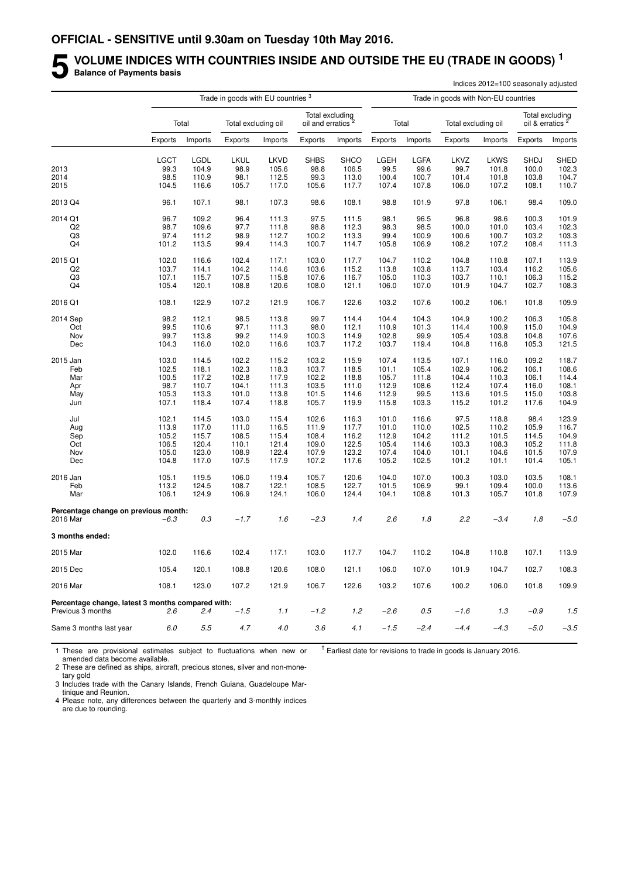**OFFICIAL - SENSITIVE until 9.30am on Tuesday 10th May 2016.**

# 5 VOLUME INDICES WITH COUNTRIES INSIDE AND OUTSIDE THE EU (TRADE IN GOODS) [1]

**Balance of Payments basis**

Indices 2012=100 seasonally adjusted

| | Trade in goods with EU countries [3] | | | | | | Trade in goods with Non-EU countries | | | | | |
|---|---|---|---|---|---|---|---|---|---|---|---|---|
| | Total | | Total excluding oil | | Total excluding oil and erratics [2] | | Total | | Total excluding oil | | Total excluding oil & erratics [2] | |
| | Exports | Imports | Exports | Imports | Exports | Imports | Exports | Imports | Exports | Imports | Exports | Imports |
| | LGCT | LGDL | LKUL | LKVD | SHBS | SHCO | LGEH | LGFA | LKVZ | LKWS | SHDJ | SHED |
| 2013 | 99.3 | 104.9 | 98.9 | 105.6 | 98.8 | 106.5 | 99.5 | 99.6 | 99.7 | 101.8 | 100.0 | 102.3 |
| 2014 | 98.5 | 110.9 | 98.1 | 112.5 | 99.3 | 113.0 | 100.4 | 100.7 | 101.4 | 101.8 | 103.8 | 104.7 |
| 2015 | 104.5 | 116.6 | 105.7 | 117.0 | 105.6 | 117.7 | 107.4 | 107.8 | 106.0 | 107.2 | 108.1 | 110.7 |
| 2013 Q4 | 96.1 | 107.1 | 98.1 | 107.3 | 98.6 | 108.1 | 98.8 | 101.9 | 97.8 | 106.1 | 98.4 | 109.0 |
| 2014 Q1 | 96.7 | 109.2 | 96.4 | 111.3 | 97.5 | 111.5 | 98.1 | 96.5 | 96.8 | 98.6 | 100.3 | 101.9 |
| Q2 | 98.7 | 109.6 | 97.7 | 111.8 | 98.8 | 112.3 | 98.3 | 98.5 | 100.0 | 101.0 | 103.4 | 102.3 |
| Q3 | 97.4 | 111.2 | 98.9 | 112.7 | 100.2 | 113.3 | 99.4 | 100.9 | 100.6 | 100.7 | 103.2 | 103.3 |
| Q4 | 101.2 | 113.5 | 99.4 | 114.3 | 100.7 | 114.7 | 105.8 | 106.9 | 108.2 | 107.2 | 108.4 | 111.3 |
| 2015 Q1 | 102.0 | 116.6 | 102.4 | 117.1 | 103.0 | 117.7 | 104.7 | 110.2 | 104.8 | 110.8 | 107.1 | 113.9 |
| Q2 | 103.7 | 114.1 | 104.2 | 114.6 | 103.6 | 115.2 | 113.8 | 103.8 | 113.7 | 103.4 | 116.2 | 105.6 |
| Q3 | 107.1 | 115.7 | 107.5 | 115.8 | 107.6 | 116.7 | 105.0 | 110.3 | 103.7 | 110.1 | 106.3 | 115.2 |
| Q4 | 105.4 | 120.1 | 108.8 | 120.6 | 108.0 | 121.1 | 106.0 | 107.0 | 101.9 | 104.7 | 102.7 | 108.3 |
| 2016 Q1 | 108.1 | 122.9 | 107.2 | 121.9 | 106.7 | 122.6 | 103.2 | 107.6 | 100.2 | 106.1 | 101.8 | 109.9 |
| 2014 Sep | 98.2 | 112.1 | 98.5 | 113.8 | 99.7 | 114.4 | 104.4 | 104.3 | 104.9 | 100.2 | 106.3 | 105.8 |
| Oct | 99.5 | 110.6 | 97.1 | 111.3 | 98.0 | 112.1 | 110.9 | 101.3 | 114.4 | 100.9 | 115.0 | 104.9 |
| Nov | 99.7 | 113.8 | 99.2 | 114.9 | 100.3 | 114.9 | 102.8 | 99.9 | 105.4 | 103.8 | 104.8 | 107.6 |
| Dec | 104.3 | 116.0 | 102.0 | 116.6 | 103.7 | 117.2 | 103.7 | 119.4 | 104.8 | 116.8 | 105.3 | 121.5 |
| 2015 Jan | 103.0 | 114.5 | 102.2 | 115.2 | 103.2 | 115.9 | 107.4 | 113.5 | 107.1 | 116.0 | 109.2 | 118.7 |
| Feb | 102.5 | 118.1 | 102.3 | 118.3 | 103.7 | 118.5 | 101.1 | 105.4 | 102.9 | 106.2 | 106.1 | 108.6 |
| Mar | 100.5 | 117.2 | 102.8 | 117.9 | 102.2 | 118.8 | 105.7 | 111.8 | 104.4 | 110.3 | 106.1 | 114.4 |
| Apr | 98.7 | 110.7 | 104.1 | 111.3 | 103.5 | 111.0 | 112.9 | 108.6 | 112.4 | 107.4 | 116.0 | 108.1 |
| May | 105.3 | 113.3 | 101.0 | 113.8 | 101.5 | 114.6 | 112.9 | 99.5 | 113.6 | 101.5 | 115.0 | 103.8 |
| Jun | 107.1 | 118.4 | 107.4 | 118.8 | 105.7 | 119.9 | 115.8 | 103.3 | 115.2 | 101.2 | 117.6 | 104.9 |
| Jul | 102.1 | 114.5 | 103.0 | 115.4 | 102.6 | 116.3 | 101.0 | 116.6 | 97.5 | 118.8 | 98.4 | 123.9 |
| Aug | 113.9 | 117.0 | 111.0 | 116.5 | 111.9 | 117.7 | 101.0 | 110.0 | 102.5 | 110.2 | 105.9 | 116.7 |
| Sep | 105.2 | 115.7 | 108.5 | 115.4 | 108.4 | 116.2 | 112.9 | 104.2 | 111.2 | 101.5 | 114.5 | 104.9 |
| Oct | 106.5 | 120.4 | 110.1 | 121.4 | 109.0 | 122.5 | 105.4 | 114.6 | 103.3 | 108.3 | 105.2 | 111.8 |
| Nov | 105.0 | 123.0 | 108.9 | 122.4 | 107.9 | 123.2 | 107.4 | 104.0 | 101.1 | 104.6 | 101.5 | 107.9 |
| Dec | 104.8 | 117.0 | 107.5 | 117.9 | 107.2 | 117.6 | 105.2 | 102.5 | 101.2 | 101.1 | 101.4 | 105.1 |
| 2016 Jan | 105.1 | 119.5 | 106.0 | 119.4 | 105.7 | 120.6 | 104.0 | 107.0 | 100.3 | 103.0 | 103.5 | 108.1 |
| Feb | 113.2 | 124.5 | 108.7 | 122.1 | 108.5 | 122.7 | 101.5 | 106.9 | 99.1 | 109.4 | 100.0 | 113.6 |
| Mar | 106.1 | 124.9 | 106.9 | 124.1 | 106.0 | 124.4 | 104.1 | 108.8 | 101.3 | 105.7 | 101.8 | 107.9 |
| **Percentage change on previous month:** | | | | | | | | | | | | |
| 2016 Mar | *−6.3* | *0.3* | *−1.7* | *1.6* | *−2.3* | *1.4* | *2.6* | *1.8* | *2.2* | *−3.4* | *1.8* | *−5.0* |
| **3 months ended:** | | | | | | | | | | | | |
| 2015 Mar | 102.0 | 116.6 | 102.4 | 117.1 | 103.0 | 117.7 | 104.7 | 110.2 | 104.8 | 110.8 | 107.1 | 113.9 |
| 2015 Dec | 105.4 | 120.1 | 108.8 | 120.6 | 108.0 | 121.1 | 106.0 | 107.0 | 101.9 | 104.7 | 102.7 | 108.3 |
| 2016 Mar | 108.1 | 123.0 | 107.2 | 121.9 | 106.7 | 122.6 | 103.2 | 107.6 | 100.2 | 106.0 | 101.8 | 109.9 |
| **Percentage change, latest 3 months compared with:** | | | | | | | | | | | | |
| Previous 3 months | *2.6* | *2.4* | *−1.5* | *1.1* | *−1.2* | *1.2* | *−2.6* | *0.5* | *−1.6* | *1.3* | *−0.9* | *1.5* |
| Same 3 months last year | *6.0* | *5.5* | *4.7* | *4.0* | *3.6* | *4.1* | *−1.5* | *−2.4* | *−4.4* | *−4.3* | *−5.0* | *−3.5* |

1 These are provisional estimates subject to fluctuations when new or amended data become available.

2 These are defined as ships, aircraft, precious stones, silver and non-monetary gold

3 Includes trade with the Canary Islands, French Guiana, Guadeloupe Martinique and Reunion.

4 Please note, any differences between the quarterly and 3-monthly indices are due to rounding.

† Earliest date for revisions to trade in goods is January 2016.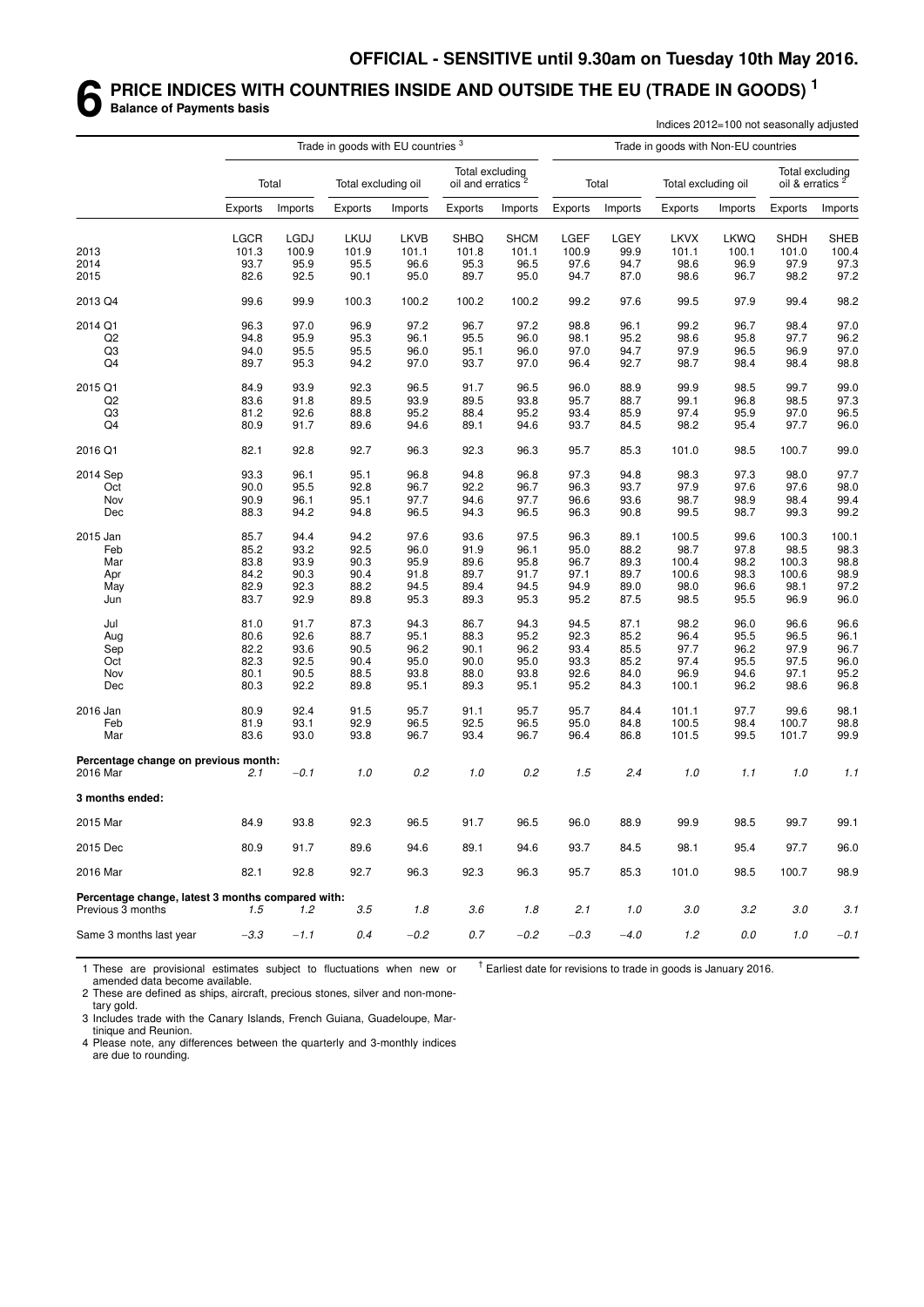**OFFICIAL - SENSITIVE until 9.30am on Tuesday 10th May 2016.**

# 6 PRICE INDICES WITH COUNTRIES INSIDE AND OUTSIDE THE EU (TRADE IN GOODS) [1]

**Balance of Payments basis**

Indices 2012=100 not seasonally adjusted

| | Trade in goods with EU countries [3] | | | | | | Trade in goods with Non-EU countries | | | | | |
|---|---|---|---|---|---|---|---|---|---|---|---|---|
| | Total | | Total excluding oil | | Total excluding oil and erratics [2] | | Total | | Total excluding oil | | Total excluding oil & erratics [2] | |
| | Exports | Imports | Exports | Imports | Exports | Imports | Exports | Imports | Exports | Imports | Exports | Imports |
| | LGCR | LGDJ | LKUJ | LKVB | SHBQ | SHCM | LGEF | LGEY | LKVX | LKWQ | SHDH | SHEB |
| 2013 | 101.3 | 100.9 | 101.9 | 101.1 | 101.8 | 101.1 | 100.9 | 99.9 | 101.1 | 100.1 | 101.0 | 100.4 |
| 2014 | 93.7 | 95.9 | 95.5 | 96.6 | 95.3 | 96.5 | 97.6 | 94.7 | 98.6 | 96.9 | 97.9 | 97.3 |
| 2015 | 82.6 | 92.5 | 90.1 | 95.0 | 89.7 | 95.0 | 94.7 | 87.0 | 98.6 | 96.7 | 98.2 | 97.2 |
| 2013 Q4 | 99.6 | 99.9 | 100.3 | 100.2 | 100.2 | 100.2 | 99.2 | 97.6 | 99.5 | 97.9 | 99.4 | 98.2 |
| 2014 Q1 | 96.3 | 97.0 | 96.9 | 97.2 | 96.7 | 97.2 | 98.8 | 96.1 | 99.2 | 96.7 | 98.4 | 97.0 |
| Q2 | 94.8 | 95.9 | 95.3 | 96.1 | 95.5 | 96.0 | 98.1 | 95.2 | 98.6 | 95.8 | 97.7 | 96.2 |
| Q3 | 94.0 | 95.5 | 95.5 | 96.0 | 95.1 | 96.0 | 97.0 | 94.7 | 97.9 | 96.5 | 96.9 | 97.0 |
| Q4 | 89.7 | 95.3 | 94.2 | 97.0 | 93.7 | 97.0 | 96.4 | 92.7 | 98.7 | 98.4 | 98.4 | 98.8 |
| 2015 Q1 | 84.9 | 93.9 | 92.3 | 96.5 | 91.7 | 96.5 | 96.0 | 88.9 | 99.9 | 98.5 | 99.7 | 99.0 |
| Q2 | 83.6 | 91.8 | 89.5 | 93.9 | 89.5 | 93.8 | 95.7 | 88.7 | 99.1 | 96.8 | 98.5 | 97.3 |
| Q3 | 81.2 | 92.6 | 88.8 | 95.2 | 88.4 | 95.2 | 93.4 | 85.9 | 97.4 | 95.9 | 97.0 | 96.5 |
| Q4 | 80.9 | 91.7 | 89.6 | 94.6 | 89.1 | 94.6 | 93.7 | 84.5 | 98.2 | 95.4 | 97.7 | 96.0 |
| 2016 Q1 | 82.1 | 92.8 | 92.7 | 96.3 | 92.3 | 96.3 | 95.7 | 85.3 | 101.0 | 98.5 | 100.7 | 99.0 |
| 2014 Sep | 93.3 | 96.1 | 95.1 | 96.8 | 94.8 | 96.8 | 97.3 | 94.8 | 98.3 | 97.3 | 98.0 | 97.7 |
| Oct | 90.0 | 95.5 | 92.8 | 96.7 | 92.2 | 96.7 | 96.3 | 93.7 | 97.9 | 97.6 | 97.6 | 98.0 |
| Nov | 90.9 | 96.1 | 95.1 | 97.7 | 94.6 | 97.7 | 96.6 | 93.6 | 98.7 | 98.9 | 98.4 | 99.4 |
| Dec | 88.3 | 94.2 | 94.8 | 96.5 | 94.3 | 96.5 | 96.3 | 90.8 | 99.5 | 98.7 | 99.3 | 99.2 |
| 2015 Jan | 85.7 | 94.4 | 94.2 | 97.6 | 93.6 | 97.5 | 96.3 | 89.1 | 100.5 | 99.6 | 100.3 | 100.1 |
| Feb | 85.2 | 93.2 | 92.5 | 96.0 | 91.9 | 96.1 | 95.0 | 88.2 | 98.7 | 97.8 | 98.5 | 98.3 |
| Mar | 83.8 | 93.9 | 90.3 | 95.9 | 89.6 | 95.8 | 96.7 | 89.3 | 100.4 | 98.2 | 100.3 | 98.8 |
| Apr | 84.2 | 90.3 | 90.4 | 91.8 | 89.7 | 91.7 | 97.1 | 89.7 | 100.6 | 98.3 | 100.6 | 98.9 |
| May | 82.9 | 92.3 | 88.2 | 94.5 | 89.4 | 94.5 | 94.9 | 89.0 | 98.0 | 96.6 | 98.1 | 97.2 |
| Jun | 83.7 | 92.9 | 89.8 | 95.3 | 89.3 | 95.3 | 95.2 | 87.5 | 98.5 | 95.5 | 96.9 | 96.0 |
| Jul | 81.0 | 91.7 | 87.3 | 94.3 | 86.7 | 94.3 | 94.5 | 87.1 | 98.2 | 96.0 | 96.6 | 96.6 |
| Aug | 80.6 | 92.6 | 88.7 | 95.1 | 88.3 | 95.2 | 92.3 | 85.2 | 96.4 | 95.5 | 96.5 | 96.1 |
| Sep | 82.2 | 93.6 | 90.5 | 96.2 | 90.1 | 96.2 | 93.4 | 85.5 | 97.7 | 96.2 | 97.9 | 96.7 |
| Oct | 82.3 | 92.5 | 90.4 | 95.0 | 90.0 | 95.0 | 93.3 | 85.2 | 97.4 | 95.5 | 97.5 | 96.0 |
| Nov | 80.1 | 90.5 | 88.5 | 93.8 | 88.0 | 93.8 | 92.6 | 84.0 | 96.9 | 94.6 | 97.1 | 95.2 |
| Dec | 80.3 | 92.2 | 89.8 | 95.1 | 89.3 | 95.1 | 95.2 | 84.3 | 100.1 | 96.2 | 98.6 | 96.8 |
| 2016 Jan | 80.9 | 92.4 | 91.5 | 95.7 | 91.1 | 95.7 | 95.7 | 84.4 | 101.1 | 97.7 | 99.6 | 98.1 |
| Feb | 81.9 | 93.1 | 92.9 | 96.5 | 92.5 | 96.5 | 95.0 | 84.8 | 100.5 | 98.4 | 100.7 | 98.8 |
| Mar | 83.6 | 93.0 | 93.8 | 96.7 | 93.4 | 96.7 | 96.4 | 86.8 | 101.5 | 99.5 | 101.7 | 99.9 |
| **Percentage change on previous month:** | | | | | | | | | | | | |
| 2016 Mar | *2.1* | *−0.1* | *1.0* | *0.2* | *1.0* | *0.2* | *1.5* | *2.4* | *1.0* | *1.1* | *1.0* | *1.1* |
| **3 months ended:** | | | | | | | | | | | | |
| 2015 Mar | 84.9 | 93.8 | 92.3 | 96.5 | 91.7 | 96.5 | 96.0 | 88.9 | 99.9 | 98.5 | 99.7 | 99.1 |
| 2015 Dec | 80.9 | 91.7 | 89.6 | 94.6 | 89.1 | 94.6 | 93.7 | 84.5 | 98.1 | 95.4 | 97.7 | 96.0 |
| 2016 Mar | 82.1 | 92.8 | 92.7 | 96.3 | 92.3 | 96.3 | 95.7 | 85.3 | 101.0 | 98.5 | 100.7 | 98.9 |
| **Percentage change, latest 3 months compared with:** | | | | | | | | | | | | |
| Previous 3 months | *1.5* | *1.2* | *3.5* | *1.8* | *3.6* | *1.8* | *2.1* | *1.0* | *3.0* | *3.2* | *3.0* | *3.1* |
| Same 3 months last year | *−3.3* | *−1.1* | *0.4* | *−0.2* | *0.7* | *−0.2* | *−0.3* | *−4.0* | *1.2* | *0.0* | *1.0* | *−0.1* |

1 These are provisional estimates subject to fluctuations when new or amended data become available.

2 These are defined as ships, aircraft, precious stones, silver and non-monetary gold.

3 Includes trade with the Canary Islands, French Guiana, Guadeloupe, Martinique and Reunion.

4 Please note, any differences between the quarterly and 3-monthly indices are due to rounding.

† Earliest date for revisions to trade in goods is January 2016.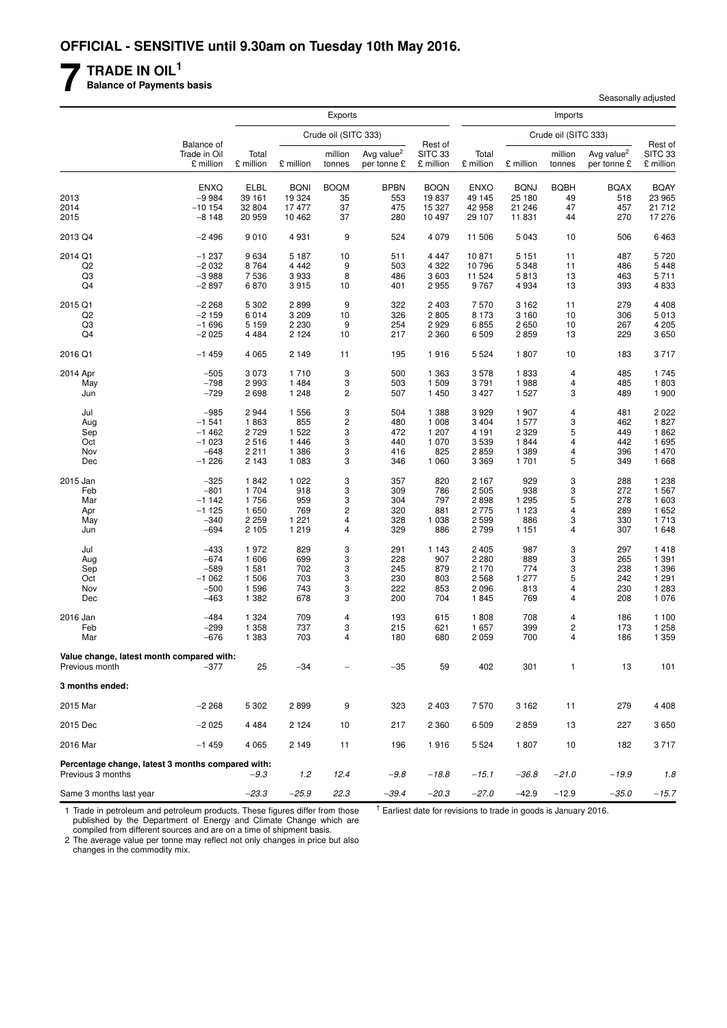**OFFICIAL - SENSITIVE until 9.30am on Tuesday 10th May 2016.**

# 7 TRADE IN OIL[1]

**Balance of Payments basis**

Seasonally adjusted

| | Balance of Trade in Oil £ million | Exports Total £ million | Exports Crude oil (SITC 333) £ million | Exports Crude oil (SITC 333) million tonnes | Exports Crude oil (SITC 333) Avg value[2] per tonne £ | Exports Rest of SITC 33 £ million | Imports Total £ million | Imports Crude oil (SITC 333) £ million | Imports Crude oil (SITC 333) million tonnes | Imports Crude oil (SITC 333) Avg value[2] per tonne £ | Imports Rest of SITC 33 £ million |
|---|---|---|---|---|---|---|---|---|---|---|---|
| | ENXQ | ELBL | BQNI | BOQM | BPBN | BOQN | ENXO | BQNJ | BQBH | BQAX | BQAY |
| 2013 | −9 984 | 39 161 | 19 324 | 35 | 553 | 19 837 | 49 145 | 25 180 | 49 | 518 | 23 965 |
| 2014 | −10 154 | 32 804 | 17 477 | 37 | 475 | 15 327 | 42 958 | 21 246 | 47 | 457 | 21 712 |
| 2015 | −8 148 | 20 959 | 10 462 | 37 | 280 | 10 497 | 29 107 | 11 831 | 44 | 270 | 17 276 |
| 2013 Q4 | −2 496 | 9 010 | 4 931 | 9 | 524 | 4 079 | 11 506 | 5 043 | 10 | 506 | 6 463 |
| 2014 Q1 | −1 237 | 9 634 | 5 187 | 10 | 511 | 4 447 | 10 871 | 5 151 | 11 | 487 | 5 720 |
| Q2 | −2 032 | 8 764 | 4 442 | 9 | 503 | 4 322 | 10 796 | 5 348 | 11 | 486 | 5 448 |
| Q3 | −3 988 | 7 536 | 3 933 | 8 | 486 | 3 603 | 11 524 | 5 813 | 13 | 463 | 5 711 |
| Q4 | −2 897 | 6 870 | 3 915 | 10 | 401 | 2 955 | 9 767 | 4 934 | 13 | 393 | 4 833 |
| 2015 Q1 | −2 268 | 5 302 | 2 899 | 9 | 322 | 2 403 | 7 570 | 3 162 | 11 | 279 | 4 408 |
| Q2 | −2 159 | 6 014 | 3 209 | 10 | 326 | 2 805 | 8 173 | 3 160 | 10 | 306 | 5 013 |
| Q3 | −1 696 | 5 159 | 2 230 | 9 | 254 | 2 929 | 6 855 | 2 650 | 10 | 267 | 4 205 |
| Q4 | −2 025 | 4 484 | 2 124 | 10 | 217 | 2 360 | 6 509 | 2 859 | 13 | 229 | 3 650 |
| 2016 Q1 | −1 459 | 4 065 | 2 149 | 11 | 195 | 1 916 | 5 524 | 1 807 | 10 | 183 | 3 717 |
| 2014 Apr | −505 | 3 073 | 1 710 | 3 | 500 | 1 363 | 3 578 | 1 833 | 4 | 485 | 1 745 |
| May | −798 | 2 993 | 1 484 | 3 | 503 | 1 509 | 3 791 | 1 988 | 4 | 485 | 1 803 |
| Jun | −729 | 2 698 | 1 248 | 2 | 507 | 1 450 | 3 427 | 1 527 | 3 | 489 | 1 900 |
| Jul | −985 | 2 944 | 1 556 | 3 | 504 | 1 388 | 3 929 | 1 907 | 4 | 481 | 2 022 |
| Aug | −1 541 | 1 863 | 855 | 2 | 480 | 1 008 | 3 404 | 1 577 | 3 | 462 | 1 827 |
| Sep | −1 462 | 2 729 | 1 522 | 3 | 472 | 1 207 | 4 191 | 2 329 | 5 | 449 | 1 862 |
| Oct | −1 023 | 2 516 | 1 446 | 3 | 440 | 1 070 | 3 539 | 1 844 | 4 | 442 | 1 695 |
| Nov | −648 | 2 211 | 1 386 | 3 | 416 | 825 | 2 859 | 1 389 | 4 | 396 | 1 470 |
| Dec | −1 226 | 2 143 | 1 083 | 3 | 346 | 1 060 | 3 369 | 1 701 | 5 | 349 | 1 668 |
| 2015 Jan | −325 | 1 842 | 1 022 | 3 | 357 | 820 | 2 167 | 929 | 3 | 288 | 1 238 |
| Feb | −801 | 1 704 | 918 | 3 | 309 | 786 | 2 505 | 938 | 3 | 272 | 1 567 |
| Mar | −1 142 | 1 756 | 959 | 3 | 304 | 797 | 2 898 | 1 295 | 5 | 278 | 1 603 |
| Apr | −1 125 | 1 650 | 769 | 2 | 320 | 881 | 2 775 | 1 123 | 4 | 289 | 1 652 |
| May | −340 | 2 259 | 1 221 | 4 | 328 | 1 038 | 2 599 | 886 | 3 | 330 | 1 713 |
| Jun | −694 | 2 105 | 1 219 | 4 | 329 | 886 | 2 799 | 1 151 | 4 | 307 | 1 648 |
| Jul | −433 | 1 972 | 829 | 3 | 291 | 1 143 | 2 405 | 987 | 3 | 297 | 1 418 |
| Aug | −674 | 1 606 | 699 | 3 | 228 | 907 | 2 280 | 889 | 3 | 265 | 1 391 |
| Sep | −589 | 1 581 | 702 | 3 | 245 | 879 | 2 170 | 774 | 3 | 238 | 1 396 |
| Oct | −1 062 | 1 506 | 703 | 3 | 230 | 803 | 2 568 | 1 277 | 5 | 242 | 1 291 |
| Nov | −500 | 1 596 | 743 | 3 | 222 | 853 | 2 096 | 813 | 4 | 230 | 1 283 |
| Dec | −463 | 1 382 | 678 | 3 | 200 | 704 | 1 845 | 769 | 4 | 208 | 1 076 |
| 2016 Jan | −484 | 1 324 | 709 | 4 | 193 | 615 | 1 808 | 708 | 4 | 186 | 1 100 |
| Feb | −299 | 1 358 | 737 | 3 | 215 | 621 | 1 657 | 399 | 2 | 173 | 1 258 |
| Mar | −676 | 1 383 | 703 | 4 | 180 | 680 | 2 059 | 700 | 4 | 186 | 1 359 |
| **Value change, latest month compared with:** | | | | | | | | | | | |
| Previous month | −377 | 25 | −34 | – | −35 | 59 | 402 | 301 | 1 | 13 | 101 |
| **3 months ended:** | | | | | | | | | | | |
| 2015 Mar | −2 268 | 5 302 | 2 899 | 9 | 323 | 2 403 | 7 570 | 3 162 | 11 | 279 | 4 408 |
| 2015 Dec | −2 025 | 4 484 | 2 124 | 10 | 217 | 2 360 | 6 509 | 2 859 | 13 | 227 | 3 650 |
| 2016 Mar | −1 459 | 4 065 | 2 149 | 11 | 196 | 1 916 | 5 524 | 1 807 | 10 | 182 | 3 717 |
| **Percentage change, latest 3 months compared with:** | | | | | | | | | | | |
| Previous 3 months | | −9.3 | *1.2* | *12.4* | *−9.8* | *−18.8* | *−15.1* | *−36.8* | *−21.0* | *−19.9* | *1.8* |
| Same 3 months last year | | *−23.3* | *−25.9* | *22.3* | *−39.4* | *−20.3* | *−27.0* | *−42.9* | *−12.9* | *−35.0* | *−15.7* |

1 Trade in petroleum and petroleum products. These figures differ from those published by the Department of Energy and Climate Change which are compiled from different sources and are on a time of shipment basis.

2 The average value per tonne may reflect not only changes in price but also changes in the commodity mix.

† Earliest date for revisions to trade in goods is January 2016.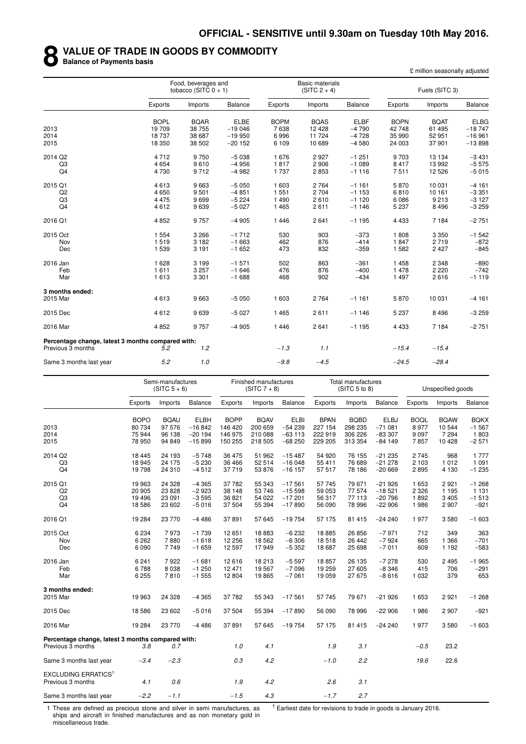OFFICIAL - SENSITIVE until 9.30am on Tuesday 10th May 2016.

# 8 VALUE OF TRADE IN GOODS BY COMMODITY

**Balance of Payments basis**

£ million seasonally adjusted

| | Food, beverages and tobacco (SITC 0 + 1) | | | Basic materials (SITC 2 + 4) | | | Fuels (SITC 3) | | |
|---|---|---|---|---|---|---|---|---|---|
| | Exports | Imports | Balance | Exports | Imports | Balance | Exports | Imports | Balance |
| | BOPL | BQAR | ELBE | BOPM | BQAS | ELBF | BOPN | BQAT | ELBG |
| 2013 | 19 709 | 38 755 | −19 046 | 7 638 | 12 428 | −4 790 | 42 748 | 61 495 | −18 747 |
| 2014 | 18 737 | 38 687 | −19 950 | 6 996 | 11 724 | −4 728 | 35 990 | 52 951 | −16 961 |
| 2015 | 18 350 | 38 502 | −20 152 | 6 109 | 10 689 | −4 580 | 24 003 | 37 901 | −13 898 |
| 2014 Q2 | 4 712 | 9 750 | −5 038 | 1 676 | 2 927 | −1 251 | 9 703 | 13 134 | −3 431 |
| Q3 | 4 654 | 9 610 | −4 956 | 1 817 | 2 906 | −1 089 | 8 417 | 13 992 | −5 575 |
| Q4 | 4 730 | 9 712 | −4 982 | 1 737 | 2 853 | −1 116 | 7 511 | 12 526 | −5 015 |
| 2015 Q1 | 4 613 | 9 663 | −5 050 | 1 603 | 2 764 | −1 161 | 5 870 | 10 031 | −4 161 |
| Q2 | 4 650 | 9 501 | −4 851 | 1 551 | 2 704 | −1 153 | 6 810 | 10 161 | −3 351 |
| Q3 | 4 475 | 9 699 | −5 224 | 1 490 | 2 610 | −1 120 | 6 086 | 9 213 | −3 127 |
| Q4 | 4 612 | 9 639 | −5 027 | 1 465 | 2 611 | −1 146 | 5 237 | 8 496 | −3 259 |
| 2016 Q1 | 4 852 | 9 757 | −4 905 | 1 446 | 2 641 | −1 195 | 4 433 | 7 184 | −2 751 |
| 2015 Oct | 1 554 | 3 266 | −1 712 | 530 | 903 | −373 | 1 808 | 3 350 | −1 542 |
| Nov | 1 519 | 3 182 | −1 663 | 462 | 876 | −414 | 1 847 | 2 719 | −872 |
| Dec | 1 539 | 3 191 | −1 652 | 473 | 832 | −359 | 1 582 | 2 427 | −845 |
| 2016 Jan | 1 628 | 3 199 | −1 571 | 502 | 863 | −361 | 1 458 | 2 348 | −890 |
| Feb | 1 611 | 3 257 | −1 646 | 476 | 876 | −400 | 1 478 | 2 220 | −742 |
| Mar | 1 613 | 3 301 | −1 688 | 468 | 902 | −434 | 1 497 | 2 616 | −1 119 |
| **3 months ended:** | | | | | | | | | |
| 2015 Mar | 4 613 | 9 663 | −5 050 | 1 603 | 2 764 | −1 161 | 5 870 | 10 031 | −4 161 |
| 2015 Dec | 4 612 | 9 639 | −5 027 | 1 465 | 2 611 | −1 146 | 5 237 | 8 496 | −3 259 |
| 2016 Mar | 4 852 | 9 757 | −4 905 | 1 446 | 2 641 | −1 195 | 4 433 | 7 184 | −2 751 |
| **Percentage change, latest 3 months compared with:** | | | | | | | | | |
| Previous 3 months | *5.2* | *1.2* | | *−1.3* | *1.1* | | *−15.4* | *−15.4* | |
| Same 3 months last year | *5.2* | *1.0* | | *−9.8* | *−4.5* | | *−24.5* | *−28.4* | |

| | Semi-manufactures (SITC 5 + 6) | | | Finished manufactures (SITC 7 + 8) | | | Total manufactures (SITC 5 to 8) | | | Unspecified goods | | |
|---|---|---|---|---|---|---|---|---|---|---|---|---|
| | Exports | Imports | Balance | Exports | Imports | Balance | Exports | Imports | Balance | Exports | Imports | Balance |
| | BOPO | BQAU | ELBH | BOPP | BQAV | ELBI | BPAN | BQBD | ELBJ | BOQL | BQAW | BQKX |
| 2013 | 80 734 | 97 576 | −16 842 | 146 420 | 200 659 | −54 239 | 227 154 | 298 235 | −71 081 | 8 977 | 10 544 | −1 567 |
| 2014 | 75 944 | 96 138 | −20 194 | 146 975 | 210 088 | −63 113 | 222 919 | 306 226 | −83 307 | 9 097 | 7 294 | 1 803 |
| 2015 | 78 950 | 94 849 | −15 899 | 150 255 | 218 505 | −68 250 | 229 205 | 313 354 | −84 149 | 7 857 | 10 428 | −2 571 |
| 2014 Q2 | 18 445 | 24 193 | −5 748 | 36 475 | 51 962 | −15 487 | 54 920 | 76 155 | −21 235 | 2 745 | 968 | 1 777 |
| Q3 | 18 945 | 24 175 | −5 230 | 36 466 | 52 514 | −16 048 | 55 411 | 76 689 | −21 278 | 2 103 | 1 012 | 1 091 |
| Q4 | 19 798 | 24 310 | −4 512 | 37 719 | 53 876 | −16 157 | 57 517 | 78 186 | −20 669 | 2 895 | 4 130 | −1 235 |
| 2015 Q1 | 19 963 | 24 328 | −4 365 | 37 782 | 55 343 | −17 561 | 57 745 | 79 671 | −21 926 | 1 653 | 2 921 | −1 268 |
| Q2 | 20 905 | 23 828 | −2 923 | 38 148 | 53 746 | −15 598 | 59 053 | 77 574 | −18 521 | 2 326 | 1 195 | 1 131 |
| Q3 | 19 496 | 23 091 | −3 595 | 36 821 | 54 022 | −17 201 | 56 317 | 77 113 | −20 796 | 1 892 | 3 405 | −1 513 |
| Q4 | 18 586 | 23 602 | −5 016 | 37 504 | 55 394 | −17 890 | 56 090 | 78 996 | −22 906 | 1 986 | 2 907 | −921 |
| 2016 Q1 | 19 284 | 23 770 | −4 486 | 37 891 | 57 645 | −19 754 | 57 175 | 81 415 | −24 240 | 1 977 | 3 580 | −1 603 |
| 2015 Oct | 6 234 | 7 973 | −1 739 | 12 651 | 18 883 | −6 232 | 18 885 | 26 856 | −7 971 | 712 | 349 | 363 |
| Nov | 6 262 | 7 880 | −1 618 | 12 256 | 18 562 | −6 306 | 18 518 | 26 442 | −7 924 | 665 | 1 366 | −701 |
| Dec | 6 090 | 7 749 | −1 659 | 12 597 | 17 949 | −5 352 | 18 687 | 25 698 | −7 011 | 609 | 1 192 | −583 |
| 2016 Jan | 6 241 | 7 922 | −1 681 | 12 616 | 18 213 | −5 597 | 18 857 | 26 135 | −7 278 | 530 | 2 495 | −1 965 |
| Feb | 6 788 | 8 038 | −1 250 | 12 471 | 19 567 | −7 096 | 19 259 | 27 605 | −8 346 | 415 | 706 | −291 |
| Mar | 6 255 | 7 810 | −1 555 | 12 804 | 19 865 | −7 061 | 19 059 | 27 675 | −8 616 | 1 032 | 379 | 653 |
| **3 months ended:** | | | | | | | | | | | | |
| 2015 Mar | 19 963 | 24 328 | −4 365 | 37 782 | 55 343 | −17 561 | 57 745 | 79 671 | −21 926 | 1 653 | 2 921 | −1 268 |
| 2015 Dec | 18 586 | 23 602 | −5 016 | 37 504 | 55 394 | −17 890 | 56 090 | 78 996 | −22 906 | 1 986 | 2 907 | −921 |
| 2016 Mar | 19 284 | 23 770 | −4 486 | 37 891 | 57 645 | −19 754 | 57 175 | 81 415 | −24 240 | 1 977 | 3 580 | −1 603 |
| **Percentage change, latest 3 months compared with:** | | | | | | | | | | | | |
| Previous 3 months | *3.8* | *0.7* | | *1.0* | *4.1* | | *1.9* | *3.1* | | *−0.5* | *23.2* | |
| Same 3 months last year | *−3.4* | *−2.3* | | *0.3* | *4.2* | | *−1.0* | *2.2* | | *19.6* | *22.6* | |
| EXCLUDING ERRATICS[1] | | | | | | | | | | | | |
| Previous 3 months | *4.1* | *0.6* | | *1.9* | *4.2* | | *2.6* | *3.1* | | | | |
| Same 3 months last year | *−2.2* | *−1.1* | | *−1.5* | *4.3* | | *−1.7* | *2.7* | | | | |

1 These are defined as precious stone and silver in semi manufactures, as ships and aircraft in finished manufactures and as non monetary gold in miscellaneous trade.

† Earliest date for revisions to trade in goods is January 2016.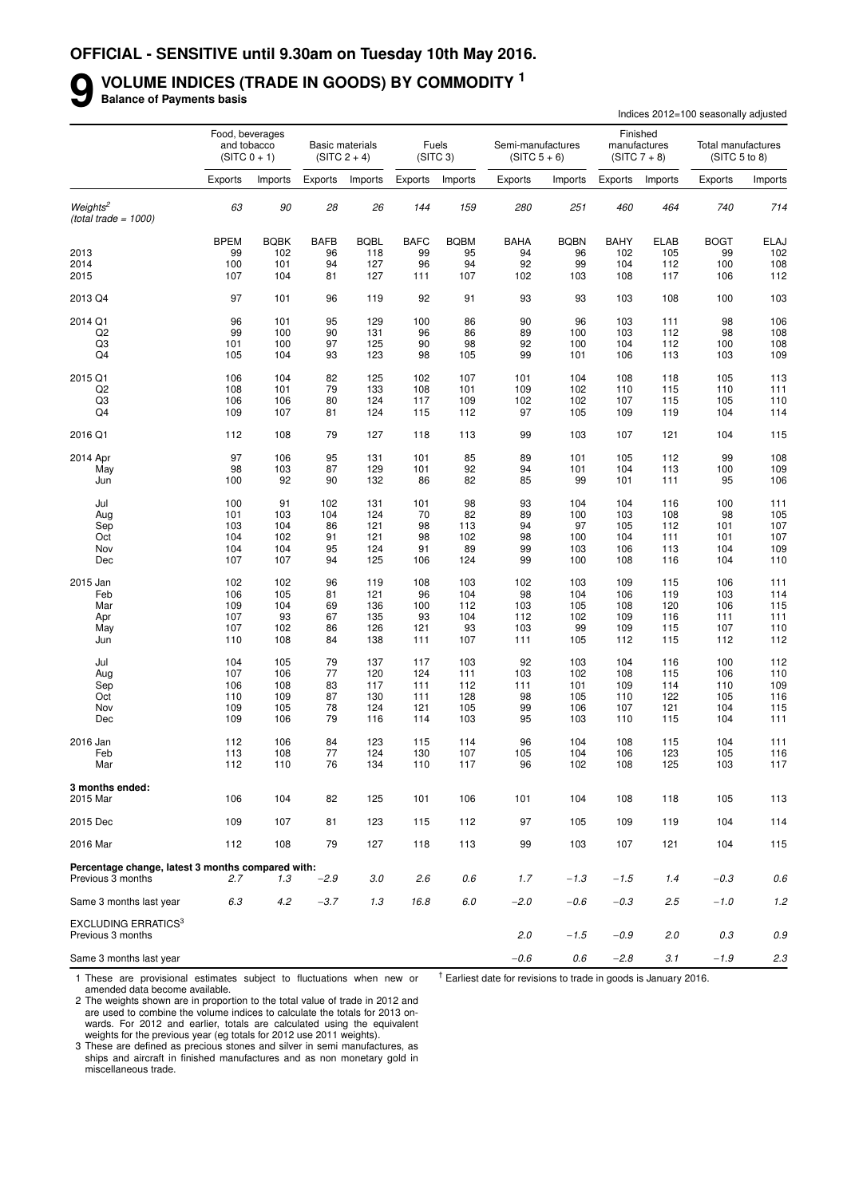**OFFICIAL - SENSITIVE until 9.30am on Tuesday 10th May 2016.**

# 9 VOLUME INDICES (TRADE IN GOODS) BY COMMODITY [1]

**Balance of Payments basis**

Indices 2012=100 seasonally adjusted

| | Food, beverages and tobacco (SITC 0 + 1) | | Basic materials (SITC 2 + 4) | | Fuels (SITC 3) | | Semi-manufactures (SITC 5 + 6) | | Finished manufactures (SITC 7 + 8) | | Total manufactures (SITC 5 to 8) | |
|---|---|---|---|---|---|---|---|---|---|---|---|---|
| | Exports | Imports | Exports | Imports | Exports | Imports | Exports | Imports | Exports | Imports | Exports | Imports |
| *Weights[2] (total trade = 1000)* | *63* | *90* | *28* | *26* | *144* | *159* | *280* | *251* | *460* | *464* | *740* | *714* |
| | BPEM | BQBK | BAFB | BQBL | BAFC | BQBM | BAHA | BQBN | BAHY | ELAB | BOGT | ELAJ |
| 2013 | 99 | 102 | 96 | 118 | 99 | 95 | 94 | 96 | 102 | 105 | 99 | 102 |
| 2014 | 100 | 101 | 94 | 127 | 96 | 94 | 92 | 99 | 104 | 112 | 100 | 108 |
| 2015 | 107 | 104 | 81 | 127 | 111 | 107 | 102 | 103 | 108 | 117 | 106 | 112 |
| 2013 Q4 | 97 | 101 | 96 | 119 | 92 | 91 | 93 | 93 | 103 | 108 | 100 | 103 |
| 2014 Q1 | 96 | 101 | 95 | 129 | 100 | 86 | 90 | 96 | 103 | 111 | 98 | 106 |
| Q2 | 99 | 100 | 90 | 131 | 96 | 86 | 89 | 100 | 103 | 112 | 98 | 108 |
| Q3 | 101 | 100 | 97 | 125 | 90 | 98 | 92 | 100 | 104 | 112 | 100 | 108 |
| Q4 | 105 | 104 | 93 | 123 | 98 | 105 | 99 | 101 | 106 | 113 | 103 | 109 |
| 2015 Q1 | 106 | 104 | 82 | 125 | 102 | 107 | 101 | 104 | 108 | 118 | 105 | 113 |
| Q2 | 108 | 101 | 79 | 133 | 108 | 101 | 109 | 102 | 110 | 115 | 110 | 111 |
| Q3 | 106 | 106 | 80 | 124 | 117 | 109 | 102 | 102 | 107 | 115 | 105 | 110 |
| Q4 | 109 | 107 | 81 | 124 | 115 | 112 | 97 | 105 | 109 | 119 | 104 | 114 |
| 2016 Q1 | 112 | 108 | 79 | 127 | 118 | 113 | 99 | 103 | 107 | 121 | 104 | 115 |
| 2014 Apr | 97 | 106 | 95 | 131 | 101 | 85 | 89 | 101 | 105 | 112 | 99 | 108 |
| May | 98 | 103 | 87 | 129 | 101 | 92 | 94 | 101 | 104 | 113 | 100 | 109 |
| Jun | 100 | 92 | 90 | 132 | 86 | 82 | 85 | 99 | 101 | 111 | 95 | 106 |
| Jul | 100 | 91 | 102 | 131 | 101 | 98 | 93 | 104 | 104 | 116 | 100 | 111 |
| Aug | 101 | 103 | 104 | 124 | 70 | 82 | 89 | 100 | 103 | 108 | 98 | 105 |
| Sep | 103 | 104 | 86 | 121 | 98 | 113 | 94 | 97 | 105 | 112 | 101 | 107 |
| Oct | 104 | 102 | 91 | 121 | 98 | 102 | 98 | 100 | 104 | 111 | 101 | 107 |
| Nov | 104 | 104 | 95 | 124 | 91 | 89 | 99 | 103 | 106 | 113 | 104 | 109 |
| Dec | 107 | 107 | 94 | 125 | 106 | 124 | 99 | 100 | 108 | 116 | 104 | 110 |
| 2015 Jan | 102 | 102 | 96 | 119 | 108 | 103 | 102 | 103 | 109 | 115 | 106 | 111 |
| Feb | 106 | 105 | 81 | 121 | 96 | 104 | 98 | 104 | 106 | 119 | 103 | 114 |
| Mar | 109 | 104 | 69 | 136 | 100 | 112 | 103 | 105 | 108 | 120 | 106 | 115 |
| Apr | 107 | 93 | 67 | 135 | 93 | 104 | 112 | 102 | 109 | 116 | 111 | 111 |
| May | 107 | 102 | 86 | 126 | 121 | 93 | 103 | 99 | 109 | 115 | 107 | 110 |
| Jun | 110 | 108 | 84 | 138 | 111 | 107 | 111 | 105 | 112 | 115 | 112 | 112 |
| Jul | 104 | 105 | 79 | 137 | 117 | 103 | 92 | 103 | 104 | 116 | 100 | 112 |
| Aug | 107 | 106 | 77 | 120 | 124 | 111 | 103 | 102 | 108 | 115 | 106 | 110 |
| Sep | 106 | 108 | 83 | 117 | 111 | 112 | 111 | 101 | 109 | 114 | 110 | 109 |
| Oct | 110 | 109 | 87 | 130 | 111 | 128 | 98 | 105 | 110 | 122 | 105 | 116 |
| Nov | 109 | 105 | 78 | 124 | 121 | 105 | 99 | 106 | 107 | 121 | 104 | 115 |
| Dec | 109 | 106 | 79 | 116 | 114 | 103 | 95 | 103 | 110 | 115 | 104 | 111 |
| 2016 Jan | 112 | 106 | 84 | 123 | 115 | 114 | 96 | 104 | 108 | 115 | 104 | 111 |
| Feb | 113 | 108 | 77 | 124 | 130 | 107 | 105 | 104 | 106 | 123 | 105 | 116 |
| Mar | 112 | 110 | 76 | 134 | 110 | 117 | 96 | 102 | 108 | 125 | 103 | 117 |
| **3 months ended:** | | | | | | | | | | | | |
| 2015 Mar | 106 | 104 | 82 | 125 | 101 | 106 | 101 | 104 | 108 | 118 | 105 | 113 |
| 2015 Dec | 109 | 107 | 81 | 123 | 115 | 112 | 97 | 105 | 109 | 119 | 104 | 114 |
| 2016 Mar | 112 | 108 | 79 | 127 | 118 | 113 | 99 | 103 | 107 | 121 | 104 | 115 |
| **Percentage change, latest 3 months compared with:** | | | | | | | | | | | | |
| Previous 3 months | *2.7* | *1.3* | *−2.9* | *3.0* | *2.6* | *0.6* | *1.7* | *−1.3* | *−1.5* | *1.4* | *−0.3* | *0.6* |
| Same 3 months last year | *6.3* | *4.2* | *−3.7* | *1.3* | *16.8* | *6.0* | *−2.0* | *−0.6* | *−0.3* | *2.5* | *−1.0* | *1.2* |
| EXCLUDING ERRATICS[3] | | | | | | | | | | | | |
| Previous 3 months | | | | | | | *2.0* | *−1.5* | *−0.9* | *2.0* | *0.3* | *0.9* |
| Same 3 months last year | | | | | | | *−0.6* | *0.6* | *−2.8* | *3.1* | *−1.9* | *2.3* |

1 These are provisional estimates subject to fluctuations when new or amended data become available.

2 The weights shown are in proportion to the total value of trade in 2012 and are used to combine the volume indices to calculate the totals for 2013 onwards. For 2012 and earlier, totals are calculated using the equivalent weights for the previous year (eg totals for 2012 use 2011 weights).

3 These are defined as precious stones and silver in semi manufactures, as ships and aircraft in finished manufactures and as non monetary gold in miscellaneous trade.

† Earliest date for revisions to trade in goods is January 2016.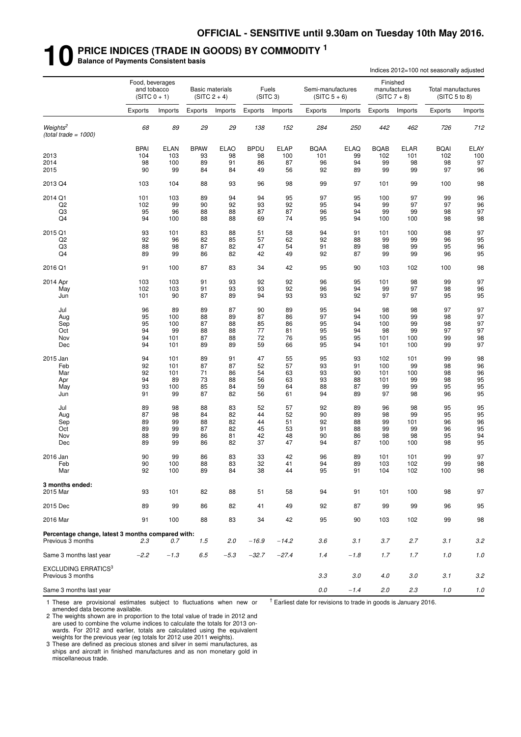**OFFICIAL - SENSITIVE until 9.30am on Tuesday 10th May 2016.**

# 10 PRICE INDICES (TRADE IN GOODS) BY COMMODITY [1]

**Balance of Payments Consistent basis**

Indices 2012=100 not seasonally adjusted

| | Food, beverages and tobacco (SITC 0 + 1) | | Basic materials (SITC 2 + 4) | | Fuels (SITC 3) | | Semi-manufactures (SITC 5 + 6) | | Finished manufactures (SITC 7 + 8) | | Total manufactures (SITC 5 to 8) | |
|---|---|---|---|---|---|---|---|---|---|---|---|---|
| | Exports | Imports | Exports | Imports | Exports | Imports | Exports | Imports | Exports | Imports | Exports | Imports |
| *Weights[2] (total trade = 1000)* | *68* | *89* | *29* | *29* | *138* | *152* | *284* | *250* | *442* | *462* | *726* | *712* |
| | BPAI | ELAN | BPAW | ELAO | BPDU | ELAP | BQAA | ELAQ | BQAB | ELAR | BQAI | ELAY |
| 2013 | 104 | 103 | 93 | 98 | 98 | 100 | 101 | 99 | 102 | 101 | 102 | 100 |
| 2014 | 98 | 100 | 89 | 91 | 86 | 87 | 96 | 94 | 99 | 98 | 98 | 97 |
| 2015 | 90 | 99 | 84 | 84 | 49 | 56 | 92 | 89 | 99 | 99 | 97 | 96 |
| 2013 Q4 | 103 | 104 | 88 | 93 | 96 | 98 | 99 | 97 | 101 | 99 | 100 | 98 |
| 2014 Q1 | 101 | 103 | 89 | 94 | 94 | 95 | 97 | 95 | 100 | 97 | 99 | 96 |
| Q2 | 102 | 99 | 90 | 92 | 93 | 92 | 95 | 94 | 99 | 97 | 97 | 96 |
| Q3 | 95 | 96 | 88 | 88 | 87 | 87 | 96 | 94 | 99 | 99 | 98 | 97 |
| Q4 | 94 | 100 | 88 | 88 | 69 | 74 | 95 | 94 | 100 | 100 | 98 | 98 |
| 2015 Q1 | 93 | 101 | 83 | 88 | 51 | 58 | 94 | 91 | 101 | 100 | 98 | 97 |
| Q2 | 92 | 96 | 82 | 85 | 57 | 62 | 92 | 88 | 99 | 99 | 96 | 95 |
| Q3 | 88 | 98 | 87 | 82 | 47 | 54 | 91 | 89 | 98 | 99 | 95 | 96 |
| Q4 | 89 | 99 | 86 | 82 | 42 | 49 | 92 | 87 | 99 | 99 | 96 | 95 |
| 2016 Q1 | 91 | 100 | 87 | 83 | 34 | 42 | 95 | 90 | 103 | 102 | 100 | 98 |
| 2014 Apr | 103 | 103 | 91 | 93 | 92 | 92 | 96 | 95 | 101 | 98 | 99 | 97 |
| May | 102 | 103 | 91 | 93 | 93 | 92 | 96 | 94 | 99 | 97 | 98 | 96 |
| Jun | 101 | 90 | 87 | 89 | 94 | 93 | 93 | 92 | 97 | 97 | 95 | 95 |
| Jul | 96 | 89 | 89 | 87 | 90 | 89 | 95 | 94 | 98 | 98 | 97 | 97 |
| Aug | 95 | 100 | 88 | 89 | 87 | 86 | 97 | 94 | 100 | 99 | 98 | 97 |
| Sep | 95 | 100 | 87 | 88 | 85 | 86 | 95 | 94 | 100 | 99 | 98 | 97 |
| Oct | 94 | 99 | 88 | 88 | 77 | 81 | 95 | 94 | 98 | 99 | 97 | 97 |
| Nov | 94 | 101 | 87 | 88 | 72 | 76 | 95 | 95 | 101 | 100 | 99 | 98 |
| Dec | 94 | 101 | 89 | 89 | 59 | 66 | 95 | 94 | 101 | 100 | 99 | 97 |
| 2015 Jan | 94 | 101 | 89 | 91 | 47 | 55 | 95 | 93 | 102 | 101 | 99 | 98 |
| Feb | 92 | 101 | 87 | 87 | 52 | 57 | 93 | 91 | 100 | 99 | 98 | 96 |
| Mar | 92 | 101 | 71 | 86 | 54 | 63 | 93 | 90 | 101 | 100 | 98 | 96 |
| Apr | 94 | 89 | 73 | 88 | 56 | 63 | 93 | 88 | 101 | 99 | 98 | 95 |
| May | 93 | 100 | 85 | 84 | 59 | 64 | 88 | 87 | 99 | 99 | 95 | 95 |
| Jun | 91 | 99 | 87 | 82 | 56 | 61 | 94 | 89 | 97 | 98 | 96 | 95 |
| Jul | 89 | 98 | 88 | 83 | 52 | 57 | 92 | 89 | 96 | 98 | 95 | 95 |
| Aug | 87 | 98 | 84 | 82 | 44 | 52 | 90 | 89 | 98 | 99 | 95 | 95 |
| Sep | 89 | 99 | 88 | 82 | 44 | 51 | 92 | 88 | 99 | 101 | 96 | 96 |
| Oct | 89 | 99 | 87 | 82 | 45 | 53 | 91 | 88 | 99 | 99 | 96 | 95 |
| Nov | 88 | 99 | 86 | 81 | 42 | 48 | 90 | 86 | 98 | 98 | 95 | 94 |
| Dec | 89 | 99 | 86 | 82 | 37 | 47 | 94 | 87 | 100 | 100 | 98 | 95 |
| 2016 Jan | 90 | 99 | 86 | 83 | 33 | 42 | 96 | 89 | 101 | 101 | 99 | 97 |
| Feb | 90 | 100 | 88 | 83 | 32 | 41 | 94 | 89 | 103 | 102 | 99 | 98 |
| Mar | 92 | 100 | 89 | 84 | 38 | 44 | 95 | 91 | 104 | 102 | 100 | 98 |
| **3 months ended:** | | | | | | | | | | | | |
| 2015 Mar | 93 | 101 | 82 | 88 | 51 | 58 | 94 | 91 | 101 | 100 | 98 | 97 |
| 2015 Dec | 89 | 99 | 86 | 82 | 41 | 49 | 92 | 87 | 99 | 99 | 96 | 95 |
| 2016 Mar | 91 | 100 | 88 | 83 | 34 | 42 | 95 | 90 | 103 | 102 | 99 | 98 |
| **Percentage change, latest 3 months compared with:** | | | | | | | | | | | | |
| Previous 3 months | *2.3* | *0.7* | *1.5* | *2.0* | *−16.9* | *−14.2* | *3.6* | *3.1* | *3.7* | *2.7* | *3.1* | *3.2* |
| Same 3 months last year | *−2.2* | *−1.3* | *6.5* | *−5.3* | *−32.7* | *−27.4* | *1.4* | *−1.8* | *1.7* | *1.7* | *1.0* | *1.0* |
| EXCLUDING ERRATICS[3] | | | | | | | | | | | | |
| Previous 3 months | | | | | | | *3.3* | *3.0* | *4.0* | *3.0* | *3.1* | *3.2* |
| Same 3 months last year | | | | | | | *0.0* | *−1.4* | *2.0* | *2.3* | *1.0* | *1.0* |

1 These are provisional estimates subject to fluctuations when new or amended data become available.

2 The weights shown are in proportion to the total value of trade in 2012 and are used to combine the volume indices to calculate the totals for 2013 onwards. For 2012 and earlier, totals are calculated using the equivalent weights for the previous year (eg totals for 2012 use 2011 weights).

3 These are defined as precious stones and silver in semi manufactures, as ships and aircraft in finished manufactures and as non monetary gold in miscellaneous trade.

† Earliest date for revisions to trade in goods is January 2016.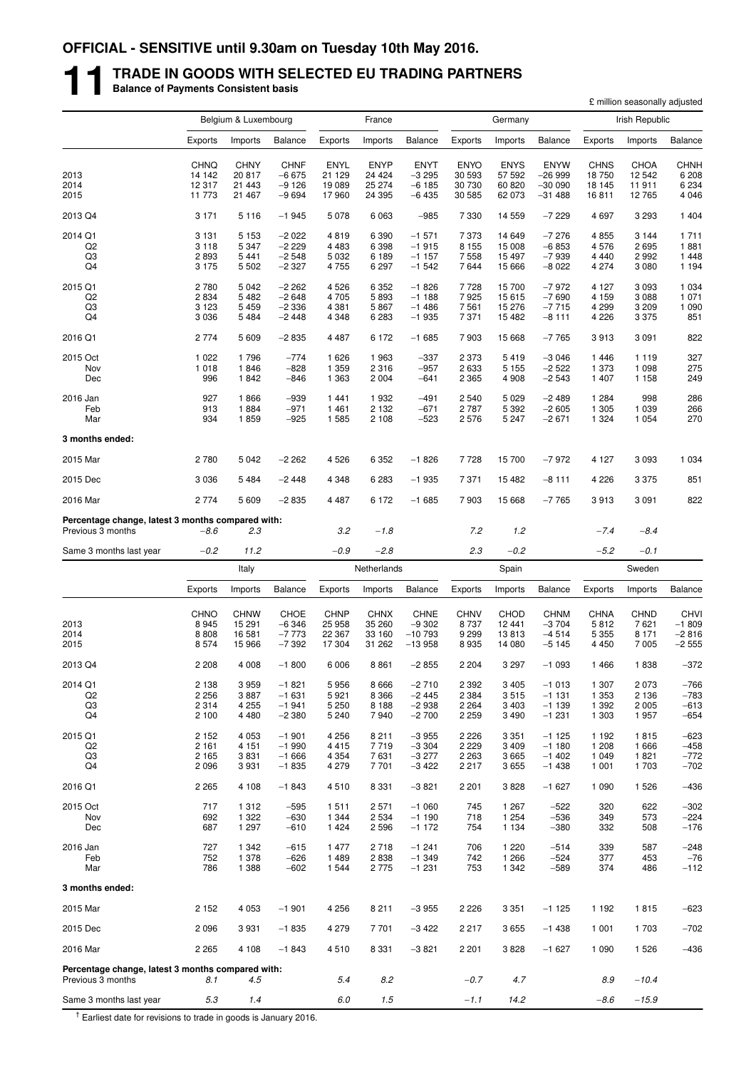**OFFICIAL - SENSITIVE until 9.30am on Tuesday 10th May 2016.**

# 11 TRADE IN GOODS WITH SELECTED EU TRADING PARTNERS

**Balance of Payments Consistent basis**

£ million seasonally adjusted

| | Belgium & Luxembourg | | | France | | | Germany | | | Irish Republic | | |
|---|---|---|---|---|---|---|---|---|---|---|---|---|
| | Exports | Imports | Balance | Exports | Imports | Balance | Exports | Imports | Balance | Exports | Imports | Balance |
| | CHNQ | CHNY | CHNF | ENYL | ENYP | ENYT | ENYO | ENYS | ENYW | CHNS | CHOA | CHNH |
| 2013 | 14 142 | 20 817 | −6 675 | 21 129 | 24 424 | −3 295 | 30 593 | 57 592 | −26 999 | 18 750 | 12 542 | 6 208 |
| 2014 | 12 317 | 21 443 | −9 126 | 19 089 | 25 274 | −6 185 | 30 730 | 60 820 | −30 090 | 18 145 | 11 911 | 6 234 |
| 2015 | 11 773 | 21 467 | −9 694 | 17 960 | 24 395 | −6 435 | 30 585 | 62 073 | −31 488 | 16 811 | 12 765 | 4 046 |
| 2013 Q4 | 3 171 | 5 116 | −1 945 | 5 078 | 6 063 | −985 | 7 330 | 14 559 | −7 229 | 4 697 | 3 293 | 1 404 |
| 2014 Q1 | 3 131 | 5 153 | −2 022 | 4 819 | 6 390 | −1 571 | 7 373 | 14 649 | −7 276 | 4 855 | 3 144 | 1 711 |
| Q2 | 3 118 | 5 347 | −2 229 | 4 483 | 6 398 | −1 915 | 8 155 | 15 008 | −6 853 | 4 576 | 2 695 | 1 881 |
| Q3 | 2 893 | 5 441 | −2 548 | 5 032 | 6 189 | −1 157 | 7 558 | 15 497 | −7 939 | 4 440 | 2 992 | 1 448 |
| Q4 | 3 175 | 5 502 | −2 327 | 4 755 | 6 297 | −1 542 | 7 644 | 15 666 | −8 022 | 4 274 | 3 080 | 1 194 |
| 2015 Q1 | 2 780 | 5 042 | −2 262 | 4 526 | 6 352 | −1 826 | 7 728 | 15 700 | −7 972 | 4 127 | 3 093 | 1 034 |
| Q2 | 2 834 | 5 482 | −2 648 | 4 705 | 5 893 | −1 188 | 7 925 | 15 615 | −7 690 | 4 159 | 3 088 | 1 071 |
| Q3 | 3 123 | 5 459 | −2 336 | 4 381 | 5 867 | −1 486 | 7 561 | 15 276 | −7 715 | 4 299 | 3 209 | 1 090 |
| Q4 | 3 036 | 5 484 | −2 448 | 4 348 | 6 283 | −1 935 | 7 371 | 15 482 | −8 111 | 4 226 | 3 375 | 851 |
| 2016 Q1 | 2 774 | 5 609 | −2 835 | 4 487 | 6 172 | −1 685 | 7 903 | 15 668 | −7 765 | 3 913 | 3 091 | 822 |
| 2015 Oct | 1 022 | 1 796 | −774 | 1 626 | 1 963 | −337 | 2 373 | 5 419 | −3 046 | 1 446 | 1 119 | 327 |
| Nov | 1 018 | 1 846 | −828 | 1 359 | 2 316 | −957 | 2 633 | 5 155 | −2 522 | 1 373 | 1 098 | 275 |
| Dec | 996 | 1 842 | −846 | 1 363 | 2 004 | −641 | 2 365 | 4 908 | −2 543 | 1 407 | 1 158 | 249 |
| 2016 Jan | 927 | 1 866 | −939 | 1 441 | 1 932 | −491 | 2 540 | 5 029 | −2 489 | 1 284 | 998 | 286 |
| Feb | 913 | 1 884 | −971 | 1 461 | 2 132 | −671 | 2 787 | 5 392 | −2 605 | 1 305 | 1 039 | 266 |
| Mar | 934 | 1 859 | −925 | 1 585 | 2 108 | −523 | 2 576 | 5 247 | −2 671 | 1 324 | 1 054 | 270 |
| **3 months ended:** | | | | | | | | | | | | |
| 2015 Mar | 2 780 | 5 042 | −2 262 | 4 526 | 6 352 | −1 826 | 7 728 | 15 700 | −7 972 | 4 127 | 3 093 | 1 034 |
| 2015 Dec | 3 036 | 5 484 | −2 448 | 4 348 | 6 283 | −1 935 | 7 371 | 15 482 | −8 111 | 4 226 | 3 375 | 851 |
| 2016 Mar | 2 774 | 5 609 | −2 835 | 4 487 | 6 172 | −1 685 | 7 903 | 15 668 | −7 765 | 3 913 | 3 091 | 822 |
| **Percentage change, latest 3 months compared with:** | | | | | | | | | | | | |
| Previous 3 months | *−8.6* | *2.3* | | *3.2* | *−1.8* | | *7.2* | *1.2* | | *−7.4* | *−8.4* | |
| Same 3 months last year | *−0.2* | *11.2* | | *−0.9* | *−2.8* | | *2.3* | *−0.2* | | *−5.2* | *−0.1* | |

| | Italy | | | Netherlands | | | Spain | | | Sweden | | |
|---|---|---|---|---|---|---|---|---|---|---|---|---|
| | Exports | Imports | Balance | Exports | Imports | Balance | Exports | Imports | Balance | Exports | Imports | Balance |
| | CHNO | CHNW | CHOE | CHNP | CHNX | CHNE | CHNV | CHOD | CHNM | CHNA | CHND | CHVI |
| 2013 | 8 945 | 15 291 | −6 346 | 25 958 | 35 260 | −9 302 | 8 737 | 12 441 | −3 704 | 5 812 | 7 621 | −1 809 |
| 2014 | 8 808 | 16 581 | −7 773 | 22 367 | 33 160 | −10 793 | 9 299 | 13 813 | −4 514 | 5 355 | 8 171 | −2 816 |
| 2015 | 8 574 | 15 966 | −7 392 | 17 304 | 31 262 | −13 958 | 8 935 | 14 080 | −5 145 | 4 450 | 7 005 | −2 555 |
| 2013 Q4 | 2 208 | 4 008 | −1 800 | 6 006 | 8 861 | −2 855 | 2 204 | 3 297 | −1 093 | 1 466 | 1 838 | −372 |
| 2014 Q1 | 2 138 | 3 959 | −1 821 | 5 956 | 8 666 | −2 710 | 2 392 | 3 405 | −1 013 | 1 307 | 2 073 | −766 |
| Q2 | 2 256 | 3 887 | −1 631 | 5 921 | 8 366 | −2 445 | 2 384 | 3 515 | −1 131 | 1 353 | 2 136 | −783 |
| Q3 | 2 314 | 4 255 | −1 941 | 5 250 | 8 188 | −2 938 | 2 264 | 3 403 | −1 139 | 1 392 | 2 005 | −613 |
| Q4 | 2 100 | 4 480 | −2 380 | 5 240 | 7 940 | −2 700 | 2 259 | 3 490 | −1 231 | 1 303 | 1 957 | −654 |
| 2015 Q1 | 2 152 | 4 053 | −1 901 | 4 256 | 8 211 | −3 955 | 2 226 | 3 351 | −1 125 | 1 192 | 1 815 | −623 |
| Q2 | 2 161 | 4 151 | −1 990 | 4 415 | 7 719 | −3 304 | 2 229 | 3 409 | −1 180 | 1 208 | 1 666 | −458 |
| Q3 | 2 165 | 3 831 | −1 666 | 4 354 | 7 631 | −3 277 | 2 263 | 3 665 | −1 402 | 1 049 | 1 821 | −772 |
| Q4 | 2 096 | 3 931 | −1 835 | 4 279 | 7 701 | −3 422 | 2 217 | 3 655 | −1 438 | 1 001 | 1 703 | −702 |
| 2016 Q1 | 2 265 | 4 108 | −1 843 | 4 510 | 8 331 | −3 821 | 2 201 | 3 828 | −1 627 | 1 090 | 1 526 | −436 |
| 2015 Oct | 717 | 1 312 | −595 | 1 511 | 2 571 | −1 060 | 745 | 1 267 | −522 | 320 | 622 | −302 |
| Nov | 692 | 1 322 | −630 | 1 344 | 2 534 | −1 190 | 718 | 1 254 | −536 | 349 | 573 | −224 |
| Dec | 687 | 1 297 | −610 | 1 424 | 2 596 | −1 172 | 754 | 1 134 | −380 | 332 | 508 | −176 |
| 2016 Jan | 727 | 1 342 | −615 | 1 477 | 2 718 | −1 241 | 706 | 1 220 | −514 | 339 | 587 | −248 |
| Feb | 752 | 1 378 | −626 | 1 489 | 2 838 | −1 349 | 742 | 1 266 | −524 | 377 | 453 | −76 |
| Mar | 786 | 1 388 | −602 | 1 544 | 2 775 | −1 231 | 753 | 1 342 | −589 | 374 | 486 | −112 |
| **3 months ended:** | | | | | | | | | | | | |
| 2015 Mar | 2 152 | 4 053 | −1 901 | 4 256 | 8 211 | −3 955 | 2 226 | 3 351 | −1 125 | 1 192 | 1 815 | −623 |
| 2015 Dec | 2 096 | 3 931 | −1 835 | 4 279 | 7 701 | −3 422 | 2 217 | 3 655 | −1 438 | 1 001 | 1 703 | −702 |
| 2016 Mar | 2 265 | 4 108 | −1 843 | 4 510 | 8 331 | −3 821 | 2 201 | 3 828 | −1 627 | 1 090 | 1 526 | −436 |
| **Percentage change, latest 3 months compared with:** | | | | | | | | | | | | |
| Previous 3 months | *8.1* | *4.5* | | *5.4* | *8.2* | | *−0.7* | *4.7* | | *8.9* | *−10.4* | |
| Same 3 months last year | *5.3* | *1.4* | | *6.0* | *1.5* | | *−1.1* | *14.2* | | *−8.6* | *−15.9* | |

† Earliest date for revisions to trade in goods is January 2016.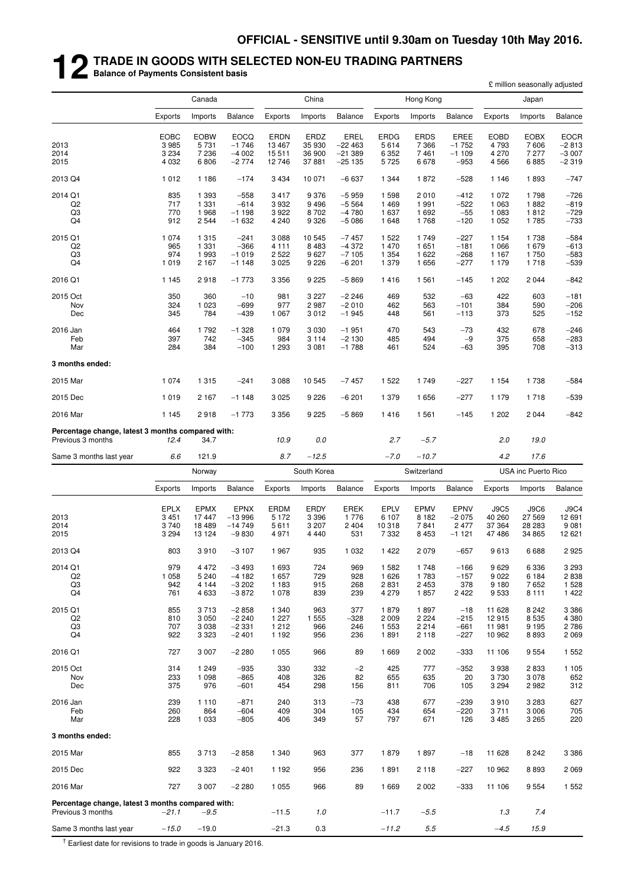**OFFICIAL - SENSITIVE until 9.30am on Tuesday 10th May 2016.**

# 12 TRADE IN GOODS WITH SELECTED NON-EU TRADING PARTNERS

**Balance of Payments Consistent basis**

£ million seasonally adjusted

| | Canada | | | China | | | Hong Kong | | | Japan | | |
|---|---|---|---|---|---|---|---|---|---|---|---|---|
| | Exports | Imports | Balance | Exports | Imports | Balance | Exports | Imports | Balance | Exports | Imports | Balance |
| | EOBC | EOBW | EOCQ | ERDN | ERDZ | EREL | ERDG | ERDS | EREE | EOBD | EOBX | EOCR |
| 2013 | 3 985 | 5 731 | −1 746 | 13 467 | 35 930 | −22 463 | 5 614 | 7 366 | −1 752 | 4 793 | 7 606 | −2 813 |
| 2014 | 3 234 | 7 236 | −4 002 | 15 511 | 36 900 | −21 389 | 6 352 | 7 461 | −1 109 | 4 270 | 7 277 | −3 007 |
| 2015 | 4 032 | 6 806 | −2 774 | 12 746 | 37 881 | −25 135 | 5 725 | 6 678 | −953 | 4 566 | 6 885 | −2 319 |
| 2013 Q4 | 1 012 | 1 186 | −174 | 3 434 | 10 071 | −6 637 | 1 344 | 1 872 | −528 | 1 146 | 1 893 | −747 |
| 2014 Q1 | 835 | 1 393 | −558 | 3 417 | 9 376 | −5 959 | 1 598 | 2 010 | −412 | 1 072 | 1 798 | −726 |
| Q2 | 717 | 1 331 | −614 | 3 932 | 9 496 | −5 564 | 1 469 | 1 991 | −522 | 1 063 | 1 882 | −819 |
| Q3 | 770 | 1 968 | −1 198 | 3 922 | 8 702 | −4 780 | 1 637 | 1 692 | −55 | 1 083 | 1 812 | −729 |
| Q4 | 912 | 2 544 | −1 632 | 4 240 | 9 326 | −5 086 | 1 648 | 1 768 | −120 | 1 052 | 1 785 | −733 |
| 2015 Q1 | 1 074 | 1 315 | −241 | 3 088 | 10 545 | −7 457 | 1 522 | 1 749 | −227 | 1 154 | 1 738 | −584 |
| Q2 | 965 | 1 331 | −366 | 4 111 | 8 483 | −4 372 | 1 470 | 1 651 | −181 | 1 066 | 1 679 | −613 |
| Q3 | 974 | 1 993 | −1 019 | 2 522 | 9 627 | −7 105 | 1 354 | 1 622 | −268 | 1 167 | 1 750 | −583 |
| Q4 | 1 019 | 2 167 | −1 148 | 3 025 | 9 226 | −6 201 | 1 379 | 1 656 | −277 | 1 179 | 1 718 | −539 |
| 2016 Q1 | 1 145 | 2 918 | −1 773 | 3 356 | 9 225 | −5 869 | 1 416 | 1 561 | −145 | 1 202 | 2 044 | −842 |
| 2015 Oct | 350 | 360 | −10 | 981 | 3 227 | −2 246 | 469 | 532 | −63 | 422 | 603 | −181 |
| Nov | 324 | 1 023 | −699 | 977 | 2 987 | −2 010 | 462 | 563 | −101 | 384 | 590 | −206 |
| Dec | 345 | 784 | −439 | 1 067 | 3 012 | −1 945 | 448 | 561 | −113 | 373 | 525 | −152 |
| 2016 Jan | 464 | 1 792 | −1 328 | 1 079 | 3 030 | −1 951 | 470 | 543 | −73 | 432 | 678 | −246 |
| Feb | 397 | 742 | −345 | 984 | 3 114 | −2 130 | 485 | 494 | −9 | 375 | 658 | −283 |
| Mar | 284 | 384 | −100 | 1 293 | 3 081 | −1 788 | 461 | 524 | −63 | 395 | 708 | −313 |
| **3 months ended:** | | | | | | | | | | | | |
| 2015 Mar | 1 074 | 1 315 | −241 | 3 088 | 10 545 | −7 457 | 1 522 | 1 749 | −227 | 1 154 | 1 738 | −584 |
| 2015 Dec | 1 019 | 2 167 | −1 148 | 3 025 | 9 226 | −6 201 | 1 379 | 1 656 | −277 | 1 179 | 1 718 | −539 |
| 2016 Mar | 1 145 | 2 918 | −1 773 | 3 356 | 9 225 | −5 869 | 1 416 | 1 561 | −145 | 1 202 | 2 044 | −842 |
| **Percentage change, latest 3 months compared with:** | | | | | | | | | | | | |
| Previous 3 months | *12.4* | *34.7* | | *10.9* | *0.0* | | *2.7* | *−5.7* | | *2.0* | *19.0* | |
| Same 3 months last year | *6.6* | *121.9* | | *8.7* | *−12.5* | | *−7.0* | *−10.7* | | *4.2* | *17.6* | |

| | Norway | | | South Korea | | | Switzerland | | | USA inc Puerto Rico | | |
|---|---|---|---|---|---|---|---|---|---|---|---|---|
| | Exports | Imports | Balance | Exports | Imports | Balance | Exports | Imports | Balance | Exports | Imports | Balance |
| | EPLX | EPMX | EPNX | ERDM | ERDY | EREK | EPLV | EPMV | EPNV | J9C5 | J9C6 | J9C4 |
| 2013 | 3 451 | 17 447 | −13 996 | 5 172 | 3 396 | 1 776 | 6 107 | 8 182 | −2 075 | 40 260 | 27 569 | 12 691 |
| 2014 | 3 740 | 18 489 | −14 749 | 5 611 | 3 207 | 2 404 | 10 318 | 7 841 | 2 477 | 37 364 | 28 283 | 9 081 |
| 2015 | 3 294 | 13 124 | −9 830 | 4 971 | 4 440 | 531 | 7 332 | 8 453 | −1 121 | 47 486 | 34 865 | 12 621 |
| 2013 Q4 | 803 | 3 910 | −3 107 | 1 967 | 935 | 1 032 | 1 422 | 2 079 | −657 | 9 613 | 6 688 | 2 925 |
| 2014 Q1 | 979 | 4 472 | −3 493 | 1 693 | 724 | 969 | 1 582 | 1 748 | −166 | 9 629 | 6 336 | 3 293 |
| Q2 | 1 058 | 5 240 | −4 182 | 1 657 | 729 | 928 | 1 626 | 1 783 | −157 | 9 022 | 6 184 | 2 838 |
| Q3 | 942 | 4 144 | −3 202 | 1 183 | 915 | 268 | 2 831 | 2 453 | 378 | 9 180 | 7 652 | 1 528 |
| Q4 | 761 | 4 633 | −3 872 | 1 078 | 839 | 239 | 4 279 | 1 857 | 2 422 | 9 533 | 8 111 | 1 422 |
| 2015 Q1 | 855 | 3 713 | −2 858 | 1 340 | 963 | 377 | 1 879 | 1 897 | −18 | 11 628 | 8 242 | 3 386 |
| Q2 | 810 | 3 050 | −2 240 | 1 227 | 1 555 | −328 | 2 009 | 2 224 | −215 | 12 915 | 8 535 | 4 380 |
| Q3 | 707 | 3 038 | −2 331 | 1 212 | 966 | 246 | 1 553 | 2 214 | −661 | 11 981 | 9 195 | 2 786 |
| Q4 | 922 | 3 323 | −2 401 | 1 192 | 956 | 236 | 1 891 | 2 118 | −227 | 10 962 | 8 893 | 2 069 |
| 2016 Q1 | 727 | 3 007 | −2 280 | 1 055 | 966 | 89 | 1 669 | 2 002 | −333 | 11 106 | 9 554 | 1 552 |
| 2015 Oct | 314 | 1 249 | −935 | 330 | 332 | −2 | 425 | 777 | −352 | 3 938 | 2 833 | 1 105 |
| Nov | 233 | 1 098 | −865 | 408 | 326 | 82 | 655 | 635 | 20 | 3 730 | 3 078 | 652 |
| Dec | 375 | 976 | −601 | 454 | 298 | 156 | 811 | 706 | 105 | 3 294 | 2 982 | 312 |
| 2016 Jan | 239 | 1 110 | −871 | 240 | 313 | −73 | 438 | 677 | −239 | 3 910 | 3 283 | 627 |
| Feb | 260 | 864 | −604 | 409 | 304 | 105 | 434 | 654 | −220 | 3 711 | 3 006 | 705 |
| Mar | 228 | 1 033 | −805 | 406 | 349 | 57 | 797 | 671 | 126 | 3 485 | 3 265 | 220 |
| **3 months ended:** | | | | | | | | | | | | |
| 2015 Mar | 855 | 3 713 | −2 858 | 1 340 | 963 | 377 | 1 879 | 1 897 | −18 | 11 628 | 8 242 | 3 386 |
| 2015 Dec | 922 | 3 323 | −2 401 | 1 192 | 956 | 236 | 1 891 | 2 118 | −227 | 10 962 | 8 893 | 2 069 |
| 2016 Mar | 727 | 3 007 | −2 280 | 1 055 | 966 | 89 | 1 669 | 2 002 | −333 | 11 106 | 9 554 | 1 552 |
| **Percentage change, latest 3 months compared with:** | | | | | | | | | | | | |
| Previous 3 months | *−21.1* | *−9.5* | | *−11.5* | *1.0* | | *−11.7* | *−5.5* | | *1.3* | *7.4* | |
| Same 3 months last year | *−15.0* | *−19.0* | | *−21.3* | *0.3* | | *−11.2* | *5.5* | | *−4.5* | *15.9* | |

† Earliest date for revisions to trade in goods is January 2016.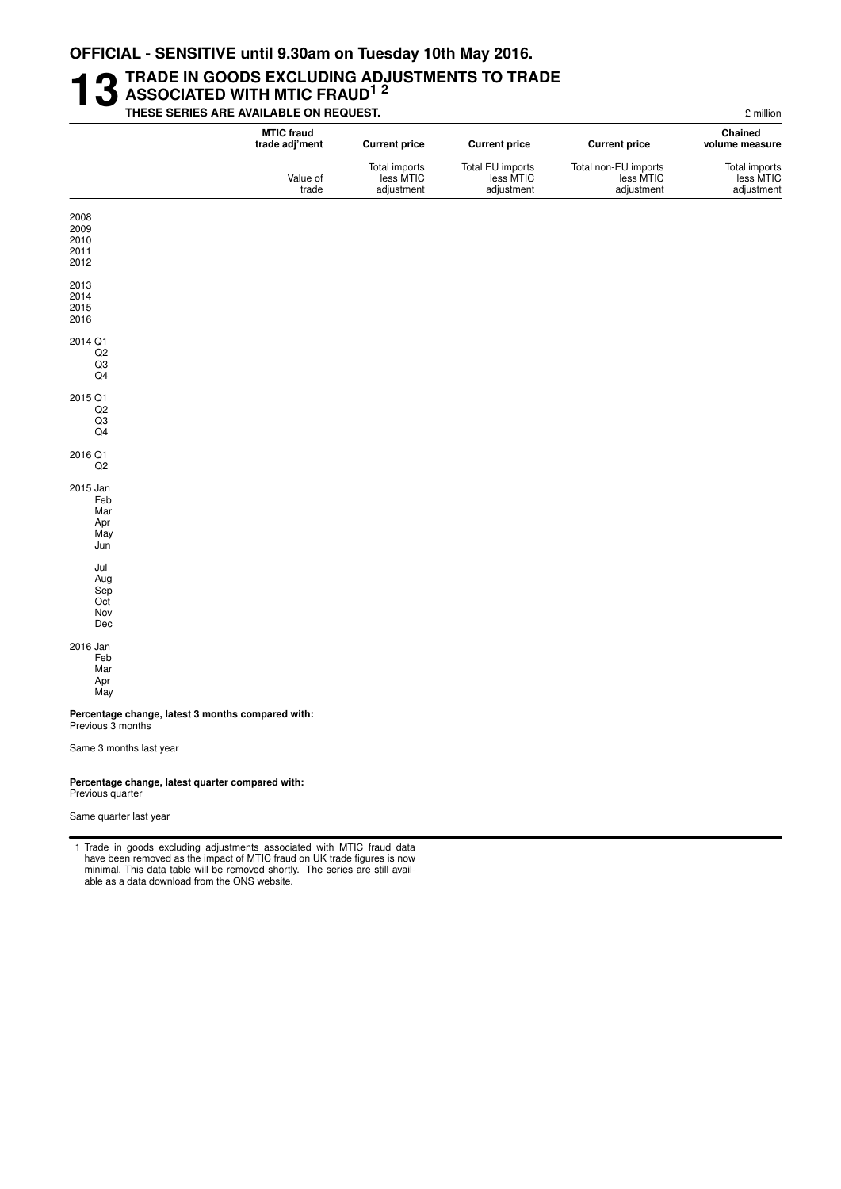**OFFICIAL - SENSITIVE until 9.30am on Tuesday 10th May 2016.**

# 13 TRADE IN GOODS EXCLUDING ADJUSTMENTS TO TRADE ASSOCIATED WITH MTIC FRAUD[1 2]

**THESE SERIES ARE AVAILABLE ON REQUEST.**

£ million

| | MTIC fraud trade adj'ment | Current price | Current price | Current price | Chained volume measure |
|---|---|---|---|---|---|
| | Value of trade | Total imports less MTIC adjustment | Total EU imports less MTIC adjustment | Total non-EU imports less MTIC adjustment | Total imports less MTIC adjustment |
| 2008 | | | | | |
| 2009 | | | | | |
| 2010 | | | | | |
| 2011 | | | | | |
| 2012 | | | | | |
| 2013 | | | | | |
| 2014 | | | | | |
| 2015 | | | | | |
| 2016 | | | | | |
| 2014 Q1 | | | | | |
| Q2 | | | | | |
| Q3 | | | | | |
| Q4 | | | | | |
| 2015 Q1 | | | | | |
| Q2 | | | | | |
| Q3 | | | | | |
| Q4 | | | | | |
| 2016 Q1 | | | | | |
| Q2 | | | | | |
| 2015 Jan | | | | | |
| Feb | | | | | |
| Mar | | | | | |
| Apr | | | | | |
| May | | | | | |
| Jun | | | | | |
| Jul | | | | | |
| Aug | | | | | |
| Sep | | | | | |
| Oct | | | | | |
| Nov | | | | | |
| Dec | | | | | |
| 2016 Jan | | | | | |
| Feb | | | | | |
| Mar | | | | | |
| Apr | | | | | |
| May | | | | | |
| **Percentage change, latest 3 months compared with:** | | | | | |
| Previous 3 months | | | | | |
| Same 3 months last year | | | | | |
| **Percentage change, latest quarter compared with:** | | | | | |
| Previous quarter | | | | | |
| Same quarter last year | | | | | |

1 Trade in goods excluding adjustments associated with MTIC fraud data have been removed as the impact of MTIC fraud on UK trade figures is now minimal. This data table will be removed shortly. The series are still available as a data download from the ONS website.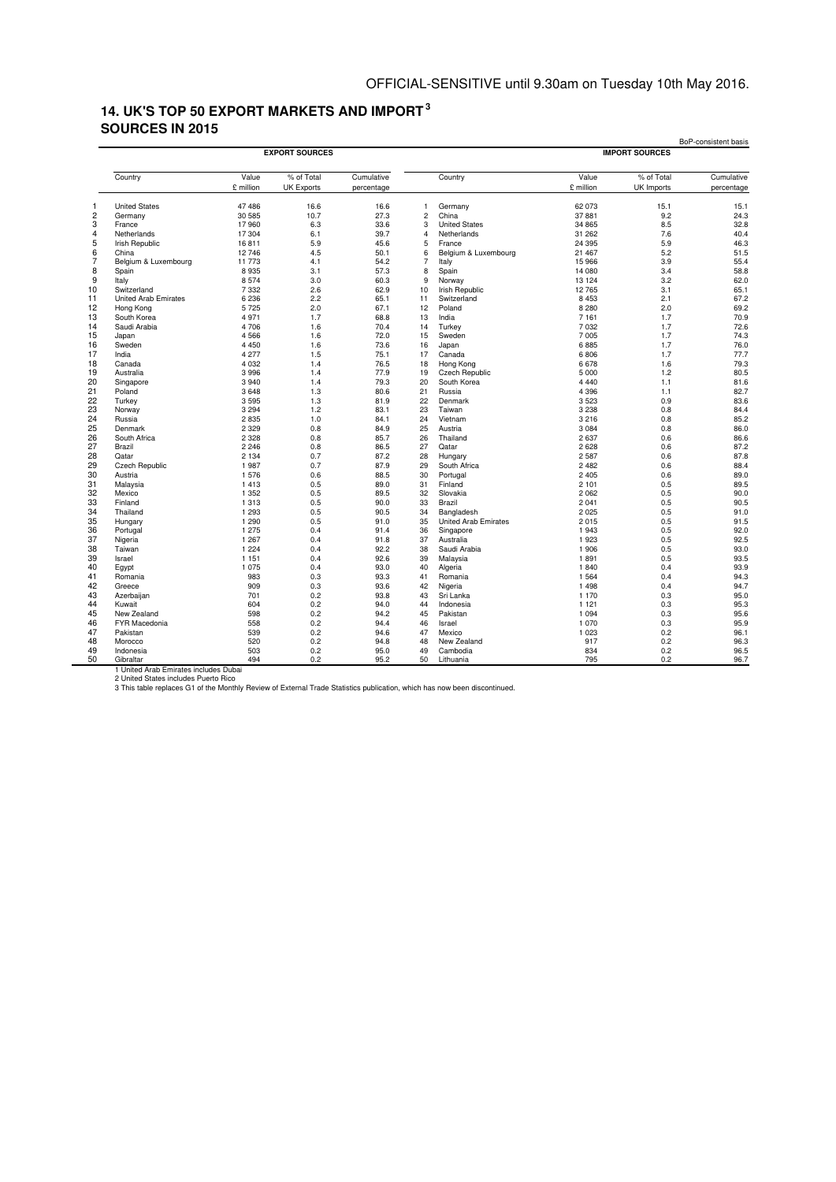OFFICIAL-SENSITIVE until 9.30am on Tuesday 10th May 2016.

## 14. UK'S TOP 50 EXPORT MARKETS AND IMPORT[3] SOURCES IN 2015

BoP-consistent basis

| | EXPORT SOURCES | | | | | IMPORT SOURCES | | | |
|---|---|---|---|---|---|---|---|---|---|
| | Country | Value £ million | % of Total UK Exports | Cumulative percentage | | Country | Value £ million | % of Total UK Imports | Cumulative percentage |
| 1 | United States | 47 486 | 16.6 | 16.6 | 1 | Germany | 62 073 | 15.1 | 15.1 |
| 2 | Germany | 30 585 | 10.7 | 27.3 | 2 | China | 37 881 | 9.2 | 24.3 |
| 3 | France | 17 960 | 6.3 | 33.6 | 3 | United States | 34 865 | 8.5 | 32.8 |
| 4 | Netherlands | 17 304 | 6.1 | 39.7 | 4 | Netherlands | 31 262 | 7.6 | 40.4 |
| 5 | Irish Republic | 16 811 | 5.9 | 45.6 | 5 | France | 24 395 | 5.9 | 46.3 |
| 6 | China | 12 746 | 4.5 | 50.1 | 6 | Belgium & Luxembourg | 21 467 | 5.2 | 51.5 |
| 7 | Belgium & Luxembourg | 11 773 | 4.1 | 54.2 | 7 | Italy | 15 966 | 3.9 | 55.4 |
| 8 | Spain | 8 935 | 3.1 | 57.3 | 8 | Spain | 14 080 | 3.4 | 58.8 |
| 9 | Italy | 8 574 | 3.0 | 60.3 | 9 | Norway | 13 124 | 3.2 | 62.0 |
| 10 | Switzerland | 7 332 | 2.6 | 62.9 | 10 | Irish Republic | 12 765 | 3.1 | 65.1 |
| 11 | United Arab Emirates | 6 236 | 2.2 | 65.1 | 11 | Switzerland | 8 453 | 2.1 | 67.2 |
| 12 | Hong Kong | 5 725 | 2.0 | 67.1 | 12 | Poland | 8 280 | 2.0 | 69.2 |
| 13 | South Korea | 4 971 | 1.7 | 68.8 | 13 | India | 7 161 | 1.7 | 70.9 |
| 14 | Saudi Arabia | 4 706 | 1.6 | 70.4 | 14 | Turkey | 7 032 | 1.7 | 72.6 |
| 15 | Japan | 4 566 | 1.6 | 72.0 | 15 | Sweden | 7 005 | 1.7 | 74.3 |
| 16 | Sweden | 4 450 | 1.6 | 73.6 | 16 | Japan | 6 885 | 1.7 | 76.0 |
| 17 | India | 4 277 | 1.5 | 75.1 | 17 | Canada | 6 806 | 1.7 | 77.7 |
| 18 | Canada | 4 032 | 1.4 | 76.5 | 18 | Hong Kong | 6 678 | 1.6 | 79.3 |
| 19 | Australia | 3 996 | 1.4 | 77.9 | 19 | Czech Republic | 5 000 | 1.2 | 80.5 |
| 20 | Singapore | 3 940 | 1.4 | 79.3 | 20 | South Korea | 4 440 | 1.1 | 81.6 |
| 21 | Poland | 3 648 | 1.3 | 80.6 | 21 | Russia | 4 396 | 1.1 | 82.7 |
| 22 | Turkey | 3 595 | 1.3 | 81.9 | 22 | Denmark | 3 523 | 0.9 | 83.6 |
| 23 | Norway | 3 294 | 1.2 | 83.1 | 23 | Taiwan | 3 238 | 0.8 | 84.4 |
| 24 | Russia | 2 835 | 1.0 | 84.1 | 24 | Vietnam | 3 216 | 0.8 | 85.2 |
| 25 | Denmark | 2 329 | 0.8 | 84.9 | 25 | Austria | 3 084 | 0.8 | 86.0 |
| 26 | South Africa | 2 328 | 0.8 | 85.7 | 26 | Thailand | 2 637 | 0.6 | 86.6 |
| 27 | Brazil | 2 246 | 0.8 | 86.5 | 27 | Qatar | 2 628 | 0.6 | 87.2 |
| 28 | Qatar | 2 134 | 0.7 | 87.2 | 28 | Hungary | 2 587 | 0.6 | 87.8 |
| 29 | Czech Republic | 1 987 | 0.7 | 87.9 | 29 | South Africa | 2 482 | 0.6 | 88.4 |
| 30 | Austria | 1 576 | 0.6 | 88.5 | 30 | Portugal | 2 405 | 0.6 | 89.0 |
| 31 | Malaysia | 1 413 | 0.5 | 89.0 | 31 | Finland | 2 101 | 0.5 | 89.5 |
| 32 | Mexico | 1 352 | 0.5 | 89.5 | 32 | Slovakia | 2 062 | 0.5 | 90.0 |
| 33 | Finland | 1 313 | 0.5 | 90.0 | 33 | Brazil | 2 041 | 0.5 | 90.5 |
| 34 | Thailand | 1 293 | 0.5 | 90.5 | 34 | Bangladesh | 2 025 | 0.5 | 91.0 |
| 35 | Hungary | 1 290 | 0.5 | 91.0 | 35 | United Arab Emirates | 2 015 | 0.5 | 91.5 |
| 36 | Portugal | 1 275 | 0.4 | 91.4 | 36 | Singapore | 1 943 | 0.5 | 92.0 |
| 37 | Nigeria | 1 267 | 0.4 | 91.8 | 37 | Australia | 1 923 | 0.5 | 92.5 |
| 38 | Taiwan | 1 224 | 0.4 | 92.2 | 38 | Saudi Arabia | 1 906 | 0.5 | 93.0 |
| 39 | Israel | 1 151 | 0.4 | 92.6 | 39 | Malaysia | 1 891 | 0.5 | 93.5 |
| 40 | Egypt | 1 075 | 0.4 | 93.0 | 40 | Algeria | 1 840 | 0.4 | 93.9 |
| 41 | Romania | 983 | 0.3 | 93.3 | 41 | Romania | 1 564 | 0.4 | 94.3 |
| 42 | Greece | 909 | 0.3 | 93.6 | 42 | Nigeria | 1 498 | 0.4 | 94.7 |
| 43 | Azerbaijan | 701 | 0.2 | 93.8 | 43 | Sri Lanka | 1 170 | 0.3 | 95.0 |
| 44 | Kuwait | 604 | 0.2 | 94.0 | 44 | Indonesia | 1 121 | 0.3 | 95.3 |
| 45 | New Zealand | 598 | 0.2 | 94.2 | 45 | Pakistan | 1 094 | 0.3 | 95.6 |
| 46 | FYR Macedonia | 558 | 0.2 | 94.4 | 46 | Israel | 1 070 | 0.3 | 95.9 |
| 47 | Pakistan | 539 | 0.2 | 94.6 | 47 | Mexico | 1 023 | 0.2 | 96.1 |
| 48 | Morocco | 520 | 0.2 | 94.8 | 48 | New Zealand | 917 | 0.2 | 96.3 |
| 49 | Indonesia | 503 | 0.2 | 95.0 | 49 | Cambodia | 834 | 0.2 | 96.5 |
| 50 | Gibraltar | 494 | 0.2 | 95.2 | 50 | Lithuania | 795 | 0.2 | 96.7 |

1 United Arab Emirates includes Dubai
2 United States includes Puerto Rico
3 This table replaces G1 of the Monthly Review of External Trade Statistics publication, which has now been discontinued.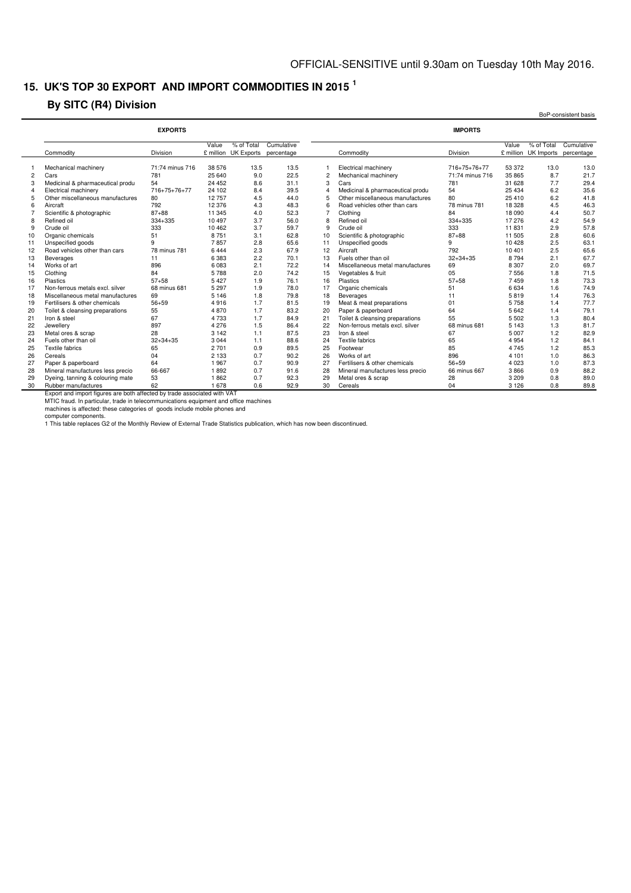OFFICIAL-SENSITIVE until 9.30am on Tuesday 10th May 2016.

# 15. UK'S TOP 30 EXPORT AND IMPORT COMMODITIES IN 2015 [1]

## By SITC (R4) Division

BoP-consistent basis

| | EXPORTS | | | | | | IMPORTS | | | | |
|---|---|---|---|---|---|---|---|---|---|---|---|
| | Commodity | Division | Value £ million | % of Total UK Exports | Cumulative percentage | | Commodity | Division | Value £ million | % of Total UK Imports | Cumulative percentage |
| 1 | Mechanical machinery | 71:74 minus 716 | 38 576 | 13.5 | 13.5 | 1 | Electrical machinery | 716+75+76+77 | 53 372 | 13.0 | 13.0 |
| 2 | Cars | 781 | 25 640 | 9.0 | 22.5 | 2 | Mechanical machinery | 71:74 minus 716 | 35 865 | 8.7 | 21.7 |
| 3 | Medicinal & pharmaceutical produ | 54 | 24 452 | 8.6 | 31.1 | 3 | Cars | 781 | 31 628 | 7.7 | 29.4 |
| 4 | Electrical machinery | 716+75+76+77 | 24 102 | 8.4 | 39.5 | 4 | Medicinal & pharmaceutical produ | 54 | 25 434 | 6.2 | 35.6 |
| 5 | Other miscellaneous manufactures | 80 | 12 757 | 4.5 | 44.0 | 5 | Other miscellaneous manufactures | 80 | 25 410 | 6.2 | 41.8 |
| 6 | Aircraft | 792 | 12 376 | 4.3 | 48.3 | 6 | Road vehicles other than cars | 78 minus 781 | 18 328 | 4.5 | 46.3 |
| 7 | Scientific & photographic | 87+88 | 11 345 | 4.0 | 52.3 | 7 | Clothing | 84 | 18 090 | 4.4 | 50.7 |
| 8 | Refined oil | 334+335 | 10 497 | 3.7 | 56.0 | 8 | Refined oil | 334+335 | 17 276 | 4.2 | 54.9 |
| 9 | Crude oil | 333 | 10 462 | 3.7 | 59.7 | 9 | Crude oil | 333 | 11 831 | 2.9 | 57.8 |
| 10 | Organic chemicals | 51 | 8 751 | 3.1 | 62.8 | 10 | Scientific & photographic | 87+88 | 11 505 | 2.8 | 60.6 |
| 11 | Unspecified goods | 9 | 7 857 | 2.8 | 65.6 | 11 | Unspecified goods | 9 | 10 428 | 2.5 | 63.1 |
| 12 | Road vehicles other than cars | 78 minus 781 | 6 444 | 2.3 | 67.9 | 12 | Aircraft | 792 | 10 401 | 2.5 | 65.6 |
| 13 | Beverages | 11 | 6 383 | 2.2 | 70.1 | 13 | Fuels other than oil | 32+34+35 | 8 794 | 2.1 | 67.7 |
| 14 | Works of art | 896 | 6 083 | 2.1 | 72.2 | 14 | Miscellaneous metal manufactures | 69 | 8 307 | 2.0 | 69.7 |
| 15 | Clothing | 84 | 5 788 | 2.0 | 74.2 | 15 | Vegetables & fruit | 05 | 7 556 | 1.8 | 71.5 |
| 16 | Plastics | 57+58 | 5 427 | 1.9 | 76.1 | 16 | Plastics | 57+58 | 7 459 | 1.8 | 73.3 |
| 17 | Non-ferrous metals excl. silver | 68 minus 681 | 5 297 | 1.9 | 78.0 | 17 | Organic chemicals | 51 | 6 634 | 1.6 | 74.9 |
| 18 | Miscellaneous metal manufactures | 69 | 5 146 | 1.8 | 79.8 | 18 | Beverages | 11 | 5 819 | 1.4 | 76.3 |
| 19 | Fertilisers & other chemicals | 56+59 | 4 916 | 1.7 | 81.5 | 19 | Meat & meat preparations | 01 | 5 758 | 1.4 | 77.7 |
| 20 | Toilet & cleansing preparations | 55 | 4 870 | 1.7 | 83.2 | 20 | Paper & paperboard | 64 | 5 642 | 1.4 | 79.1 |
| 21 | Iron & steel | 67 | 4 733 | 1.7 | 84.9 | 21 | Toilet & cleansing preparations | 55 | 5 502 | 1.3 | 80.4 |
| 22 | Jewellery | 897 | 4 276 | 1.5 | 86.4 | 22 | Non-ferrous metals excl. silver | 68 minus 681 | 5 143 | 1.3 | 81.7 |
| 23 | Metal ores & scrap | 28 | 3 142 | 1.1 | 87.5 | 23 | Iron & steel | 67 | 5 007 | 1.2 | 82.9 |
| 24 | Fuels other than oil | 32+34+35 | 3 044 | 1.1 | 88.6 | 24 | Textile fabrics | 65 | 4 954 | 1.2 | 84.1 |
| 25 | Textile fabrics | 65 | 2 701 | 0.9 | 89.5 | 25 | Footwear | 85 | 4 745 | 1.2 | 85.3 |
| 26 | Cereals | 04 | 2 133 | 0.7 | 90.2 | 26 | Works of art | 896 | 4 101 | 1.0 | 86.3 |
| 27 | Paper & paperboard | 64 | 1 967 | 0.7 | 90.9 | 27 | Fertilisers & other chemicals | 56+59 | 4 023 | 1.0 | 87.3 |
| 28 | Mineral manufactures less precio | 66-667 | 1 892 | 0.7 | 91.6 | 28 | Mineral manufactures less precio | 66 minus 667 | 3 866 | 0.9 | 88.2 |
| 29 | Dyeing, tanning & colouring mate | 53 | 1 862 | 0.7 | 92.3 | 29 | Metal ores & scrap | 28 | 3 209 | 0.8 | 89.0 |
| 30 | Rubber manufactures | 62 | 1 678 | 0.6 | 92.9 | 30 | Cereals | 04 | 3 126 | 0.8 | 89.8 |

Export and import figures are both affected by trade associated with VAT
MTIC fraud. In particular, trade in telecommunications equipment and office machines
machines is affected: these categories of goods include mobile phones and
computer components.

1 This table replaces G2 of the Monthly Review of External Trade Statistics publication, which has now been discontinued.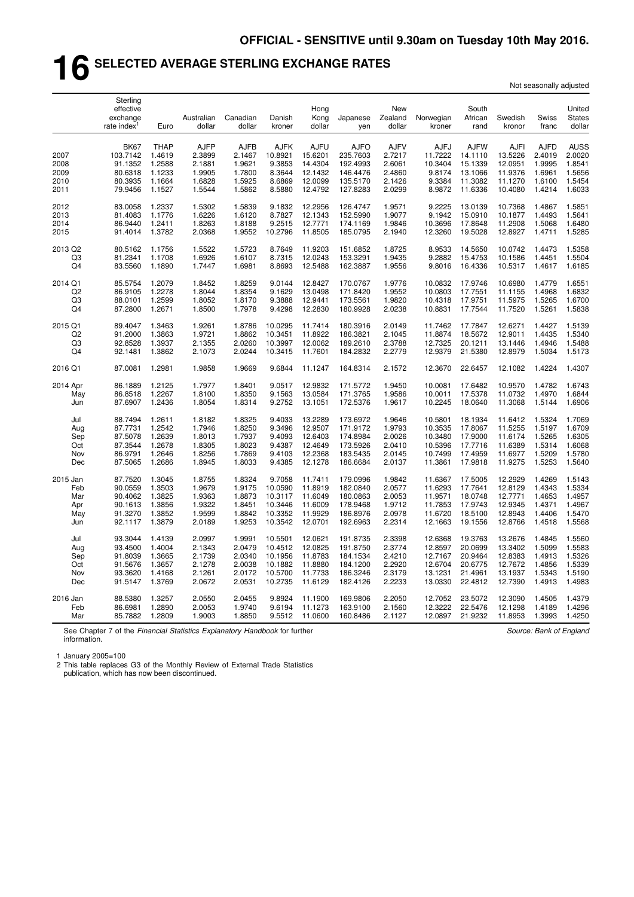OFFICIAL - SENSITIVE until 9.30am on Tuesday 10th May 2016.

# 16 SELECTED AVERAGE STERLING EXCHANGE RATES

Not seasonally adjusted

| | Sterling effective exchange rate index[1] | Euro | Australian dollar | Canadian dollar | Danish kroner | Hong Kong dollar | Japanese yen | New Zealand dollar | Norwegian kroner | South African rand | Swedish kronor | Swiss franc | United States dollar |
|---|---|---|---|---|---|---|---|---|---|---|---|---|---|
| | BK67 | THAP | AJFP | AJFB | AJFK | AJFU | AJFO | AJFV | AJFJ | AJFW | AJFI | AJFD | AUSS |
| 2007 | 103.7142 | 1.4619 | 2.3899 | 2.1467 | 10.8921 | 15.6201 | 235.7603 | 2.7217 | 11.7222 | 14.1110 | 13.5226 | 2.4019 | 2.0020 |
| 2008 | 91.1352 | 1.2588 | 2.1881 | 1.9621 | 9.3853 | 14.4304 | 192.4993 | 2.6061 | 10.3404 | 15.1339 | 12.0951 | 1.9995 | 1.8541 |
| 2009 | 80.6318 | 1.1233 | 1.9905 | 1.7800 | 8.3644 | 12.1432 | 146.4476 | 2.4860 | 9.8174 | 13.1066 | 11.9376 | 1.6961 | 1.5656 |
| 2010 | 80.3935 | 1.1664 | 1.6828 | 1.5925 | 8.6869 | 12.0099 | 135.5170 | 2.1426 | 9.3384 | 11.3082 | 11.1270 | 1.6100 | 1.5454 |
| 2011 | 79.9456 | 1.1527 | 1.5544 | 1.5862 | 8.5880 | 12.4792 | 127.8283 | 2.0299 | 8.9872 | 11.6336 | 10.4080 | 1.4214 | 1.6033 |
| 2012 | 83.0058 | 1.2337 | 1.5302 | 1.5839 | 9.1832 | 12.2956 | 126.4747 | 1.9571 | 9.2225 | 13.0139 | 10.7368 | 1.4867 | 1.5851 |
| 2013 | 81.4083 | 1.1776 | 1.6226 | 1.6120 | 8.7827 | 12.1343 | 152.5990 | 1.9077 | 9.1942 | 15.0910 | 10.1877 | 1.4493 | 1.5641 |
| 2014 | 86.9440 | 1.2411 | 1.8263 | 1.8188 | 9.2515 | 12.7771 | 174.1169 | 1.9846 | 10.3696 | 17.8648 | 11.2908 | 1.5068 | 1.6480 |
| 2015 | 91.4014 | 1.3782 | 2.0368 | 1.9552 | 10.2796 | 11.8505 | 185.0795 | 2.1940 | 12.3260 | 19.5028 | 12.8927 | 1.4711 | 1.5285 |
| 2013 Q2 | 80.5162 | 1.1756 | 1.5522 | 1.5723 | 8.7649 | 11.9203 | 151.6852 | 1.8725 | 8.9533 | 14.5650 | 10.0742 | 1.4473 | 1.5358 |
| Q3 | 81.2341 | 1.1708 | 1.6926 | 1.6107 | 8.7315 | 12.0243 | 153.3291 | 1.9435 | 9.2882 | 15.4753 | 10.1586 | 1.4451 | 1.5504 |
| Q4 | 83.5560 | 1.1890 | 1.7447 | 1.6981 | 8.8693 | 12.5488 | 162.3887 | 1.9556 | 9.8016 | 16.4336 | 10.5317 | 1.4617 | 1.6185 |
| 2014 Q1 | 85.5754 | 1.2079 | 1.8452 | 1.8259 | 9.0144 | 12.8427 | 170.0767 | 1.9776 | 10.0832 | 17.9746 | 10.6980 | 1.4779 | 1.6551 |
| Q2 | 86.9105 | 1.2278 | 1.8044 | 1.8354 | 9.1629 | 13.0498 | 171.8420 | 1.9552 | 10.0803 | 17.7551 | 11.1155 | 1.4968 | 1.6832 |
| Q3 | 88.0101 | 1.2599 | 1.8052 | 1.8170 | 9.3888 | 12.9441 | 173.5561 | 1.9820 | 10.4318 | 17.9751 | 11.5975 | 1.5265 | 1.6700 |
| Q4 | 87.2800 | 1.2671 | 1.8500 | 1.7978 | 9.4298 | 12.2830 | 180.9928 | 2.0238 | 10.8831 | 17.7544 | 11.7520 | 1.5261 | 1.5838 |
| 2015 Q1 | 89.4047 | 1.3463 | 1.9261 | 1.8786 | 10.0295 | 11.7414 | 180.3916 | 2.0149 | 11.7462 | 17.7847 | 12.6271 | 1.4427 | 1.5139 |
| Q2 | 91.2000 | 1.3863 | 1.9721 | 1.8862 | 10.3451 | 11.8922 | 186.3821 | 2.1045 | 11.8874 | 18.5672 | 12.9011 | 1.4435 | 1.5340 |
| Q3 | 92.8528 | 1.3937 | 2.1355 | 2.0260 | 10.3997 | 12.0062 | 189.2610 | 2.3788 | 12.7325 | 20.1211 | 13.1446 | 1.4946 | 1.5488 |
| Q4 | 92.1481 | 1.3862 | 2.1073 | 2.0244 | 10.3415 | 11.7601 | 184.2832 | 2.2779 | 12.9379 | 21.5380 | 12.8979 | 1.5034 | 1.5173 |
| 2016 Q1 | 87.0081 | 1.2981 | 1.9858 | 1.9669 | 9.6844 | 11.1247 | 164.8314 | 2.1572 | 12.3670 | 22.6457 | 12.1082 | 1.4224 | 1.4307 |
| 2014 Apr | 86.1889 | 1.2125 | 1.7977 | 1.8401 | 9.0517 | 12.9832 | 171.5772 | 1.9450 | 10.0081 | 17.6482 | 10.9570 | 1.4782 | 1.6743 |
| May | 86.8518 | 1.2267 | 1.8100 | 1.8350 | 9.1563 | 13.0584 | 171.3765 | 1.9586 | 10.0011 | 17.5378 | 11.0732 | 1.4970 | 1.6844 |
| Jun | 87.6907 | 1.2436 | 1.8054 | 1.8314 | 9.2752 | 13.1051 | 172.5376 | 1.9617 | 10.2245 | 18.0640 | 11.3068 | 1.5144 | 1.6906 |
| Jul | 88.7494 | 1.2611 | 1.8182 | 1.8325 | 9.4033 | 13.2289 | 173.6972 | 1.9646 | 10.5801 | 18.1934 | 11.6412 | 1.5324 | 1.7069 |
| Aug | 87.7731 | 1.2542 | 1.7946 | 1.8250 | 9.3496 | 12.9507 | 171.9172 | 1.9793 | 10.3535 | 17.8067 | 11.5255 | 1.5197 | 1.6709 |
| Sep | 87.5078 | 1.2639 | 1.8013 | 1.7937 | 9.4093 | 12.6403 | 174.8984 | 2.0026 | 10.3480 | 17.9000 | 11.6174 | 1.5265 | 1.6305 |
| Oct | 87.3544 | 1.2678 | 1.8305 | 1.8023 | 9.4387 | 12.4649 | 173.5926 | 2.0410 | 10.5396 | 17.7716 | 11.6389 | 1.5314 | 1.6068 |
| Nov | 86.9791 | 1.2646 | 1.8256 | 1.7869 | 9.4103 | 12.2368 | 183.5435 | 2.0145 | 10.7499 | 17.4959 | 11.6977 | 1.5209 | 1.5780 |
| Dec | 87.5065 | 1.2686 | 1.8945 | 1.8033 | 9.4385 | 12.1278 | 186.6684 | 2.0137 | 11.3861 | 17.9818 | 11.9275 | 1.5253 | 1.5640 |
| 2015 Jan | 87.7520 | 1.3045 | 1.8755 | 1.8324 | 9.7058 | 11.7411 | 179.0996 | 1.9842 | 11.6367 | 17.5005 | 12.2929 | 1.4269 | 1.5143 |
| Feb | 90.0559 | 1.3503 | 1.9679 | 1.9175 | 10.0590 | 11.8919 | 182.0840 | 2.0577 | 11.6293 | 17.7641 | 12.8129 | 1.4343 | 1.5334 |
| Mar | 90.4062 | 1.3825 | 1.9363 | 1.8873 | 10.3117 | 11.6049 | 180.0863 | 2.0053 | 11.9571 | 18.0748 | 12.7771 | 1.4653 | 1.4957 |
| Apr | 90.1613 | 1.3856 | 1.9322 | 1.8451 | 10.3446 | 11.6009 | 178.9468 | 1.9712 | 11.7853 | 17.9743 | 12.9345 | 1.4371 | 1.4967 |
| May | 91.3270 | 1.3852 | 1.9599 | 1.8842 | 10.3352 | 11.9929 | 186.8976 | 2.0978 | 11.6720 | 18.5100 | 12.8943 | 1.4406 | 1.5470 |
| Jun | 92.1117 | 1.3879 | 2.0189 | 1.9253 | 10.3542 | 12.0701 | 192.6963 | 2.2314 | 12.1663 | 19.1556 | 12.8766 | 1.4518 | 1.5568 |
| Jul | 93.3044 | 1.4139 | 2.0997 | 1.9991 | 10.5501 | 12.0621 | 191.8735 | 2.3398 | 12.6368 | 19.3763 | 13.2676 | 1.4845 | 1.5560 |
| Aug | 93.4500 | 1.4004 | 2.1343 | 2.0479 | 10.4512 | 12.0825 | 191.8750 | 2.3774 | 12.8597 | 20.0699 | 13.3402 | 1.5099 | 1.5583 |
| Sep | 91.8039 | 1.3665 | 2.1739 | 2.0340 | 10.1956 | 11.8783 | 184.1534 | 2.4210 | 12.7167 | 20.9464 | 12.8383 | 1.4913 | 1.5326 |
| Oct | 91.5676 | 1.3657 | 2.1278 | 2.0038 | 10.1882 | 11.8880 | 184.1200 | 2.2920 | 12.6704 | 20.6775 | 12.7672 | 1.4856 | 1.5339 |
| Nov | 93.3620 | 1.4168 | 2.1261 | 2.0172 | 10.5700 | 11.7733 | 186.3246 | 2.3179 | 13.1231 | 21.4961 | 13.1937 | 1.5343 | 1.5190 |
| Dec | 91.5147 | 1.3769 | 2.0672 | 2.0531 | 10.2735 | 11.6129 | 182.4126 | 2.2233 | 13.0330 | 22.4812 | 12.7390 | 1.4913 | 1.4983 |
| 2016 Jan | 88.5380 | 1.3257 | 2.0550 | 2.0455 | 9.8924 | 11.1900 | 169.9806 | 2.2050 | 12.7052 | 23.5072 | 12.3090 | 1.4505 | 1.4379 |
| Feb | 86.6981 | 1.2890 | 2.0053 | 1.9740 | 9.6194 | 11.1273 | 163.9100 | 2.1560 | 12.3222 | 22.5476 | 12.1298 | 1.4189 | 1.4296 |
| Mar | 85.7882 | 1.2809 | 1.9003 | 1.8850 | 9.5512 | 11.0600 | 160.8486 | 2.1127 | 12.0897 | 21.9232 | 11.8953 | 1.3993 | 1.4250 |

See Chapter 7 of the *Financial Statistics Explanatory Handbook* for further information.

*Source: Bank of England*

1 January 2005=100

2 This table replaces G3 of the Monthly Review of External Trade Statistics publication, which has now been discontinued.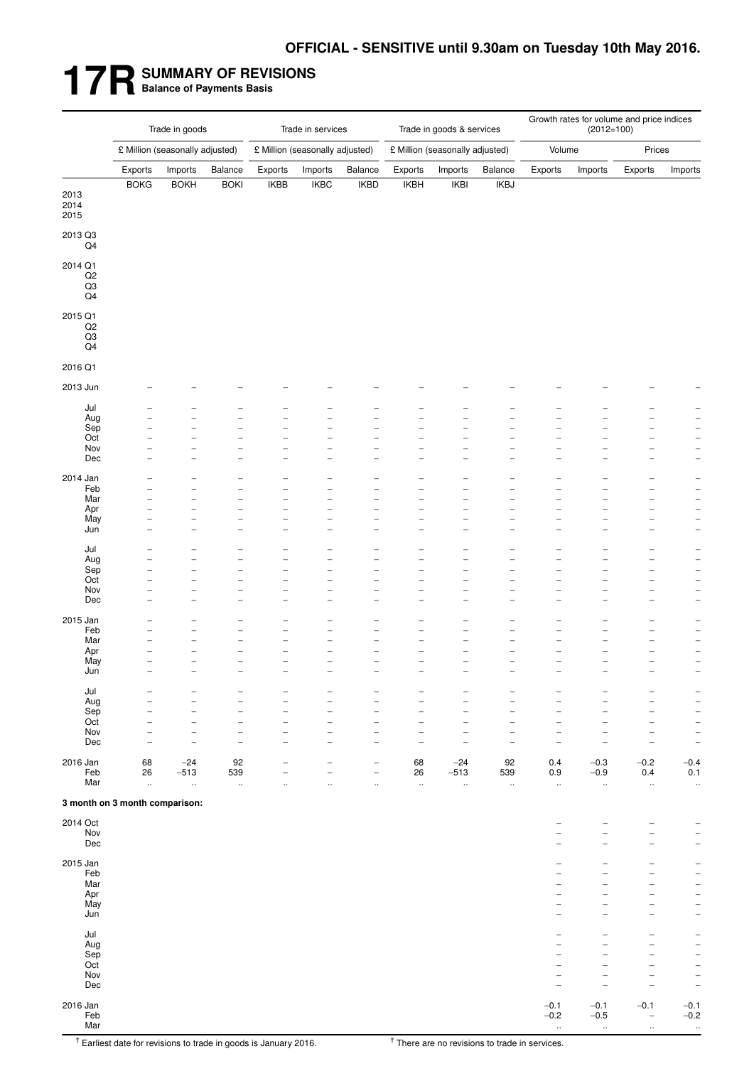**OFFICIAL - SENSITIVE until 9.30am on Tuesday 10th May 2016.**

# 17R SUMMARY OF REVISIONS

**Balance of Payments Basis**

| | Trade in goods | | | Trade in services | | | Trade in goods & services | | | Growth rates for volume and price indices (2012=100) | | | |
|---|---|---|---|---|---|---|---|---|---|---|---|---|---|
| | £ Million (seasonally adjusted) | | | £ Million (seasonally adjusted) | | | £ Million (seasonally adjusted) | | | Volume | | Prices | |
| | Exports | Imports | Balance | Exports | Imports | Balance | Exports | Imports | Balance | Exports | Imports | Exports | Imports |
| | BOKG | BOKH | BOKI | IKBB | IKBC | IKBD | IKBH | IKBI | IKBJ | | | | |
| 2013 | | | | | | | | | | | | | |
| 2014 | | | | | | | | | | | | | |
| 2015 | | | | | | | | | | | | | |
| 2013 Q3 | | | | | | | | | | | | | |
| Q4 | | | | | | | | | | | | | |
| 2014 Q1 | | | | | | | | | | | | | |
| Q2 | | | | | | | | | | | | | |
| Q3 | | | | | | | | | | | | | |
| Q4 | | | | | | | | | | | | | |
| 2015 Q1 | | | | | | | | | | | | | |
| Q2 | | | | | | | | | | | | | |
| Q3 | | | | | | | | | | | | | |
| Q4 | | | | | | | | | | | | | |
| 2016 Q1 | | | | | | | | | | | | | |
| 2013 Jun | – | – | – | – | – | – | – | – | – | – | – | – | – |
| Jul | – | – | – | – | – | – | – | – | – | – | – | – | – |
| Aug | – | – | – | – | – | – | – | – | – | – | – | – | – |
| Sep | – | – | – | – | – | – | – | – | – | – | – | – | – |
| Oct | – | – | – | – | – | – | – | – | – | – | – | – | – |
| Nov | – | – | – | – | – | – | – | – | – | – | – | – | – |
| Dec | – | – | – | – | – | – | – | – | – | – | – | – | – |
| 2014 Jan | – | – | – | – | – | – | – | – | – | – | – | – | – |
| Feb | – | – | – | – | – | – | – | – | – | – | – | – | – |
| Mar | – | – | – | – | – | – | – | – | – | – | – | – | – |
| Apr | – | – | – | – | – | – | – | – | – | – | – | – | – |
| May | – | – | – | – | – | – | – | – | – | – | – | – | – |
| Jun | – | – | – | – | – | – | – | – | – | – | – | – | – |
| Jul | – | – | – | – | – | – | – | – | – | – | – | – | – |
| Aug | – | – | – | – | – | – | – | – | – | – | – | – | – |
| Sep | – | – | – | – | – | – | – | – | – | – | – | – | – |
| Oct | – | – | – | – | – | – | – | – | – | – | – | – | – |
| Nov | – | – | – | – | – | – | – | – | – | – | – | – | – |
| Dec | – | – | – | – | – | – | – | – | – | – | – | – | – |
| 2015 Jan | – | – | – | – | – | – | – | – | – | – | – | – | – |
| Feb | – | – | – | – | – | – | – | – | – | – | – | – | – |
| Mar | – | – | – | – | – | – | – | – | – | – | – | – | – |
| Apr | – | – | – | – | – | – | – | – | – | – | – | – | – |
| May | – | – | – | – | – | – | – | – | – | – | – | – | – |
| Jun | – | – | – | – | – | – | – | – | – | – | – | – | – |
| Jul | – | – | – | – | – | – | – | – | – | – | – | – | – |
| Aug | – | – | – | – | – | – | – | – | – | – | – | – | – |
| Sep | – | – | – | – | – | – | – | – | – | – | – | – | – |
| Oct | – | – | – | – | – | – | – | – | – | – | – | – | – |
| Nov | – | – | – | – | – | – | – | – | – | – | – | – | – |
| Dec | – | – | – | – | – | – | – | – | – | – | – | – | – |
| 2016 Jan | 68 | −24 | 92 | – | – | – | 68 | −24 | 92 | 0.4 | −0.3 | −0.2 | −0.4 |
| Feb | 26 | −513 | 539 | – | – | – | 26 | −513 | 539 | 0.9 | −0.9 | 0.4 | 0.1 |
| Mar | .. | .. | .. | .. | .. | .. | .. | .. | .. | .. | .. | .. | .. |
| **3 month on 3 month comparison:** | | | | | | | | | | | | | |
| 2014 Oct | | | | | | | | | | – | – | – | – |
| Nov | | | | | | | | | | – | – | – | – |
| Dec | | | | | | | | | | – | – | – | – |
| 2015 Jan | | | | | | | | | | – | – | – | – |
| Feb | | | | | | | | | | – | – | – | – |
| Mar | | | | | | | | | | – | – | – | – |
| Apr | | | | | | | | | | – | – | – | – |
| May | | | | | | | | | | – | – | – | – |
| Jun | | | | | | | | | | – | – | – | – |
| Jul | | | | | | | | | | – | – | – | – |
| Aug | | | | | | | | | | – | – | – | – |
| Sep | | | | | | | | | | – | – | – | – |
| Oct | | | | | | | | | | – | – | – | – |
| Nov | | | | | | | | | | – | – | – | – |
| Dec | | | | | | | | | | – | – | – | – |
| 2016 Jan | | | | | | | | | | −0.1 | −0.1 | −0.1 | −0.1 |
| Feb | | | | | | | | | | −0.2 | −0.5 | – | −0.2 |
| Mar | | | | | | | | | | .. | .. | .. | .. |

† Earliest date for revisions to trade in goods is January 2016.

† There are no revisions to trade in services.